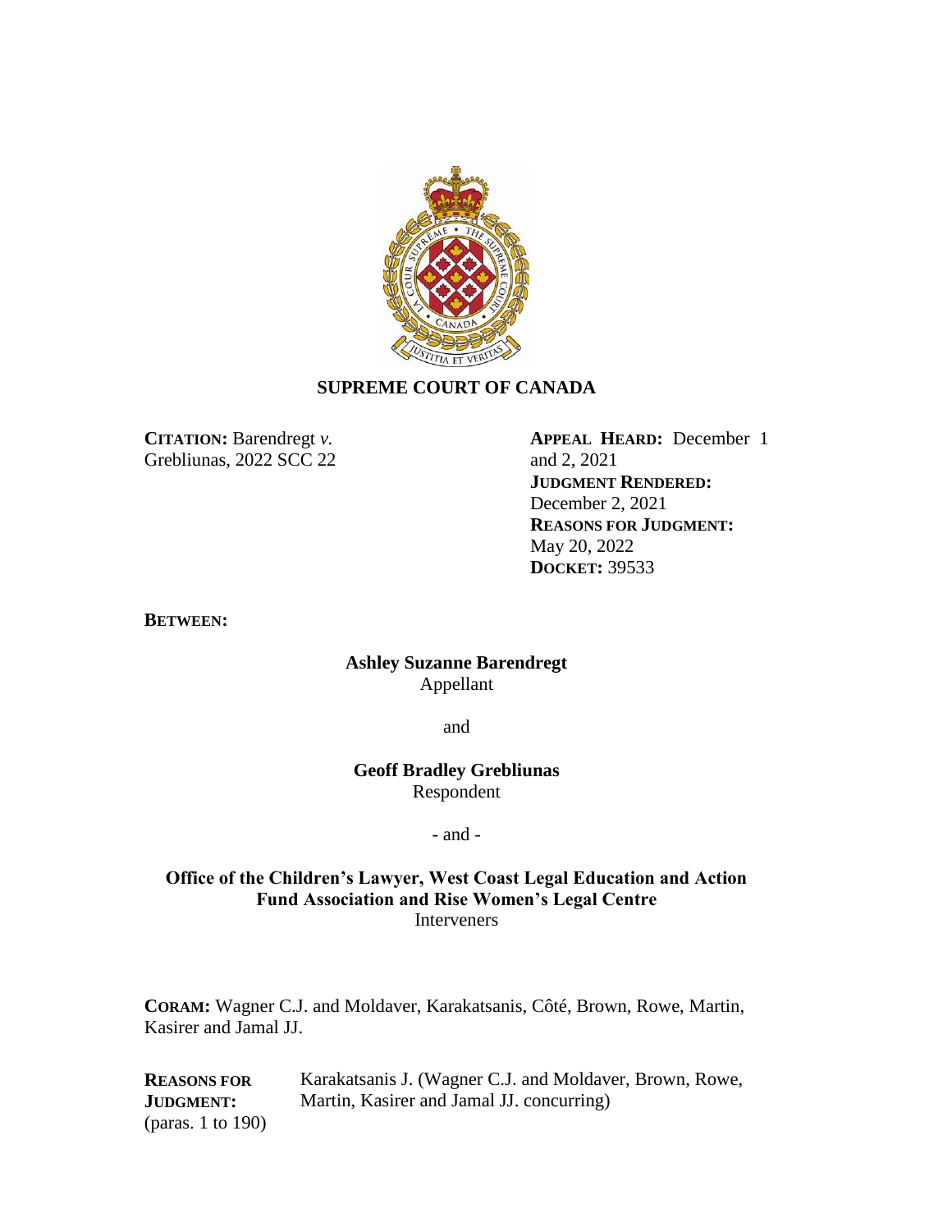**SUPREME COURT OF CANADA**

**CITATION:** Barendregt *v.* Grebliunas, 2022 SCC 22

**APPEAL HEARD:** December 1 and 2, 2021
**JUDGMENT RENDERED:** December 2, 2021
**REASONS FOR JUDGMENT:** May 20, 2022
**DOCKET:** 39533

**BETWEEN:**

**Ashley Suzanne Barendregt**
Appellant

and

**Geoff Bradley Grebliunas**
Respondent

- and -

**Office of the Children's Lawyer, West Coast Legal Education and Action Fund Association and Rise Women's Legal Centre**
Interveners

**CORAM:** Wagner C.J. and Moldaver, Karakatsanis, Côté, Brown, Rowe, Martin, Kasirer and Jamal JJ.

| | |
|---|---|
| **REASONS FOR JUDGMENT:** (paras. 1 to 190) | Karakatsanis J. (Wagner C.J. and Moldaver, Brown, Rowe, Martin, Kasirer and Jamal JJ. concurring) |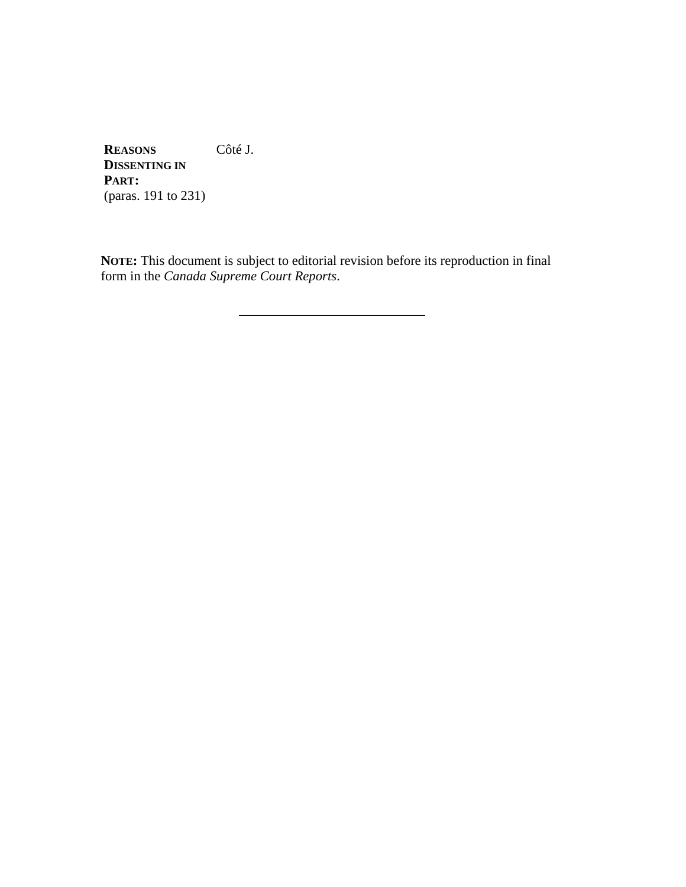| | |
|---|---|
| **REASONS DISSENTING IN PART:** (paras. 191 to 231) | Côté J. |

**NOTE:** This document is subject to editorial revision before its reproduction in final form in the *Canada Supreme Court Reports*.

---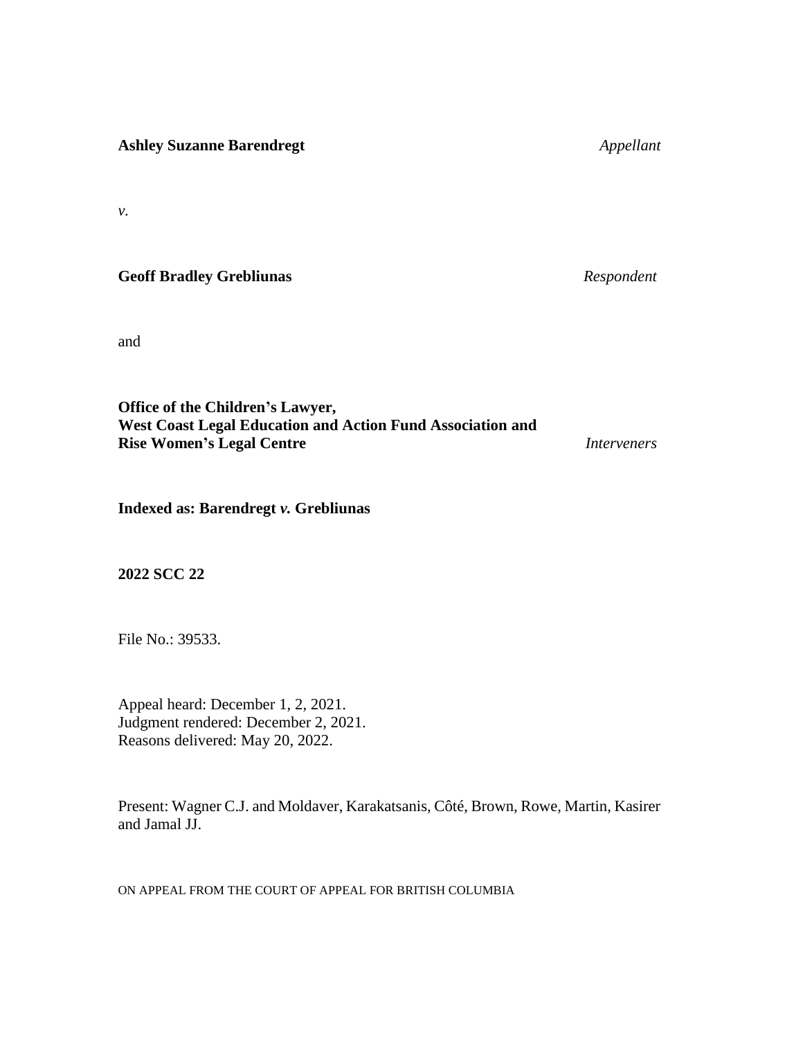**Ashley Suzanne Barendregt** *Appellant*

*v.*

**Geoff Bradley Grebliunas** *Respondent*

and

**Office of the Children's Lawyer,**
**West Coast Legal Education and Action Fund Association and**
**Rise Women's Legal Centre** *Interveners*

**Indexed as: Barendregt *v.* Grebliunas**

**2022 SCC 22**

File No.: 39533.

Appeal heard: December 1, 2, 2021.
Judgment rendered: December 2, 2021.
Reasons delivered: May 20, 2022.

Present: Wagner C.J. and Moldaver, Karakatsanis, Côté, Brown, Rowe, Martin, Kasirer and Jamal JJ.

ON APPEAL FROM THE COURT OF APPEAL FOR BRITISH COLUMBIA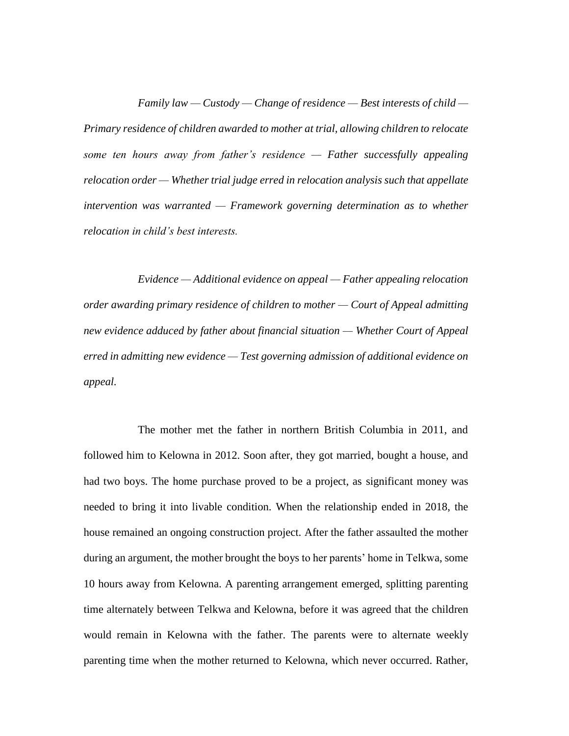*Family law — Custody — Change of residence — Best interests of child — Primary residence of children awarded to mother at trial, allowing children to relocate some ten hours away from father's residence — Father successfully appealing relocation order — Whether trial judge erred in relocation analysis such that appellate intervention was warranted — Framework governing determination as to whether relocation in child's best interests.*

*Evidence — Additional evidence on appeal — Father appealing relocation order awarding primary residence of children to mother — Court of Appeal admitting new evidence adduced by father about financial situation — Whether Court of Appeal erred in admitting new evidence — Test governing admission of additional evidence on appeal.*

The mother met the father in northern British Columbia in 2011, and followed him to Kelowna in 2012. Soon after, they got married, bought a house, and had two boys. The home purchase proved to be a project, as significant money was needed to bring it into livable condition. When the relationship ended in 2018, the house remained an ongoing construction project. After the father assaulted the mother during an argument, the mother brought the boys to her parents' home in Telkwa, some 10 hours away from Kelowna. A parenting arrangement emerged, splitting parenting time alternately between Telkwa and Kelowna, before it was agreed that the children would remain in Kelowna with the father. The parents were to alternate weekly parenting time when the mother returned to Kelowna, which never occurred. Rather,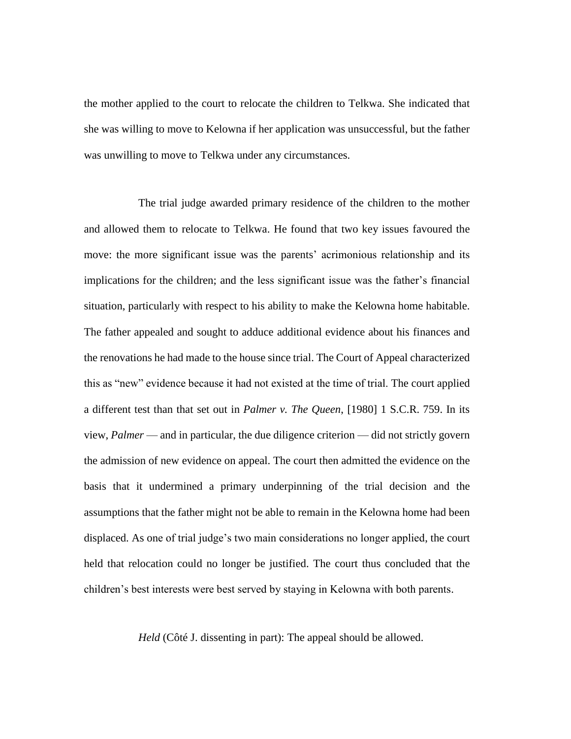the mother applied to the court to relocate the children to Telkwa. She indicated that she was willing to move to Kelowna if her application was unsuccessful, but the father was unwilling to move to Telkwa under any circumstances.

The trial judge awarded primary residence of the children to the mother and allowed them to relocate to Telkwa. He found that two key issues favoured the move: the more significant issue was the parents' acrimonious relationship and its implications for the children; and the less significant issue was the father's financial situation, particularly with respect to his ability to make the Kelowna home habitable. The father appealed and sought to adduce additional evidence about his finances and the renovations he had made to the house since trial. The Court of Appeal characterized this as "new" evidence because it had not existed at the time of trial. The court applied a different test than that set out in *Palmer v. The Queen*, [1980] 1 S.C.R. 759. In its view, *Palmer* — and in particular, the due diligence criterion — did not strictly govern the admission of new evidence on appeal. The court then admitted the evidence on the basis that it undermined a primary underpinning of the trial decision and the assumptions that the father might not be able to remain in the Kelowna home had been displaced. As one of trial judge's two main considerations no longer applied, the court held that relocation could no longer be justified. The court thus concluded that the children's best interests were best served by staying in Kelowna with both parents.

*Held* (Côté J. dissenting in part): The appeal should be allowed.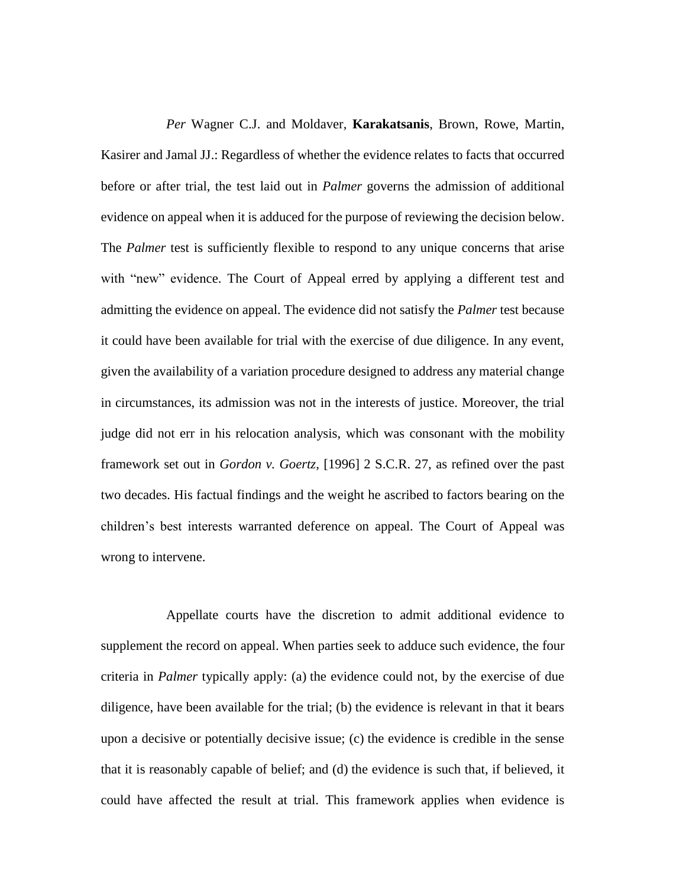*Per* Wagner C.J. and Moldaver, **Karakatsanis**, Brown, Rowe, Martin, Kasirer and Jamal JJ.: Regardless of whether the evidence relates to facts that occurred before or after trial, the test laid out in *Palmer* governs the admission of additional evidence on appeal when it is adduced for the purpose of reviewing the decision below. The *Palmer* test is sufficiently flexible to respond to any unique concerns that arise with "new" evidence. The Court of Appeal erred by applying a different test and admitting the evidence on appeal. The evidence did not satisfy the *Palmer* test because it could have been available for trial with the exercise of due diligence. In any event, given the availability of a variation procedure designed to address any material change in circumstances, its admission was not in the interests of justice. Moreover, the trial judge did not err in his relocation analysis, which was consonant with the mobility framework set out in *Gordon v. Goertz*, [1996] 2 S.C.R. 27, as refined over the past two decades. His factual findings and the weight he ascribed to factors bearing on the children's best interests warranted deference on appeal. The Court of Appeal was wrong to intervene.

Appellate courts have the discretion to admit additional evidence to supplement the record on appeal. When parties seek to adduce such evidence, the four criteria in *Palmer* typically apply: (a) the evidence could not, by the exercise of due diligence, have been available for the trial; (b) the evidence is relevant in that it bears upon a decisive or potentially decisive issue; (c) the evidence is credible in the sense that it is reasonably capable of belief; and (d) the evidence is such that, if believed, it could have affected the result at trial. This framework applies when evidence is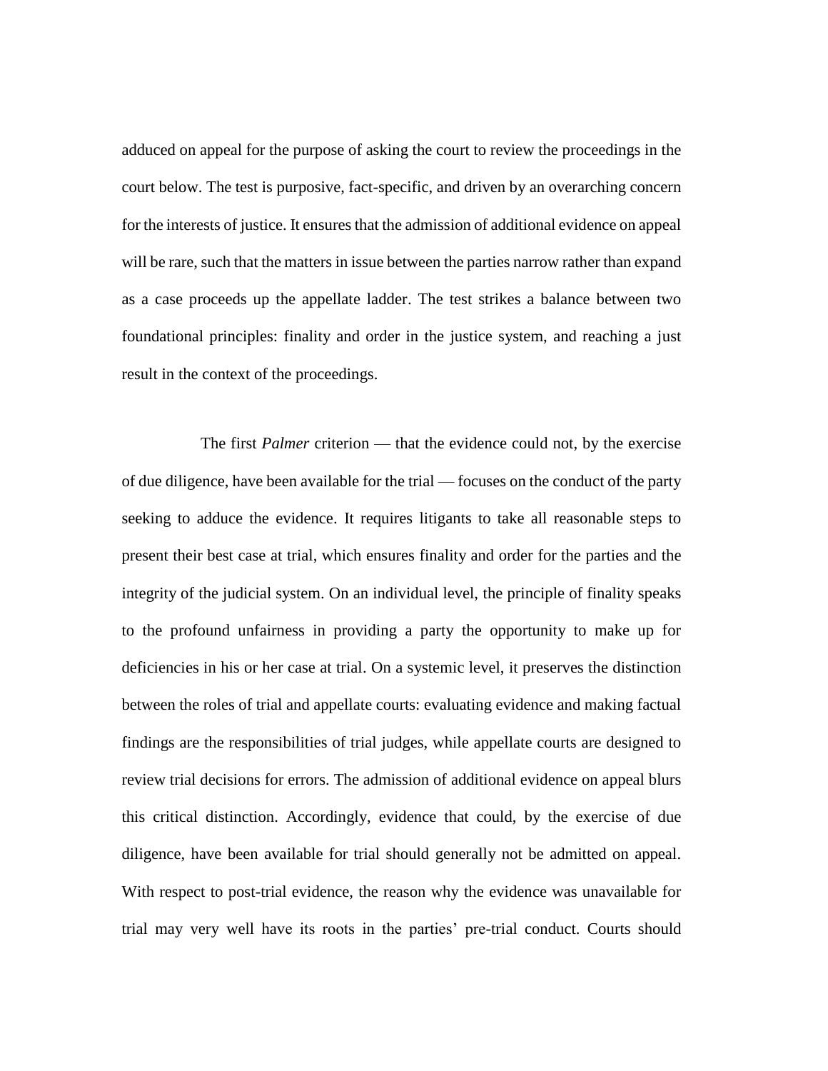adduced on appeal for the purpose of asking the court to review the proceedings in the court below. The test is purposive, fact-specific, and driven by an overarching concern for the interests of justice. It ensures that the admission of additional evidence on appeal will be rare, such that the matters in issue between the parties narrow rather than expand as a case proceeds up the appellate ladder. The test strikes a balance between two foundational principles: finality and order in the justice system, and reaching a just result in the context of the proceedings.

The first *Palmer* criterion — that the evidence could not, by the exercise of due diligence, have been available for the trial — focuses on the conduct of the party seeking to adduce the evidence. It requires litigants to take all reasonable steps to present their best case at trial, which ensures finality and order for the parties and the integrity of the judicial system. On an individual level, the principle of finality speaks to the profound unfairness in providing a party the opportunity to make up for deficiencies in his or her case at trial. On a systemic level, it preserves the distinction between the roles of trial and appellate courts: evaluating evidence and making factual findings are the responsibilities of trial judges, while appellate courts are designed to review trial decisions for errors. The admission of additional evidence on appeal blurs this critical distinction. Accordingly, evidence that could, by the exercise of due diligence, have been available for trial should generally not be admitted on appeal. With respect to post-trial evidence, the reason why the evidence was unavailable for trial may very well have its roots in the parties' pre-trial conduct. Courts should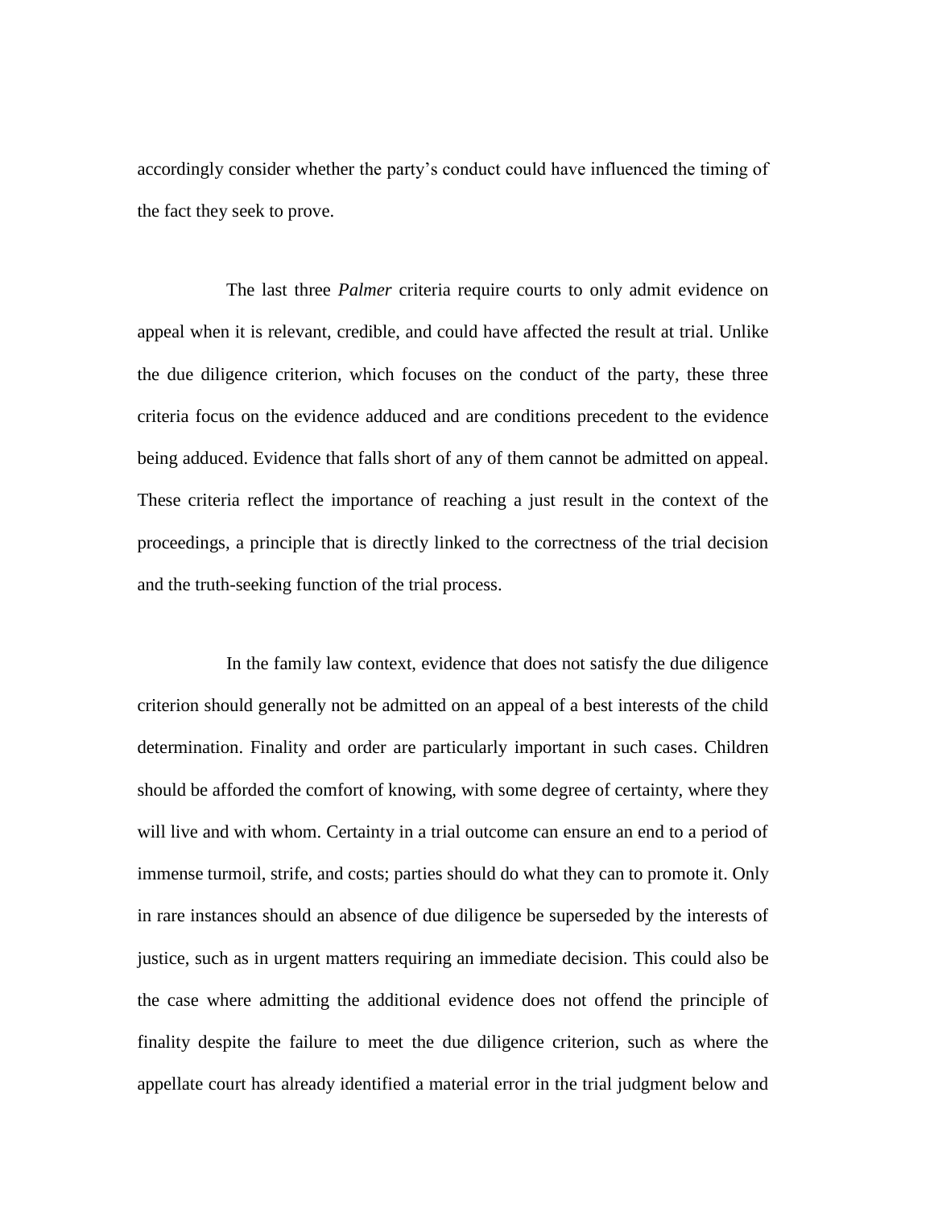accordingly consider whether the party's conduct could have influenced the timing of the fact they seek to prove.

The last three *Palmer* criteria require courts to only admit evidence on appeal when it is relevant, credible, and could have affected the result at trial. Unlike the due diligence criterion, which focuses on the conduct of the party, these three criteria focus on the evidence adduced and are conditions precedent to the evidence being adduced. Evidence that falls short of any of them cannot be admitted on appeal. These criteria reflect the importance of reaching a just result in the context of the proceedings, a principle that is directly linked to the correctness of the trial decision and the truth-seeking function of the trial process.

In the family law context, evidence that does not satisfy the due diligence criterion should generally not be admitted on an appeal of a best interests of the child determination. Finality and order are particularly important in such cases. Children should be afforded the comfort of knowing, with some degree of certainty, where they will live and with whom. Certainty in a trial outcome can ensure an end to a period of immense turmoil, strife, and costs; parties should do what they can to promote it. Only in rare instances should an absence of due diligence be superseded by the interests of justice, such as in urgent matters requiring an immediate decision. This could also be the case where admitting the additional evidence does not offend the principle of finality despite the failure to meet the due diligence criterion, such as where the appellate court has already identified a material error in the trial judgment below and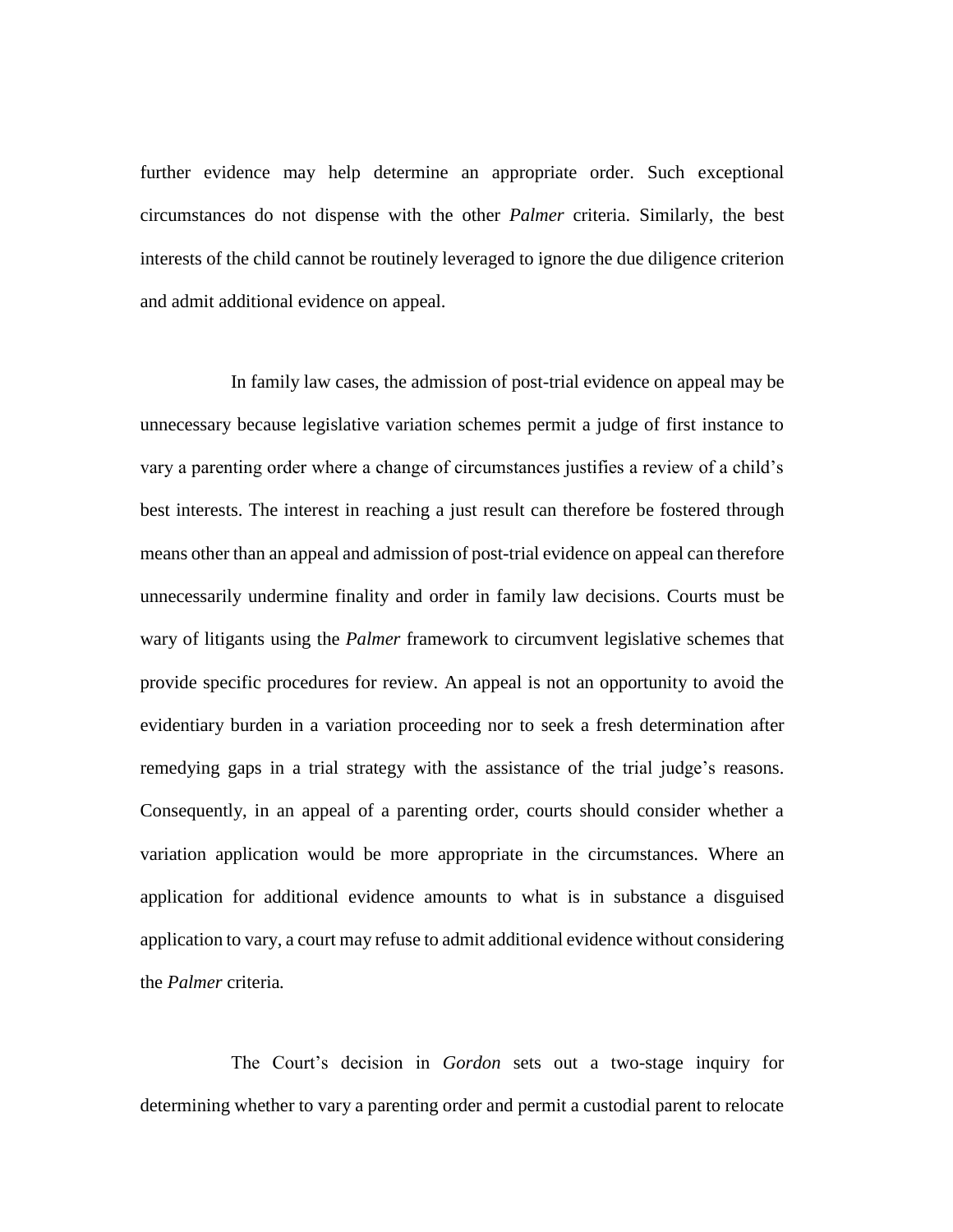further evidence may help determine an appropriate order. Such exceptional circumstances do not dispense with the other *Palmer* criteria. Similarly, the best interests of the child cannot be routinely leveraged to ignore the due diligence criterion and admit additional evidence on appeal.

In family law cases, the admission of post-trial evidence on appeal may be unnecessary because legislative variation schemes permit a judge of first instance to vary a parenting order where a change of circumstances justifies a review of a child's best interests. The interest in reaching a just result can therefore be fostered through means other than an appeal and admission of post-trial evidence on appeal can therefore unnecessarily undermine finality and order in family law decisions. Courts must be wary of litigants using the *Palmer* framework to circumvent legislative schemes that provide specific procedures for review. An appeal is not an opportunity to avoid the evidentiary burden in a variation proceeding nor to seek a fresh determination after remedying gaps in a trial strategy with the assistance of the trial judge's reasons. Consequently, in an appeal of a parenting order, courts should consider whether a variation application would be more appropriate in the circumstances. Where an application for additional evidence amounts to what is in substance a disguised application to vary, a court may refuse to admit additional evidence without considering the *Palmer* criteria.

The Court's decision in *Gordon* sets out a two-stage inquiry for determining whether to vary a parenting order and permit a custodial parent to relocate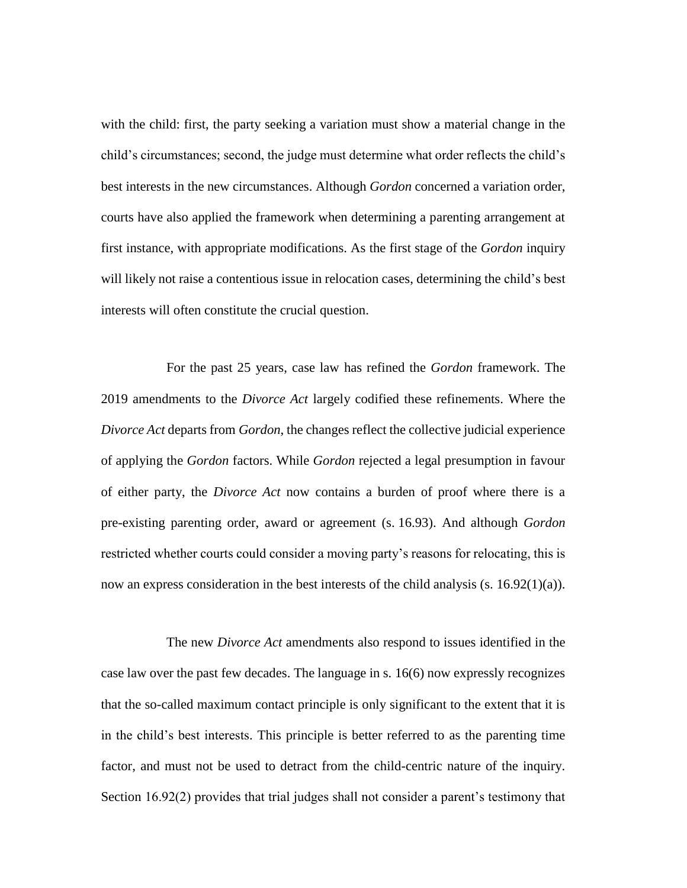with the child: first, the party seeking a variation must show a material change in the child's circumstances; second, the judge must determine what order reflects the child's best interests in the new circumstances. Although *Gordon* concerned a variation order, courts have also applied the framework when determining a parenting arrangement at first instance, with appropriate modifications. As the first stage of the *Gordon* inquiry will likely not raise a contentious issue in relocation cases, determining the child's best interests will often constitute the crucial question.

For the past 25 years, case law has refined the *Gordon* framework. The 2019 amendments to the *Divorce Act* largely codified these refinements. Where the *Divorce Act* departs from *Gordon*, the changes reflect the collective judicial experience of applying the *Gordon* factors. While *Gordon* rejected a legal presumption in favour of either party, the *Divorce Act* now contains a burden of proof where there is a pre-existing parenting order, award or agreement (s. 16.93). And although *Gordon* restricted whether courts could consider a moving party's reasons for relocating, this is now an express consideration in the best interests of the child analysis (s. 16.92(1)(a)).

The new *Divorce Act* amendments also respond to issues identified in the case law over the past few decades. The language in s. 16(6) now expressly recognizes that the so-called maximum contact principle is only significant to the extent that it is in the child's best interests. This principle is better referred to as the parenting time factor, and must not be used to detract from the child-centric nature of the inquiry. Section 16.92(2) provides that trial judges shall not consider a parent's testimony that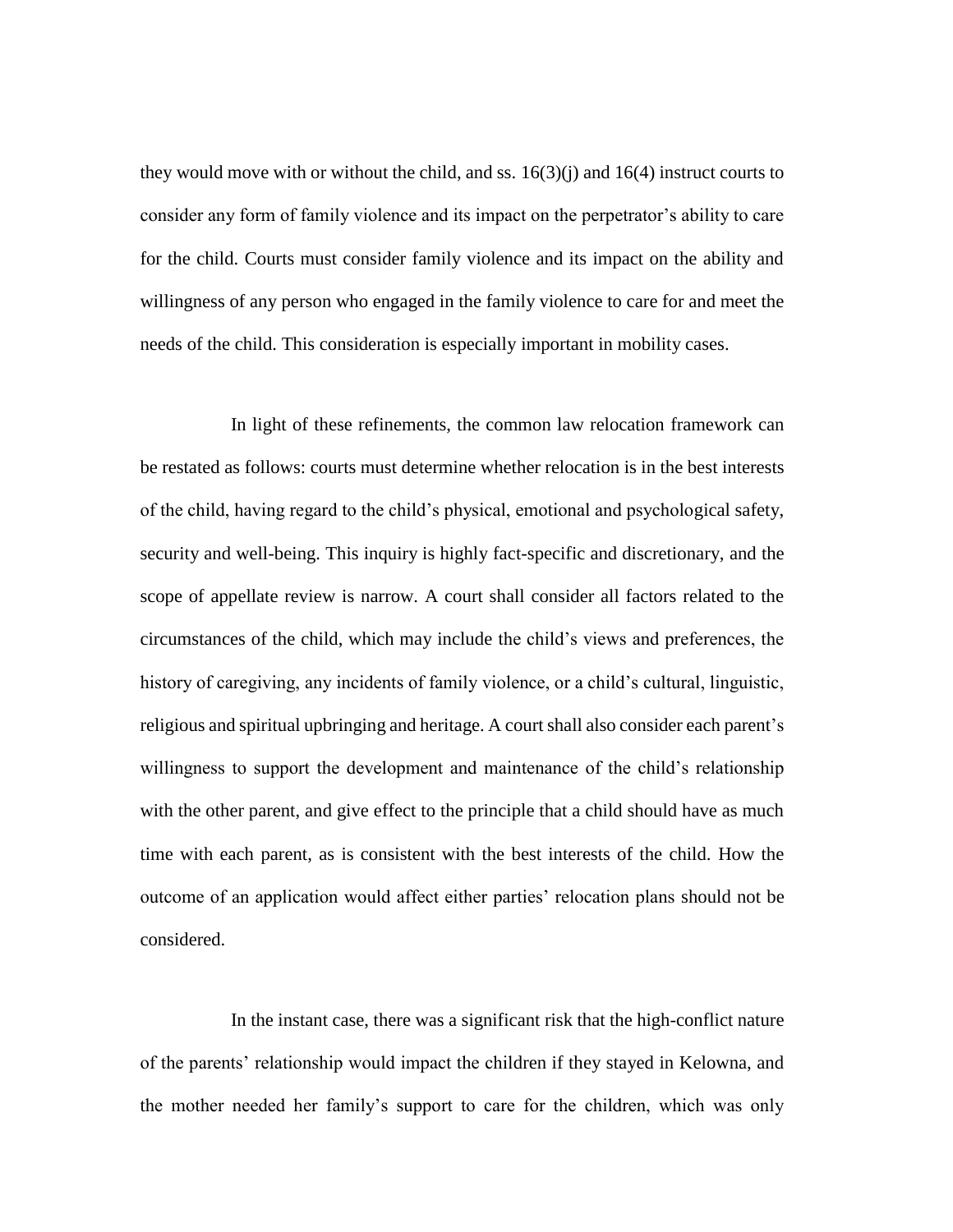they would move with or without the child, and ss. 16(3)(j) and 16(4) instruct courts to consider any form of family violence and its impact on the perpetrator's ability to care for the child. Courts must consider family violence and its impact on the ability and willingness of any person who engaged in the family violence to care for and meet the needs of the child. This consideration is especially important in mobility cases.

In light of these refinements, the common law relocation framework can be restated as follows: courts must determine whether relocation is in the best interests of the child, having regard to the child's physical, emotional and psychological safety, security and well-being. This inquiry is highly fact-specific and discretionary, and the scope of appellate review is narrow. A court shall consider all factors related to the circumstances of the child, which may include the child's views and preferences, the history of caregiving, any incidents of family violence, or a child's cultural, linguistic, religious and spiritual upbringing and heritage. A court shall also consider each parent's willingness to support the development and maintenance of the child's relationship with the other parent, and give effect to the principle that a child should have as much time with each parent, as is consistent with the best interests of the child. How the outcome of an application would affect either parties' relocation plans should not be considered.

In the instant case, there was a significant risk that the high-conflict nature of the parents' relationship would impact the children if they stayed in Kelowna, and the mother needed her family's support to care for the children, which was only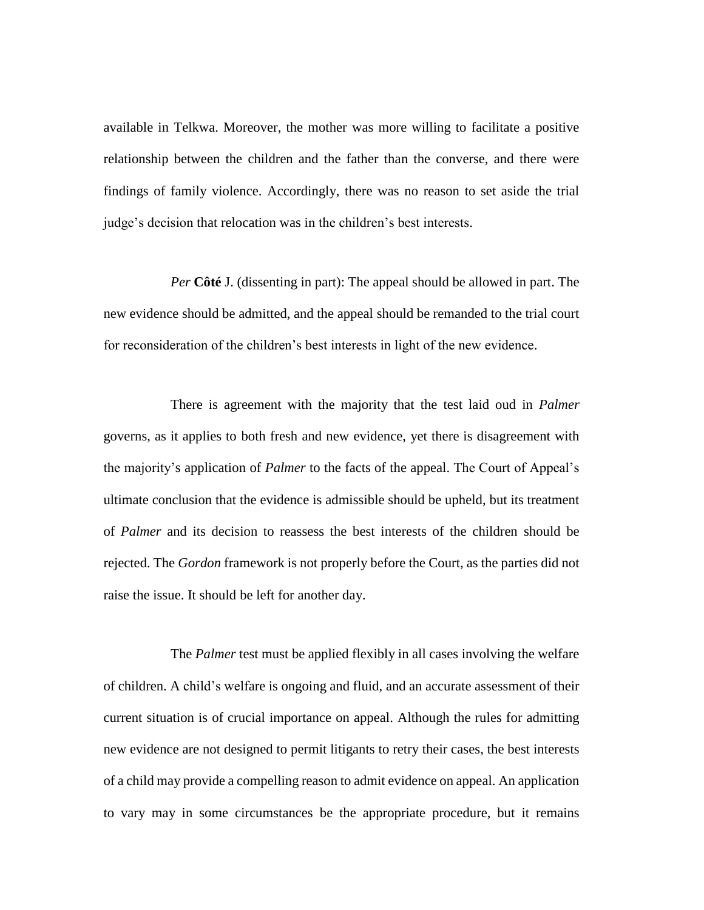available in Telkwa. Moreover, the mother was more willing to facilitate a positive relationship between the children and the father than the converse, and there were findings of family violence. Accordingly, there was no reason to set aside the trial judge's decision that relocation was in the children's best interests.

*Per* **Côté** J. (dissenting in part): The appeal should be allowed in part. The new evidence should be admitted, and the appeal should be remanded to the trial court for reconsideration of the children's best interests in light of the new evidence.

There is agreement with the majority that the test laid oud in *Palmer* governs, as it applies to both fresh and new evidence, yet there is disagreement with the majority's application of *Palmer* to the facts of the appeal. The Court of Appeal's ultimate conclusion that the evidence is admissible should be upheld, but its treatment of *Palmer* and its decision to reassess the best interests of the children should be rejected. The *Gordon* framework is not properly before the Court, as the parties did not raise the issue. It should be left for another day.

The *Palmer* test must be applied flexibly in all cases involving the welfare of children. A child's welfare is ongoing and fluid, and an accurate assessment of their current situation is of crucial importance on appeal. Although the rules for admitting new evidence are not designed to permit litigants to retry their cases, the best interests of a child may provide a compelling reason to admit evidence on appeal. An application to vary may in some circumstances be the appropriate procedure, but it remains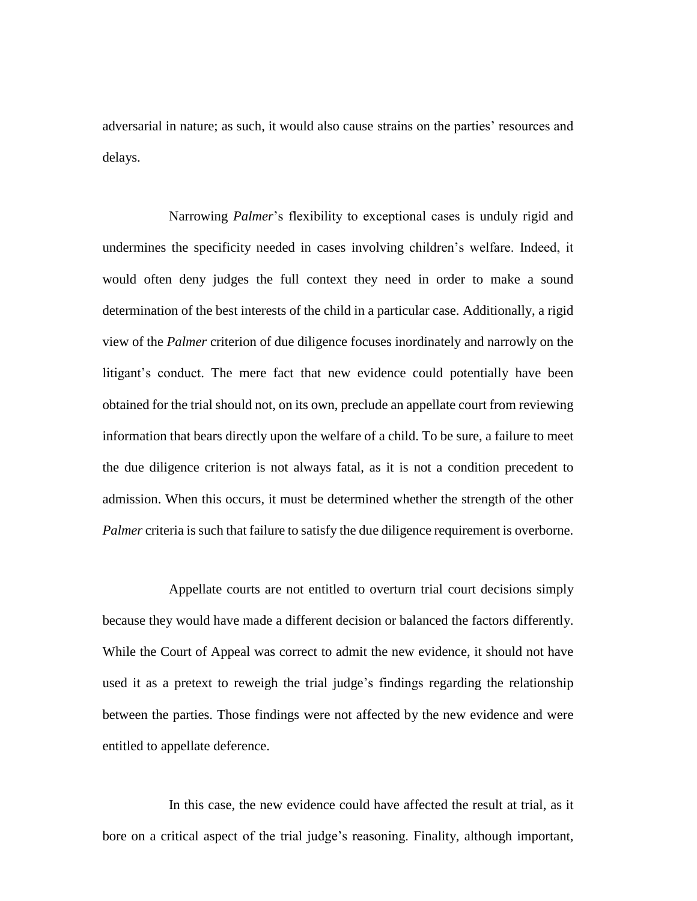adversarial in nature; as such, it would also cause strains on the parties' resources and delays.

Narrowing *Palmer*'s flexibility to exceptional cases is unduly rigid and undermines the specificity needed in cases involving children's welfare. Indeed, it would often deny judges the full context they need in order to make a sound determination of the best interests of the child in a particular case. Additionally, a rigid view of the *Palmer* criterion of due diligence focuses inordinately and narrowly on the litigant's conduct. The mere fact that new evidence could potentially have been obtained for the trial should not, on its own, preclude an appellate court from reviewing information that bears directly upon the welfare of a child. To be sure, a failure to meet the due diligence criterion is not always fatal, as it is not a condition precedent to admission. When this occurs, it must be determined whether the strength of the other *Palmer* criteria is such that failure to satisfy the due diligence requirement is overborne.

Appellate courts are not entitled to overturn trial court decisions simply because they would have made a different decision or balanced the factors differently. While the Court of Appeal was correct to admit the new evidence, it should not have used it as a pretext to reweigh the trial judge's findings regarding the relationship between the parties. Those findings were not affected by the new evidence and were entitled to appellate deference.

In this case, the new evidence could have affected the result at trial, as it bore on a critical aspect of the trial judge's reasoning. Finality, although important,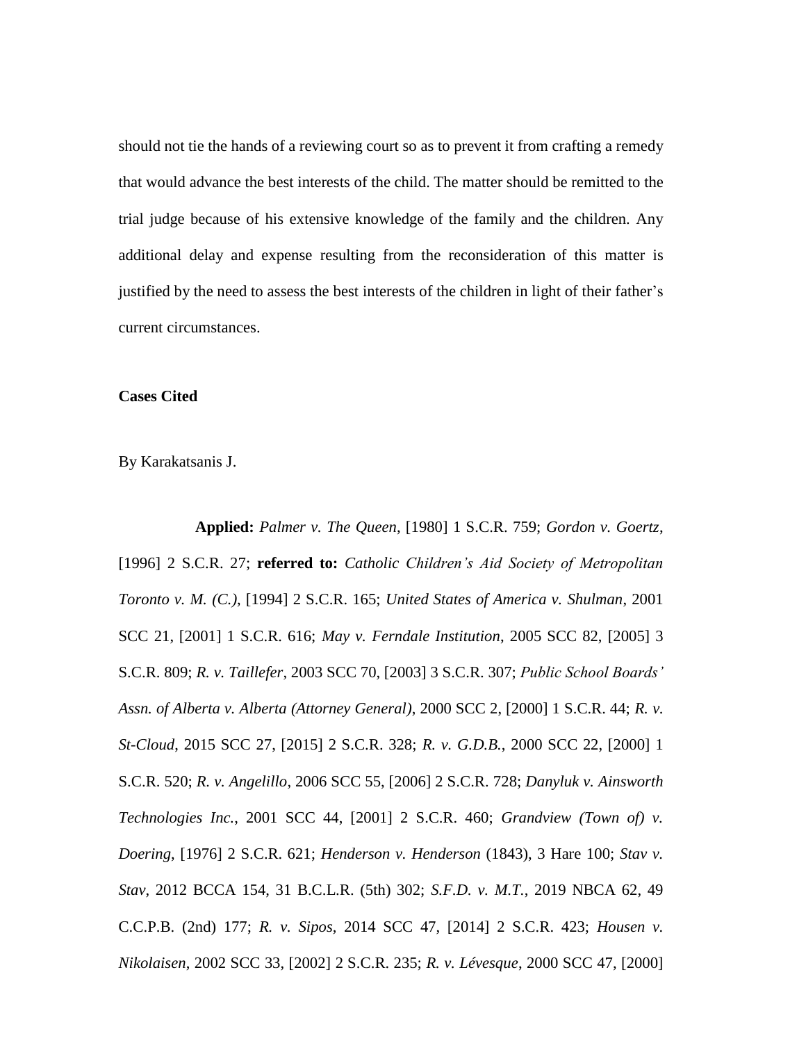should not tie the hands of a reviewing court so as to prevent it from crafting a remedy that would advance the best interests of the child. The matter should be remitted to the trial judge because of his extensive knowledge of the family and the children. Any additional delay and expense resulting from the reconsideration of this matter is justified by the need to assess the best interests of the children in light of their father's current circumstances.

**Cases Cited**

By Karakatsanis J.

**Applied:** *Palmer v. The Queen*, [1980] 1 S.C.R. 759; *Gordon v. Goertz*, [1996] 2 S.C.R. 27; **referred to:** *Catholic Children's Aid Society of Metropolitan Toronto v. M. (C.)*, [1994] 2 S.C.R. 165; *United States of America v. Shulman*, 2001 SCC 21, [2001] 1 S.C.R. 616; *May v. Ferndale Institution*, 2005 SCC 82, [2005] 3 S.C.R. 809; *R. v. Taillefer*, 2003 SCC 70, [2003] 3 S.C.R. 307; *Public School Boards' Assn. of Alberta v. Alberta (Attorney General)*, 2000 SCC 2, [2000] 1 S.C.R. 44; *R. v. St-Cloud*, 2015 SCC 27, [2015] 2 S.C.R. 328; *R. v. G.D.B.*, 2000 SCC 22, [2000] 1 S.C.R. 520; *R. v. Angelillo*, 2006 SCC 55, [2006] 2 S.C.R. 728; *Danyluk v. Ainsworth Technologies Inc.*, 2001 SCC 44, [2001] 2 S.C.R. 460; *Grandview (Town of) v. Doering*, [1976] 2 S.C.R. 621; *Henderson v. Henderson* (1843), 3 Hare 100; *Stav v. Stav*, 2012 BCCA 154, 31 B.C.L.R. (5th) 302; *S.F.D. v. M.T.*, 2019 NBCA 62, 49 C.C.P.B. (2nd) 177; *R. v. Sipos*, 2014 SCC 47, [2014] 2 S.C.R. 423; *Housen v. Nikolaisen*, 2002 SCC 33, [2002] 2 S.C.R. 235; *R. v. Lévesque*, 2000 SCC 47, [2000]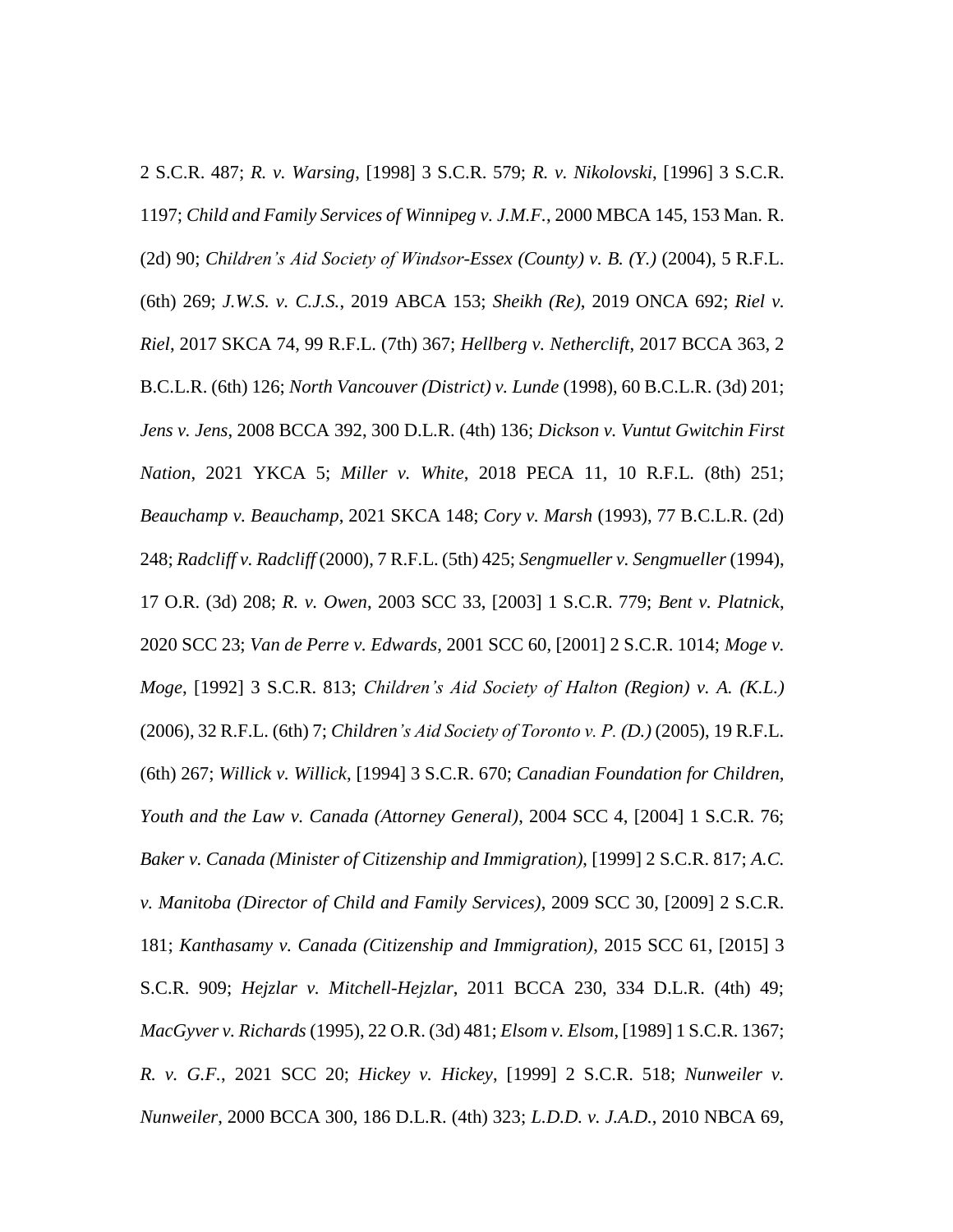2 S.C.R. 487; *R. v. Warsing*, [1998] 3 S.C.R. 579; *R. v. Nikolovski*, [1996] 3 S.C.R. 1197; *Child and Family Services of Winnipeg v. J.M.F.*, 2000 MBCA 145, 153 Man. R. (2d) 90; *Children's Aid Society of Windsor-Essex (County) v. B. (Y.)* (2004), 5 R.F.L. (6th) 269; *J.W.S. v. C.J.S.*, 2019 ABCA 153; *Sheikh (Re)*, 2019 ONCA 692; *Riel v. Riel*, 2017 SKCA 74, 99 R.F.L. (7th) 367; *Hellberg v. Netherclift*, 2017 BCCA 363, 2 B.C.L.R. (6th) 126; *North Vancouver (District) v. Lunde* (1998), 60 B.C.L.R. (3d) 201; *Jens v. Jens*, 2008 BCCA 392, 300 D.L.R. (4th) 136; *Dickson v. Vuntut Gwitchin First Nation*, 2021 YKCA 5; *Miller v. White*, 2018 PECA 11, 10 R.F.L. (8th) 251; *Beauchamp v. Beauchamp*, 2021 SKCA 148; *Cory v. Marsh* (1993), 77 B.C.L.R. (2d) 248; *Radcliff v. Radcliff* (2000), 7 R.F.L. (5th) 425; *Sengmueller v. Sengmueller* (1994), 17 O.R. (3d) 208; *R. v. Owen*, 2003 SCC 33, [2003] 1 S.C.R. 779; *Bent v. Platnick*, 2020 SCC 23; *Van de Perre v. Edwards*, 2001 SCC 60, [2001] 2 S.C.R. 1014; *Moge v. Moge*, [1992] 3 S.C.R. 813; *Children's Aid Society of Halton (Region) v. A. (K.L.)* (2006), 32 R.F.L. (6th) 7; *Children's Aid Society of Toronto v. P. (D.)* (2005), 19 R.F.L. (6th) 267; *Willick v. Willick*, [1994] 3 S.C.R. 670; *Canadian Foundation for Children, Youth and the Law v. Canada (Attorney General)*, 2004 SCC 4, [2004] 1 S.C.R. 76; *Baker v. Canada (Minister of Citizenship and Immigration)*, [1999] 2 S.C.R. 817; *A.C. v. Manitoba (Director of Child and Family Services)*, 2009 SCC 30, [2009] 2 S.C.R. 181; *Kanthasamy v. Canada (Citizenship and Immigration)*, 2015 SCC 61, [2015] 3 S.C.R. 909; *Hejzlar v. Mitchell-Hejzlar*, 2011 BCCA 230, 334 D.L.R. (4th) 49; *MacGyver v. Richards* (1995), 22 O.R. (3d) 481; *Elsom v. Elsom*, [1989] 1 S.C.R. 1367; *R. v. G.F.*, 2021 SCC 20; *Hickey v. Hickey*, [1999] 2 S.C.R. 518; *Nunweiler v. Nunweiler*, 2000 BCCA 300, 186 D.L.R. (4th) 323; *L.D.D. v. J.A.D.*, 2010 NBCA 69,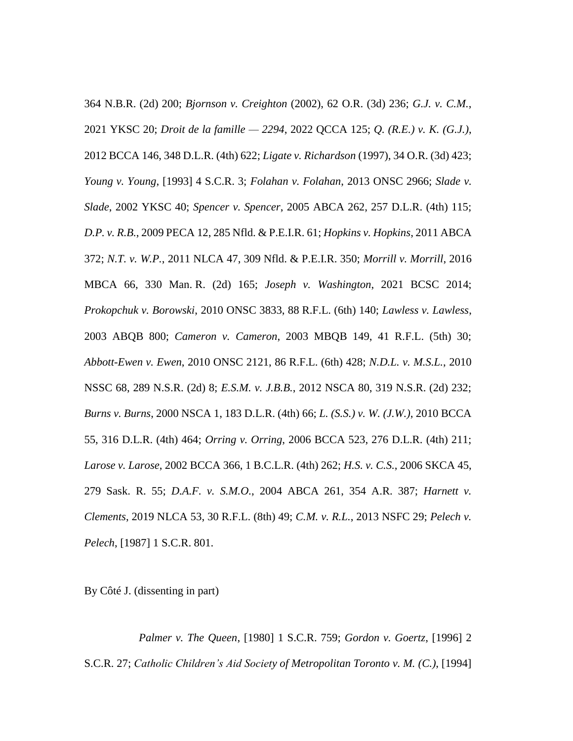364 N.B.R. (2d) 200; *Bjornson v. Creighton* (2002), 62 O.R. (3d) 236; *G.J. v. C.M.*, 2021 YKSC 20; *Droit de la famille — 2294*, 2022 QCCA 125; *Q. (R.E.) v. K. (G.J.)*, 2012 BCCA 146, 348 D.L.R. (4th) 622; *Ligate v. Richardson* (1997), 34 O.R. (3d) 423; *Young v. Young*, [1993] 4 S.C.R. 3; *Folahan v. Folahan*, 2013 ONSC 2966; *Slade v. Slade*, 2002 YKSC 40; *Spencer v. Spencer*, 2005 ABCA 262, 257 D.L.R. (4th) 115; *D.P. v. R.B.*, 2009 PECA 12, 285 Nfld. & P.E.I.R. 61; *Hopkins v. Hopkins*, 2011 ABCA 372; *N.T. v. W.P.*, 2011 NLCA 47, 309 Nfld. & P.E.I.R. 350; *Morrill v. Morrill*, 2016 MBCA 66, 330 Man. R. (2d) 165; *Joseph v. Washington*, 2021 BCSC 2014; *Prokopchuk v. Borowski*, 2010 ONSC 3833, 88 R.F.L. (6th) 140; *Lawless v. Lawless*, 2003 ABQB 800; *Cameron v. Cameron*, 2003 MBQB 149, 41 R.F.L. (5th) 30; *Abbott-Ewen v. Ewen*, 2010 ONSC 2121, 86 R.F.L. (6th) 428; *N.D.L. v. M.S.L.*, 2010 NSSC 68, 289 N.S.R. (2d) 8; *E.S.M. v. J.B.B.*, 2012 NSCA 80, 319 N.S.R. (2d) 232; *Burns v. Burns*, 2000 NSCA 1, 183 D.L.R. (4th) 66; *L. (S.S.) v. W. (J.W.)*, 2010 BCCA 55, 316 D.L.R. (4th) 464; *Orring v. Orring*, 2006 BCCA 523, 276 D.L.R. (4th) 211; *Larose v. Larose*, 2002 BCCA 366, 1 B.C.L.R. (4th) 262; *H.S. v. C.S.*, 2006 SKCA 45, 279 Sask. R. 55; *D.A.F. v. S.M.O.*, 2004 ABCA 261, 354 A.R. 387; *Harnett v. Clements*, 2019 NLCA 53, 30 R.F.L. (8th) 49; *C.M. v. R.L.*, 2013 NSFC 29; *Pelech v. Pelech*, [1987] 1 S.C.R. 801.

By Côté J. (dissenting in part)

*Palmer v. The Queen*, [1980] 1 S.C.R. 759; *Gordon v. Goertz*, [1996] 2 S.C.R. 27; *Catholic Children's Aid Society of Metropolitan Toronto v. M. (C.)*, [1994]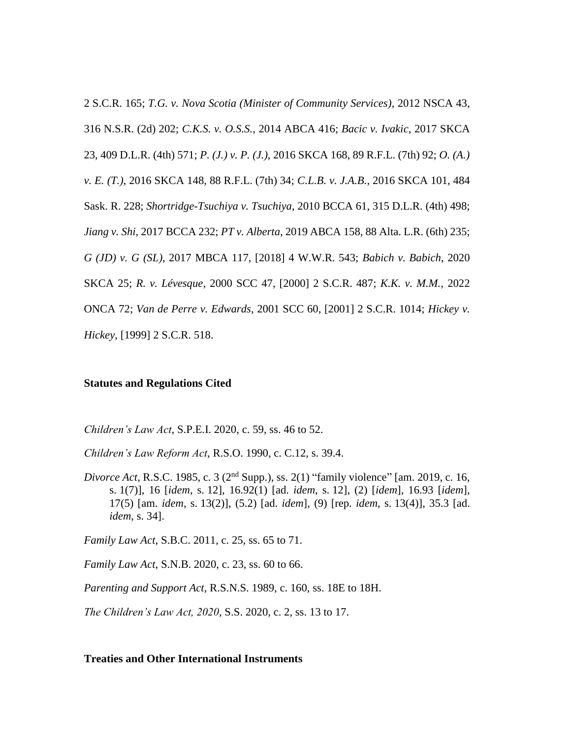2 S.C.R. 165; *T.G. v. Nova Scotia (Minister of Community Services)*, 2012 NSCA 43, 316 N.S.R. (2d) 202; *C.K.S. v. O.S.S.*, 2014 ABCA 416; *Bacic v. Ivakic*, 2017 SKCA 23, 409 D.L.R. (4th) 571; *P. (J.) v. P. (J.)*, 2016 SKCA 168, 89 R.F.L. (7th) 92; *O. (A.) v. E. (T.)*, 2016 SKCA 148, 88 R.F.L. (7th) 34; *C.L.B. v. J.A.B.*, 2016 SKCA 101, 484 Sask. R. 228; *Shortridge-Tsuchiya v. Tsuchiya*, 2010 BCCA 61, 315 D.L.R. (4th) 498; *Jiang v. Shi*, 2017 BCCA 232; *PT v. Alberta*, 2019 ABCA 158, 88 Alta. L.R. (6th) 235; *G (JD) v. G (SL)*, 2017 MBCA 117, [2018] 4 W.W.R. 543; *Babich v. Babich*, 2020 SKCA 25; *R. v. Lévesque*, 2000 SCC 47, [2000] 2 S.C.R. 487; *K.K. v. M.M.*, 2022 ONCA 72; *Van de Perre v. Edwards*, 2001 SCC 60, [2001] 2 S.C.R. 1014; *Hickey v. Hickey*, [1999] 2 S.C.R. 518.

**Statutes and Regulations Cited**

*Children's Law Act*, S.P.E.I. 2020, c. 59, ss. 46 to 52.

*Children's Law Reform Act*, R.S.O. 1990, c. C.12, s. 39.4.

*Divorce Act*, R.S.C. 1985, c. 3 (2nd Supp.), ss. 2(1) "family violence" [am. 2019, c. 16, s. 1(7)], 16 [*idem*, s. 12], 16.92(1) [ad. *idem*, s. 12], (2) [*idem*], 16.93 [*idem*], 17(5) [am. *idem*, s. 13(2)], (5.2) [ad. *idem*], (9) [rep. *idem*, s. 13(4)], 35.3 [ad. *idem*, s. 34].

*Family Law Act*, S.B.C. 2011, c. 25, ss. 65 to 71.

*Family Law Act*, S.N.B. 2020, c. 23, ss. 60 to 66.

*Parenting and Support Act*, R.S.N.S. 1989, c. 160, ss. 18E to 18H.

*The Children's Law Act, 2020*, S.S. 2020, c. 2, ss. 13 to 17.

**Treaties and Other International Instruments**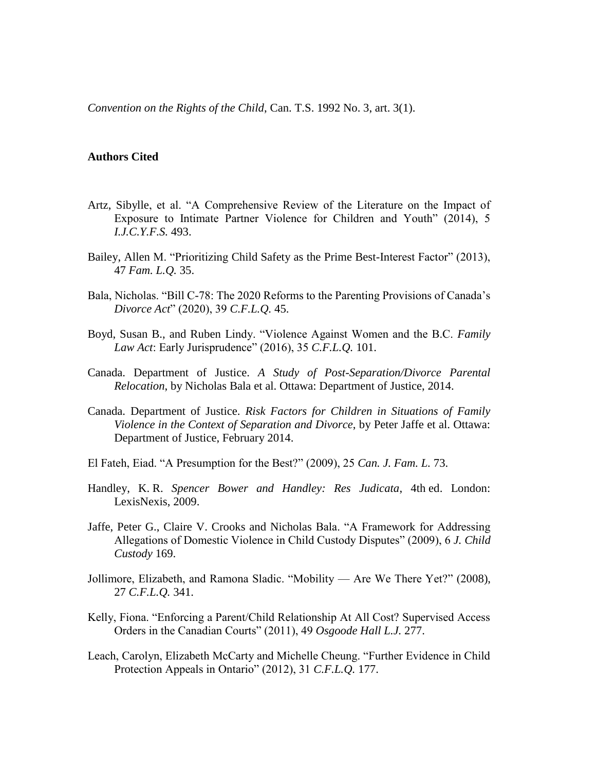*Convention on the Rights of the Child*, Can. T.S. 1992 No. 3, art. 3(1).

**Authors Cited**

Artz, Sibylle, et al. "A Comprehensive Review of the Literature on the Impact of Exposure to Intimate Partner Violence for Children and Youth" (2014), 5 *I.J.C.Y.F.S.* 493.

Bailey, Allen M. "Prioritizing Child Safety as the Prime Best-Interest Factor" (2013), 47 *Fam. L.Q.* 35.

Bala, Nicholas. "Bill C-78: The 2020 Reforms to the Parenting Provisions of Canada's *Divorce Act*" (2020), 39 *C.F.L.Q.* 45.

Boyd, Susan B., and Ruben Lindy. "Violence Against Women and the B.C. *Family Law Act*: Early Jurisprudence" (2016), 35 *C.F.L.Q.* 101.

Canada. Department of Justice. *A Study of Post-Separation/Divorce Parental Relocation*, by Nicholas Bala et al. Ottawa: Department of Justice, 2014.

Canada. Department of Justice. *Risk Factors for Children in Situations of Family Violence in the Context of Separation and Divorce*, by Peter Jaffe et al. Ottawa: Department of Justice, February 2014.

El Fateh, Eiad. "A Presumption for the Best?" (2009), 25 *Can. J. Fam. L.* 73.

Handley, K. R. *Spencer Bower and Handley: Res Judicata*, 4th ed. London: LexisNexis, 2009.

Jaffe, Peter G., Claire V. Crooks and Nicholas Bala. "A Framework for Addressing Allegations of Domestic Violence in Child Custody Disputes" (2009), 6 *J. Child Custody* 169.

Jollimore, Elizabeth, and Ramona Sladic. "Mobility — Are We There Yet?" (2008), 27 *C.F.L.Q.* 341.

Kelly, Fiona. "Enforcing a Parent/Child Relationship At All Cost? Supervised Access Orders in the Canadian Courts" (2011), 49 *Osgoode Hall L.J.* 277.

Leach, Carolyn, Elizabeth McCarty and Michelle Cheung. "Further Evidence in Child Protection Appeals in Ontario" (2012), 31 *C.F.L.Q.* 177.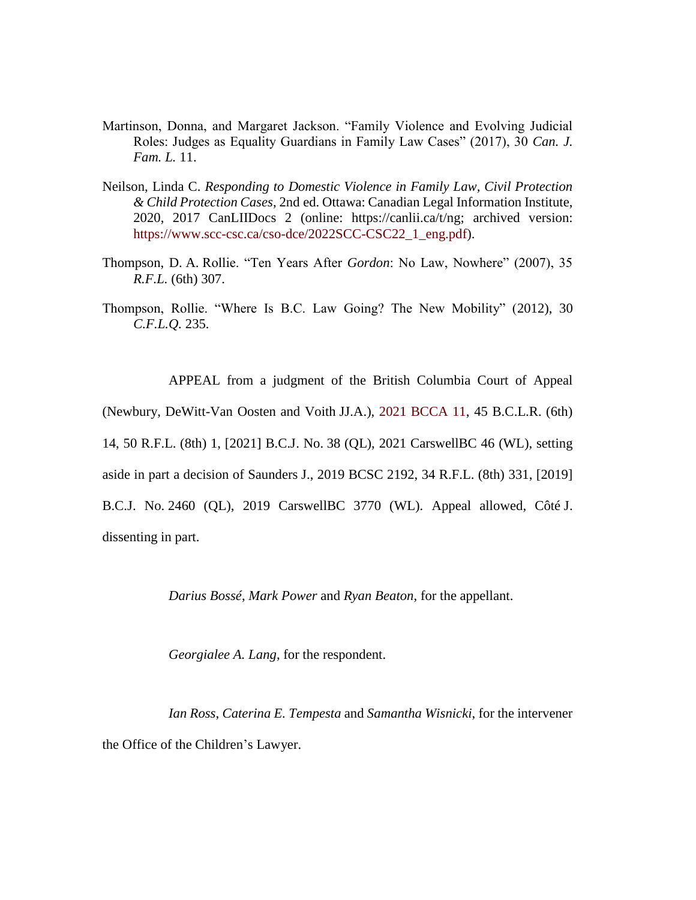Martinson, Donna, and Margaret Jackson. "Family Violence and Evolving Judicial Roles: Judges as Equality Guardians in Family Law Cases" (2017), 30 *Can. J. Fam. L.* 11.

Neilson, Linda C. *Responding to Domestic Violence in Family Law, Civil Protection & Child Protection Cases*, 2nd ed. Ottawa: Canadian Legal Information Institute, 2020, 2017 CanLIIDocs 2 (online: https://canlii.ca/t/ng; archived version: https://www.scc-csc.ca/cso-dce/2022SCC-CSC22_1_eng.pdf).

Thompson, D. A. Rollie. "Ten Years After *Gordon*: No Law, Nowhere" (2007), 35 *R.F.L.* (6th) 307.

Thompson, Rollie. "Where Is B.C. Law Going? The New Mobility" (2012), 30 *C.F.L.Q.* 235.

APPEAL from a judgment of the British Columbia Court of Appeal (Newbury, DeWitt-Van Oosten and Voith JJ.A.), 2021 BCCA 11, 45 B.C.L.R. (6th) 14, 50 R.F.L. (8th) 1, [2021] B.C.J. No. 38 (QL), 2021 CarswellBC 46 (WL), setting aside in part a decision of Saunders J., 2019 BCSC 2192, 34 R.F.L. (8th) 331, [2019] B.C.J. No. 2460 (QL), 2019 CarswellBC 3770 (WL). Appeal allowed, Côté J. dissenting in part.

*Darius Bossé*, *Mark Power* and *Ryan Beaton*, for the appellant.

*Georgialee A. Lang*, for the respondent.

*Ian Ross*, *Caterina E. Tempesta* and *Samantha Wisnicki*, for the intervener the Office of the Children's Lawyer.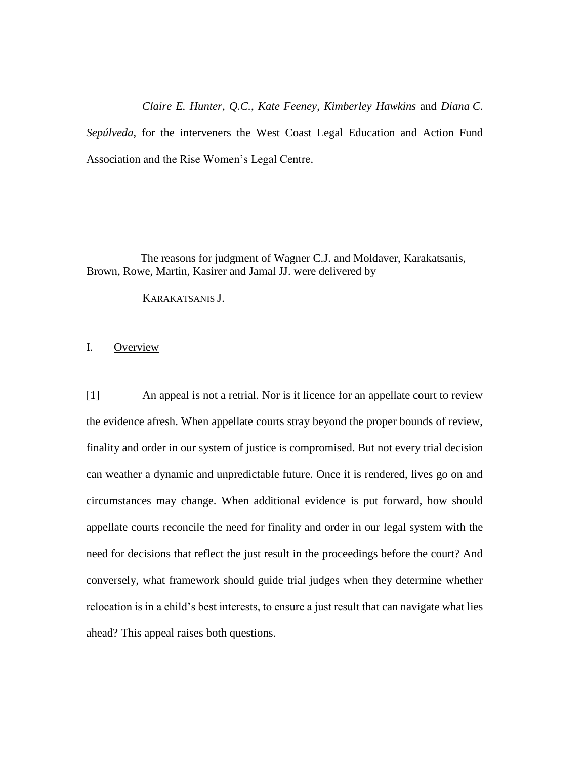*Claire E. Hunter*, *Q.C.*, *Kate Feeney*, *Kimberley Hawkins* and *Diana C. Sepúlveda*, for the interveners the West Coast Legal Education and Action Fund Association and the Rise Women's Legal Centre.

The reasons for judgment of Wagner C.J. and Moldaver, Karakatsanis, Brown, Rowe, Martin, Kasirer and Jamal JJ. were delivered by

KARAKATSANIS J. —

## I. Overview

[1] An appeal is not a retrial. Nor is it licence for an appellate court to review the evidence afresh. When appellate courts stray beyond the proper bounds of review, finality and order in our system of justice is compromised. But not every trial decision can weather a dynamic and unpredictable future. Once it is rendered, lives go on and circumstances may change. When additional evidence is put forward, how should appellate courts reconcile the need for finality and order in our legal system with the need for decisions that reflect the just result in the proceedings before the court? And conversely, what framework should guide trial judges when they determine whether relocation is in a child's best interests, to ensure a just result that can navigate what lies ahead? This appeal raises both questions.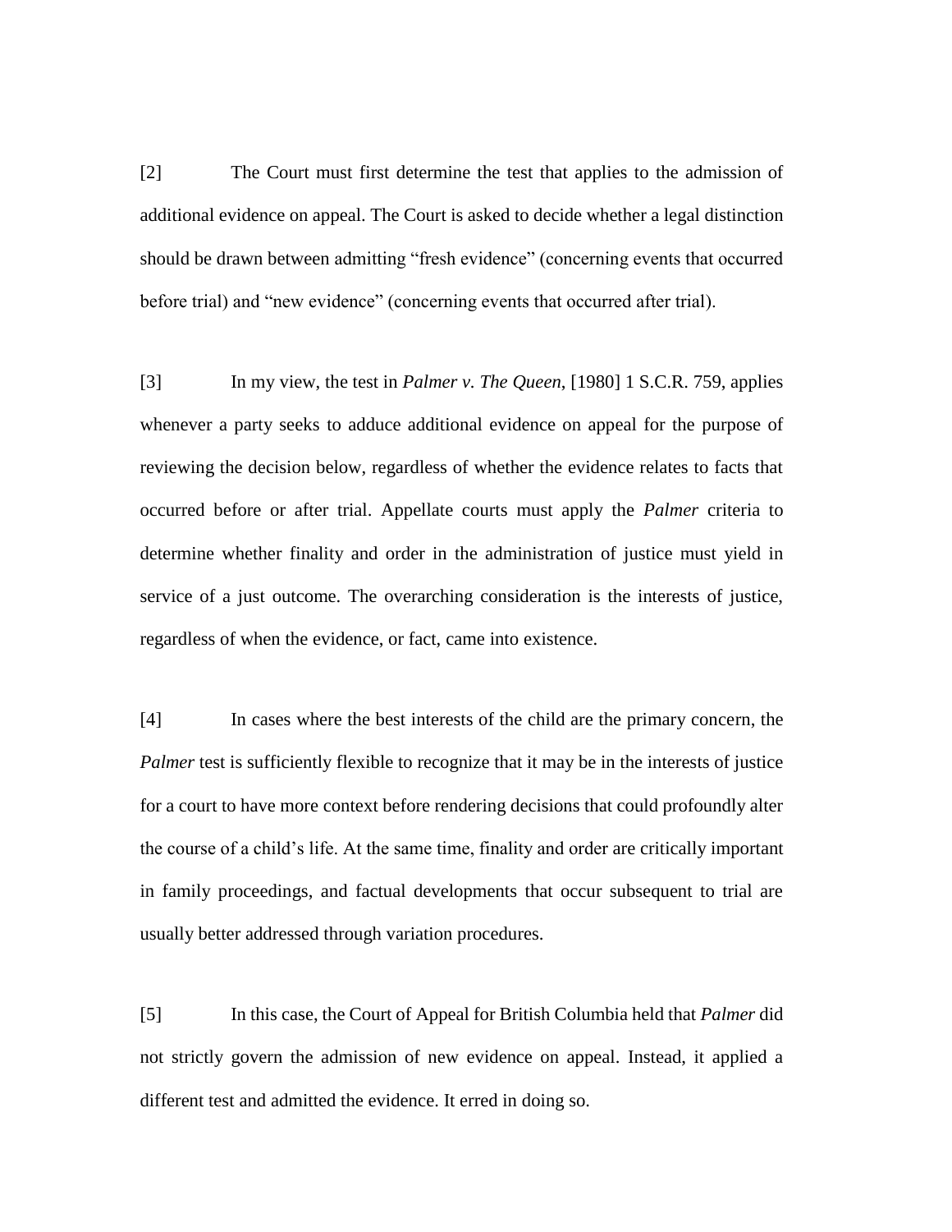[2] The Court must first determine the test that applies to the admission of additional evidence on appeal. The Court is asked to decide whether a legal distinction should be drawn between admitting "fresh evidence" (concerning events that occurred before trial) and "new evidence" (concerning events that occurred after trial).

[3] In my view, the test in *Palmer v. The Queen*, [1980] 1 S.C.R. 759, applies whenever a party seeks to adduce additional evidence on appeal for the purpose of reviewing the decision below, regardless of whether the evidence relates to facts that occurred before or after trial. Appellate courts must apply the *Palmer* criteria to determine whether finality and order in the administration of justice must yield in service of a just outcome. The overarching consideration is the interests of justice, regardless of when the evidence, or fact, came into existence.

[4] In cases where the best interests of the child are the primary concern, the *Palmer* test is sufficiently flexible to recognize that it may be in the interests of justice for a court to have more context before rendering decisions that could profoundly alter the course of a child's life. At the same time, finality and order are critically important in family proceedings, and factual developments that occur subsequent to trial are usually better addressed through variation procedures.

[5] In this case, the Court of Appeal for British Columbia held that *Palmer* did not strictly govern the admission of new evidence on appeal. Instead, it applied a different test and admitted the evidence. It erred in doing so.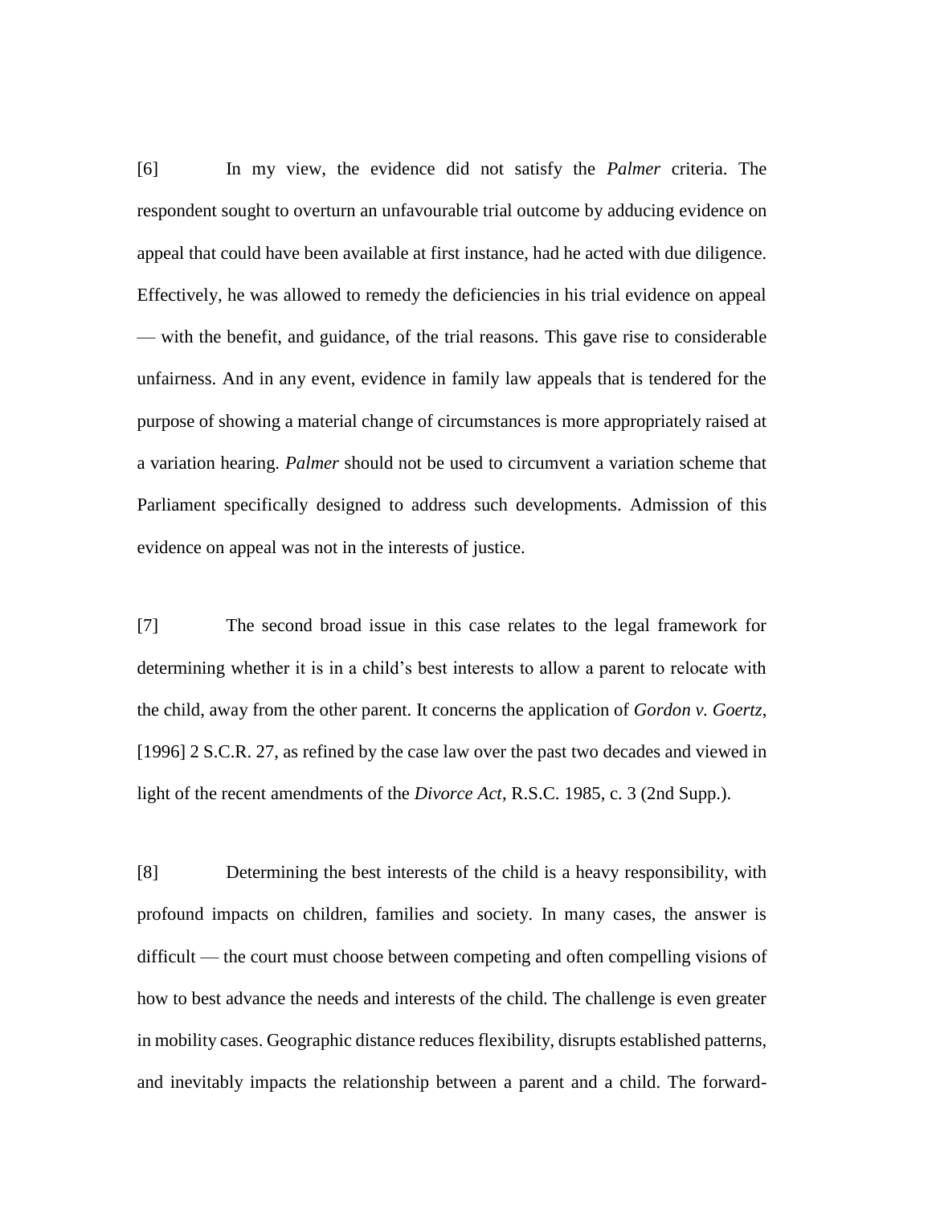[6] In my view, the evidence did not satisfy the *Palmer* criteria. The respondent sought to overturn an unfavourable trial outcome by adducing evidence on appeal that could have been available at first instance, had he acted with due diligence. Effectively, he was allowed to remedy the deficiencies in his trial evidence on appeal — with the benefit, and guidance, of the trial reasons. This gave rise to considerable unfairness. And in any event, evidence in family law appeals that is tendered for the purpose of showing a material change of circumstances is more appropriately raised at a variation hearing. *Palmer* should not be used to circumvent a variation scheme that Parliament specifically designed to address such developments. Admission of this evidence on appeal was not in the interests of justice.

[7] The second broad issue in this case relates to the legal framework for determining whether it is in a child's best interests to allow a parent to relocate with the child, away from the other parent. It concerns the application of *Gordon v. Goertz*, [1996] 2 S.C.R. 27, as refined by the case law over the past two decades and viewed in light of the recent amendments of the *Divorce Act*, R.S.C. 1985, c. 3 (2nd Supp.).

[8] Determining the best interests of the child is a heavy responsibility, with profound impacts on children, families and society. In many cases, the answer is difficult — the court must choose between competing and often compelling visions of how to best advance the needs and interests of the child. The challenge is even greater in mobility cases. Geographic distance reduces flexibility, disrupts established patterns, and inevitably impacts the relationship between a parent and a child. The forward-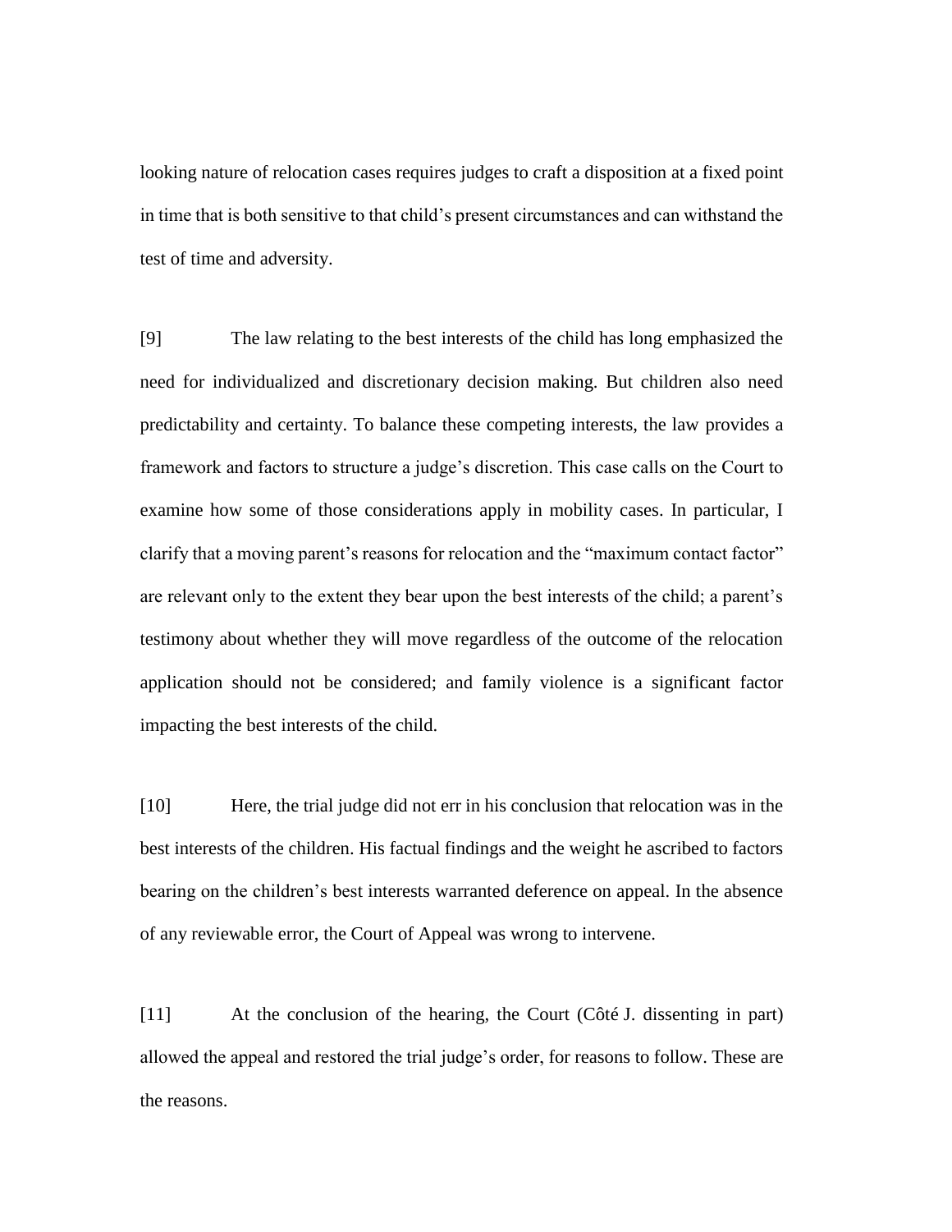looking nature of relocation cases requires judges to craft a disposition at a fixed point in time that is both sensitive to that child's present circumstances and can withstand the test of time and adversity.

[9] The law relating to the best interests of the child has long emphasized the need for individualized and discretionary decision making. But children also need predictability and certainty. To balance these competing interests, the law provides a framework and factors to structure a judge's discretion. This case calls on the Court to examine how some of those considerations apply in mobility cases. In particular, I clarify that a moving parent's reasons for relocation and the "maximum contact factor" are relevant only to the extent they bear upon the best interests of the child; a parent's testimony about whether they will move regardless of the outcome of the relocation application should not be considered; and family violence is a significant factor impacting the best interests of the child.

[10] Here, the trial judge did not err in his conclusion that relocation was in the best interests of the children. His factual findings and the weight he ascribed to factors bearing on the children's best interests warranted deference on appeal. In the absence of any reviewable error, the Court of Appeal was wrong to intervene.

[11] At the conclusion of the hearing, the Court (Côté J. dissenting in part) allowed the appeal and restored the trial judge's order, for reasons to follow. These are the reasons.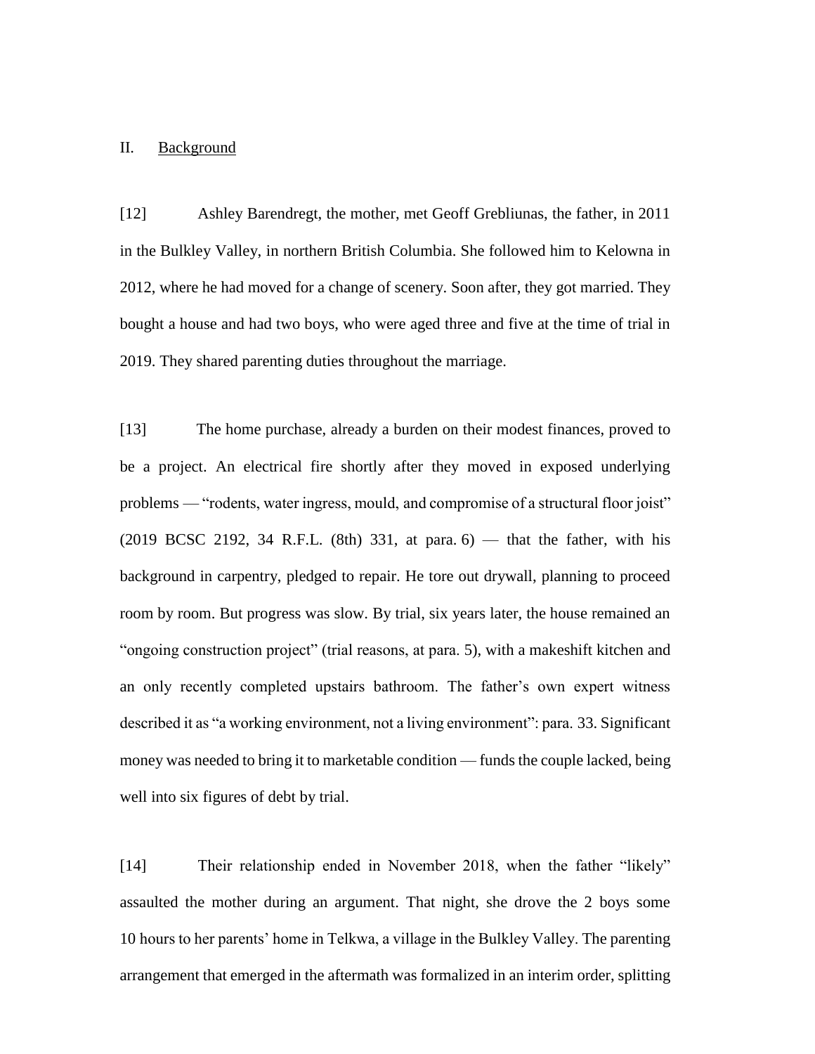## II. Background

[12] Ashley Barendregt, the mother, met Geoff Grebliunas, the father, in 2011 in the Bulkley Valley, in northern British Columbia. She followed him to Kelowna in 2012, where he had moved for a change of scenery. Soon after, they got married. They bought a house and had two boys, who were aged three and five at the time of trial in 2019. They shared parenting duties throughout the marriage.

[13] The home purchase, already a burden on their modest finances, proved to be a project. An electrical fire shortly after they moved in exposed underlying problems — "rodents, water ingress, mould, and compromise of a structural floor joist" (2019 BCSC 2192, 34 R.F.L. (8th) 331, at para. 6) — that the father, with his background in carpentry, pledged to repair. He tore out drywall, planning to proceed room by room. But progress was slow. By trial, six years later, the house remained an "ongoing construction project" (trial reasons, at para. 5), with a makeshift kitchen and an only recently completed upstairs bathroom. The father's own expert witness described it as "a working environment, not a living environment": para. 33. Significant money was needed to bring it to marketable condition — funds the couple lacked, being well into six figures of debt by trial.

[14] Their relationship ended in November 2018, when the father "likely" assaulted the mother during an argument. That night, she drove the 2 boys some 10 hours to her parents' home in Telkwa, a village in the Bulkley Valley. The parenting arrangement that emerged in the aftermath was formalized in an interim order, splitting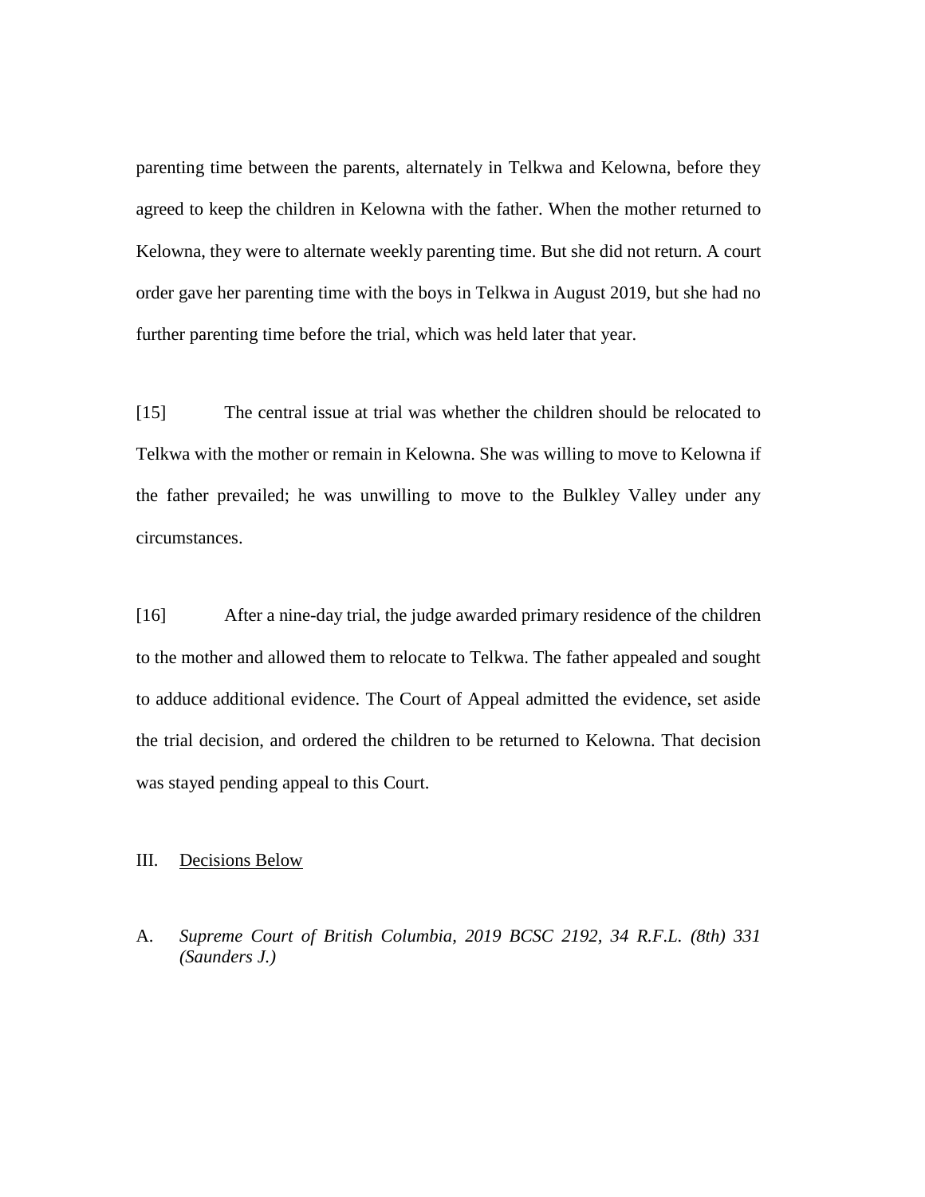parenting time between the parents, alternately in Telkwa and Kelowna, before they agreed to keep the children in Kelowna with the father. When the mother returned to Kelowna, they were to alternate weekly parenting time. But she did not return. A court order gave her parenting time with the boys in Telkwa in August 2019, but she had no further parenting time before the trial, which was held later that year.

[15] The central issue at trial was whether the children should be relocated to Telkwa with the mother or remain in Kelowna. She was willing to move to Kelowna if the father prevailed; he was unwilling to move to the Bulkley Valley under any circumstances.

[16] After a nine-day trial, the judge awarded primary residence of the children to the mother and allowed them to relocate to Telkwa. The father appealed and sought to adduce additional evidence. The Court of Appeal admitted the evidence, set aside the trial decision, and ordered the children to be returned to Kelowna. That decision was stayed pending appeal to this Court.

## III. Decisions Below

### A. *Supreme Court of British Columbia, 2019 BCSC 2192, 34 R.F.L. (8th) 331 (Saunders J.)*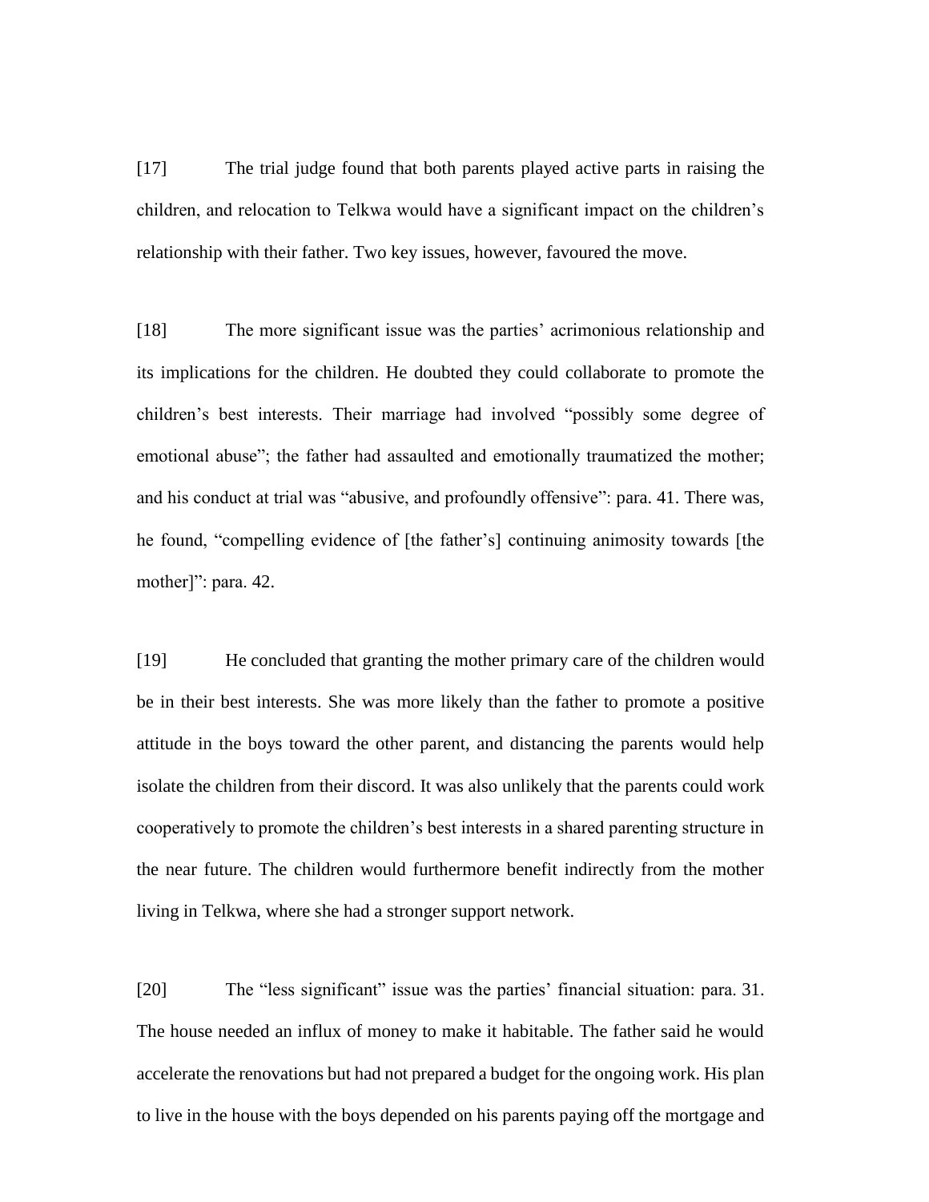[17] The trial judge found that both parents played active parts in raising the children, and relocation to Telkwa would have a significant impact on the children's relationship with their father. Two key issues, however, favoured the move.

[18] The more significant issue was the parties' acrimonious relationship and its implications for the children. He doubted they could collaborate to promote the children's best interests. Their marriage had involved "possibly some degree of emotional abuse"; the father had assaulted and emotionally traumatized the mother; and his conduct at trial was "abusive, and profoundly offensive": para. 41. There was, he found, "compelling evidence of [the father's] continuing animosity towards [the mother]": para. 42.

[19] He concluded that granting the mother primary care of the children would be in their best interests. She was more likely than the father to promote a positive attitude in the boys toward the other parent, and distancing the parents would help isolate the children from their discord. It was also unlikely that the parents could work cooperatively to promote the children's best interests in a shared parenting structure in the near future. The children would furthermore benefit indirectly from the mother living in Telkwa, where she had a stronger support network.

[20] The "less significant" issue was the parties' financial situation: para. 31. The house needed an influx of money to make it habitable. The father said he would accelerate the renovations but had not prepared a budget for the ongoing work. His plan to live in the house with the boys depended on his parents paying off the mortgage and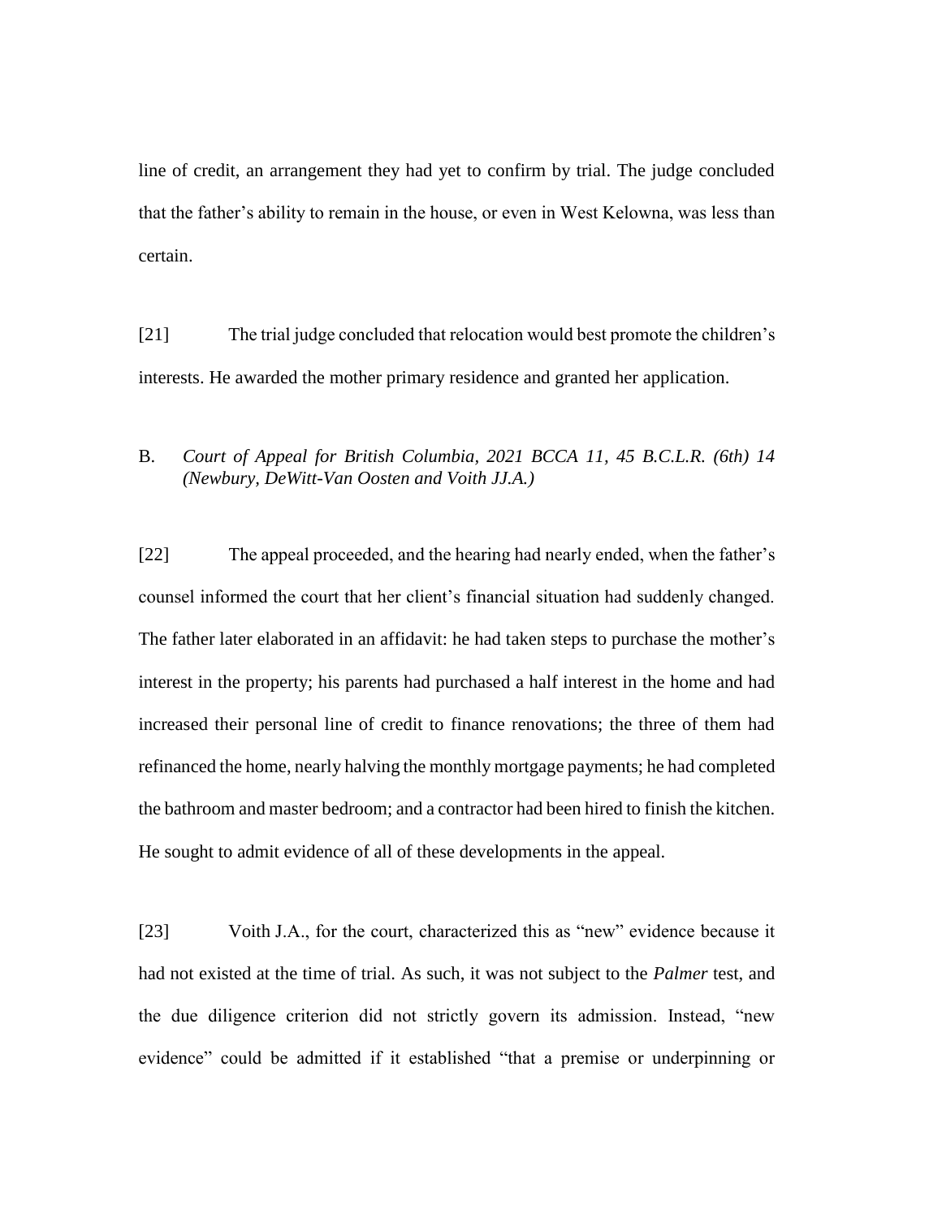line of credit, an arrangement they had yet to confirm by trial. The judge concluded that the father's ability to remain in the house, or even in West Kelowna, was less than certain.

[21] The trial judge concluded that relocation would best promote the children's interests. He awarded the mother primary residence and granted her application.

B. *Court of Appeal for British Columbia, 2021 BCCA 11, 45 B.C.L.R. (6th) 14 (Newbury, DeWitt-Van Oosten and Voith JJ.A.)*

[22] The appeal proceeded, and the hearing had nearly ended, when the father's counsel informed the court that her client's financial situation had suddenly changed. The father later elaborated in an affidavit: he had taken steps to purchase the mother's interest in the property; his parents had purchased a half interest in the home and had increased their personal line of credit to finance renovations; the three of them had refinanced the home, nearly halving the monthly mortgage payments; he had completed the bathroom and master bedroom; and a contractor had been hired to finish the kitchen. He sought to admit evidence of all of these developments in the appeal.

[23] Voith J.A., for the court, characterized this as "new" evidence because it had not existed at the time of trial. As such, it was not subject to the *Palmer* test, and the due diligence criterion did not strictly govern its admission. Instead, "new evidence" could be admitted if it established "that a premise or underpinning or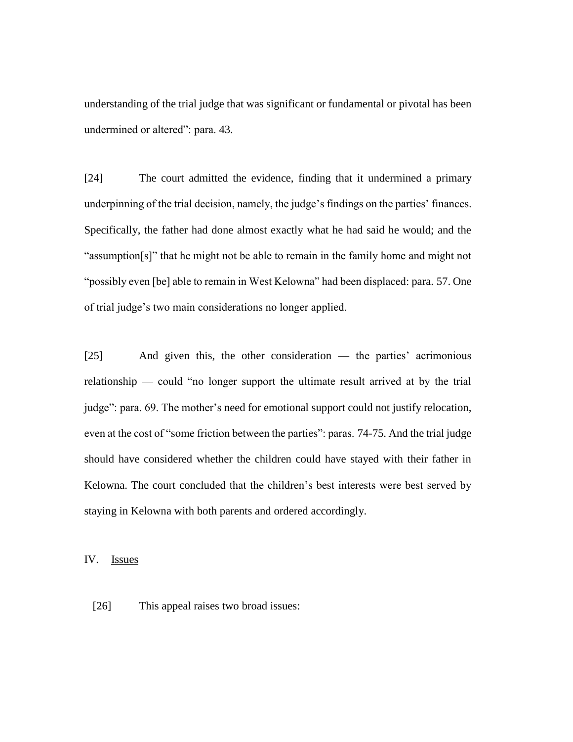understanding of the trial judge that was significant or fundamental or pivotal has been undermined or altered": para. 43.

[24] The court admitted the evidence, finding that it undermined a primary underpinning of the trial decision, namely, the judge's findings on the parties' finances. Specifically, the father had done almost exactly what he had said he would; and the "assumption[s]" that he might not be able to remain in the family home and might not "possibly even [be] able to remain in West Kelowna" had been displaced: para. 57. One of trial judge's two main considerations no longer applied.

[25] And given this, the other consideration — the parties' acrimonious relationship — could "no longer support the ultimate result arrived at by the trial judge": para. 69. The mother's need for emotional support could not justify relocation, even at the cost of "some friction between the parties": paras. 74-75. And the trial judge should have considered whether the children could have stayed with their father in Kelowna. The court concluded that the children's best interests were best served by staying in Kelowna with both parents and ordered accordingly.

## IV. Issues

[26] This appeal raises two broad issues: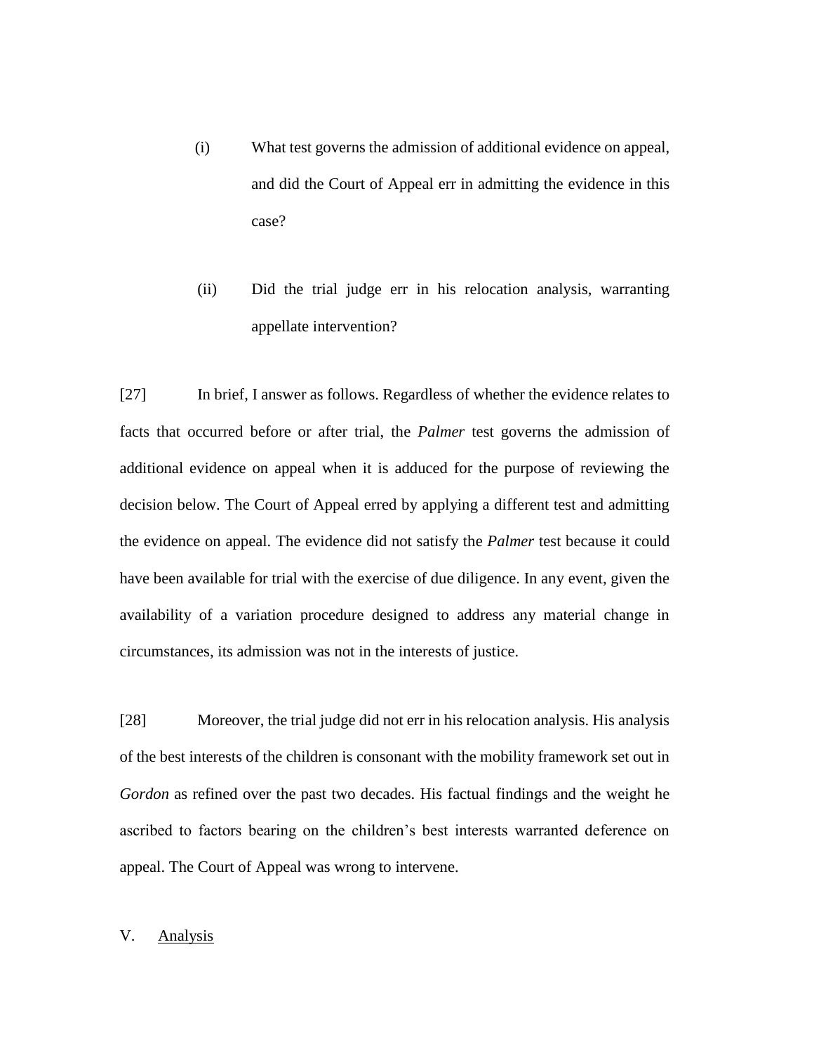(i) What test governs the admission of additional evidence on appeal, and did the Court of Appeal err in admitting the evidence in this case?

(ii) Did the trial judge err in his relocation analysis, warranting appellate intervention?

[27] In brief, I answer as follows. Regardless of whether the evidence relates to facts that occurred before or after trial, the *Palmer* test governs the admission of additional evidence on appeal when it is adduced for the purpose of reviewing the decision below. The Court of Appeal erred by applying a different test and admitting the evidence on appeal. The evidence did not satisfy the *Palmer* test because it could have been available for trial with the exercise of due diligence. In any event, given the availability of a variation procedure designed to address any material change in circumstances, its admission was not in the interests of justice.

[28] Moreover, the trial judge did not err in his relocation analysis. His analysis of the best interests of the children is consonant with the mobility framework set out in *Gordon* as refined over the past two decades. His factual findings and the weight he ascribed to factors bearing on the children's best interests warranted deference on appeal. The Court of Appeal was wrong to intervene.

## V. Analysis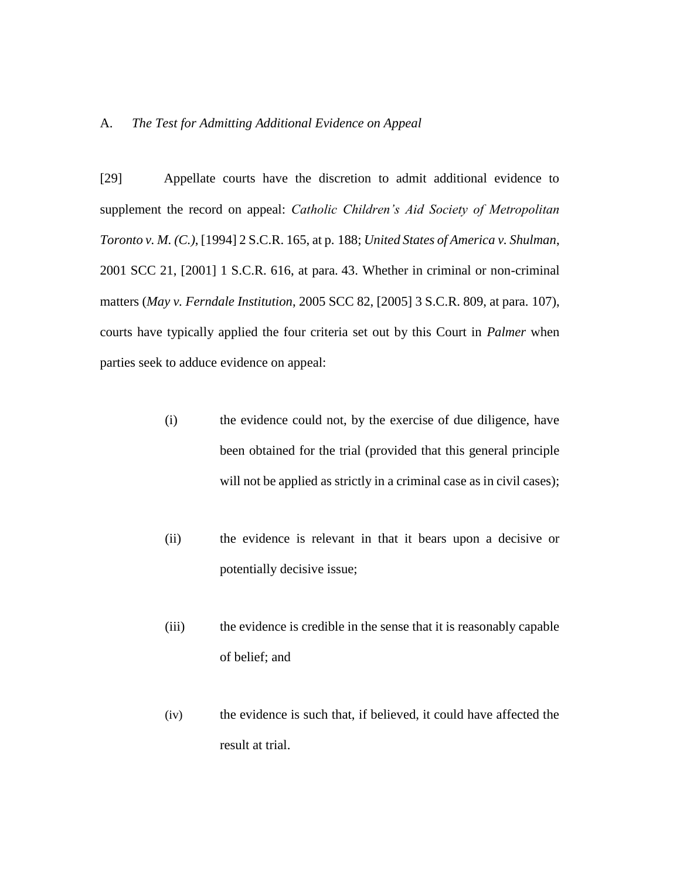A. *The Test for Admitting Additional Evidence on Appeal*

[29] Appellate courts have the discretion to admit additional evidence to supplement the record on appeal: *Catholic Children's Aid Society of Metropolitan Toronto v. M. (C.)*, [1994] 2 S.C.R. 165, at p. 188; *United States of America v. Shulman*, 2001 SCC 21, [2001] 1 S.C.R. 616, at para. 43. Whether in criminal or non-criminal matters (*May v. Ferndale Institution*, 2005 SCC 82, [2005] 3 S.C.R. 809, at para. 107), courts have typically applied the four criteria set out by this Court in *Palmer* when parties seek to adduce evidence on appeal:

> (i) the evidence could not, by the exercise of due diligence, have been obtained for the trial (provided that this general principle will not be applied as strictly in a criminal case as in civil cases);
>
> (ii) the evidence is relevant in that it bears upon a decisive or potentially decisive issue;
>
> (iii) the evidence is credible in the sense that it is reasonably capable of belief; and
>
> (iv) the evidence is such that, if believed, it could have affected the result at trial.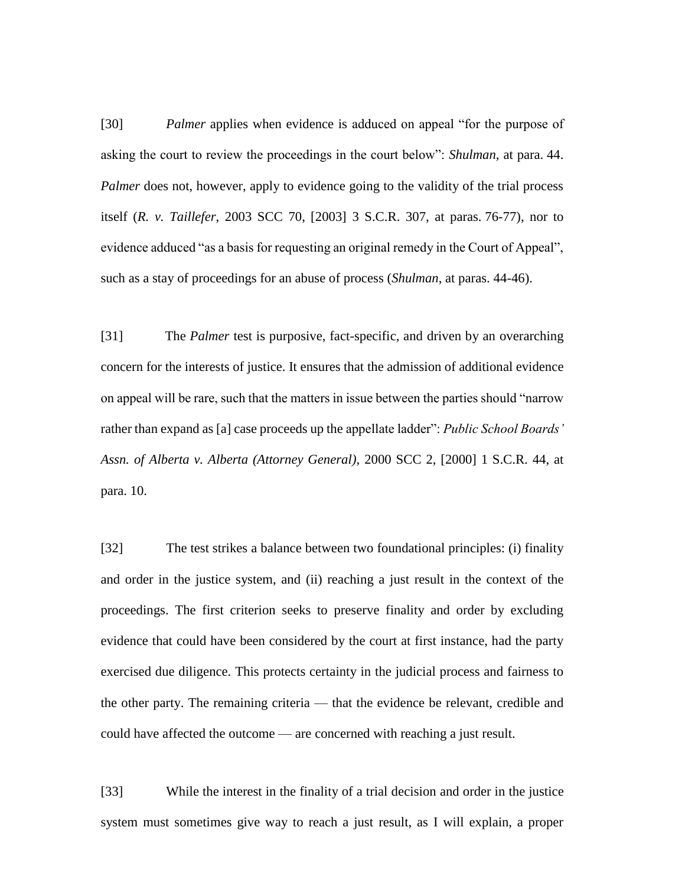[30] *Palmer* applies when evidence is adduced on appeal "for the purpose of asking the court to review the proceedings in the court below": *Shulman*, at para. 44. *Palmer* does not, however, apply to evidence going to the validity of the trial process itself (*R. v. Taillefer*, 2003 SCC 70, [2003] 3 S.C.R. 307, at paras. 76-77), nor to evidence adduced "as a basis for requesting an original remedy in the Court of Appeal", such as a stay of proceedings for an abuse of process (*Shulman*, at paras. 44-46).

[31] The *Palmer* test is purposive, fact-specific, and driven by an overarching concern for the interests of justice. It ensures that the admission of additional evidence on appeal will be rare, such that the matters in issue between the parties should "narrow rather than expand as [a] case proceeds up the appellate ladder": *Public School Boards' Assn. of Alberta v. Alberta (Attorney General)*, 2000 SCC 2, [2000] 1 S.C.R. 44, at para. 10.

[32] The test strikes a balance between two foundational principles: (i) finality and order in the justice system, and (ii) reaching a just result in the context of the proceedings. The first criterion seeks to preserve finality and order by excluding evidence that could have been considered by the court at first instance, had the party exercised due diligence. This protects certainty in the judicial process and fairness to the other party. The remaining criteria — that the evidence be relevant, credible and could have affected the outcome — are concerned with reaching a just result.

[33] While the interest in the finality of a trial decision and order in the justice system must sometimes give way to reach a just result, as I will explain, a proper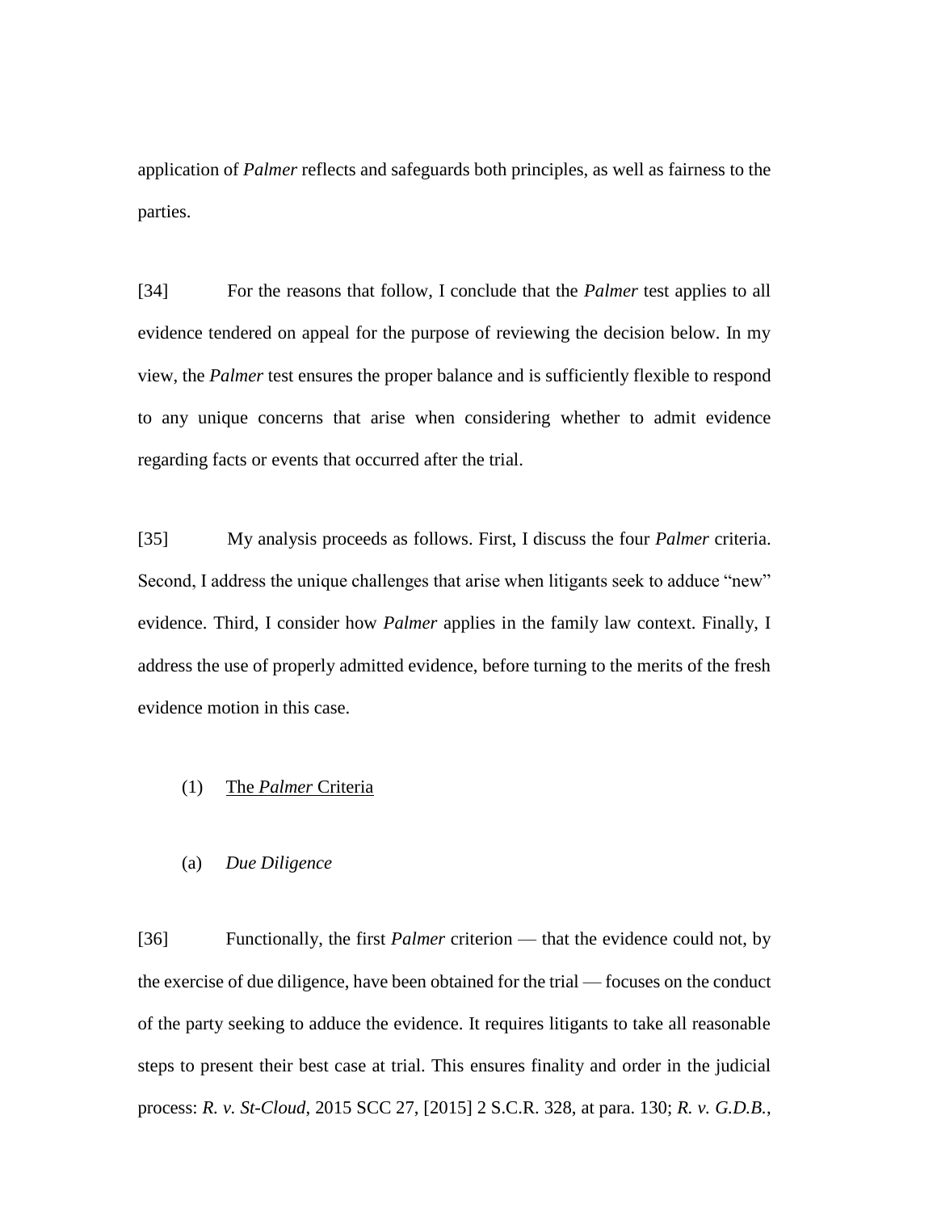application of *Palmer* reflects and safeguards both principles, as well as fairness to the parties.

[34] For the reasons that follow, I conclude that the *Palmer* test applies to all evidence tendered on appeal for the purpose of reviewing the decision below. In my view, the *Palmer* test ensures the proper balance and is sufficiently flexible to respond to any unique concerns that arise when considering whether to admit evidence regarding facts or events that occurred after the trial.

[35] My analysis proceeds as follows. First, I discuss the four *Palmer* criteria. Second, I address the unique challenges that arise when litigants seek to adduce "new" evidence. Third, I consider how *Palmer* applies in the family law context. Finally, I address the use of properly admitted evidence, before turning to the merits of the fresh evidence motion in this case.

(1) <u>The *Palmer* Criteria</u>

(a) *Due Diligence*

[36] Functionally, the first *Palmer* criterion — that the evidence could not, by the exercise of due diligence, have been obtained for the trial — focuses on the conduct of the party seeking to adduce the evidence. It requires litigants to take all reasonable steps to present their best case at trial. This ensures finality and order in the judicial process: *R. v. St-Cloud*, 2015 SCC 27, [2015] 2 S.C.R. 328, at para. 130; *R. v. G.D.B.*,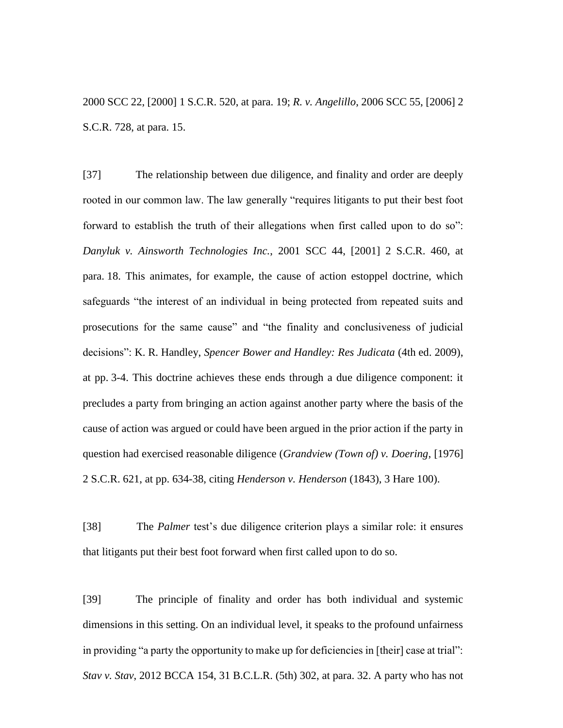2000 SCC 22, [2000] 1 S.C.R. 520, at para. 19; *R. v. Angelillo*, 2006 SCC 55, [2006] 2 S.C.R. 728, at para. 15.

[37] The relationship between due diligence, and finality and order are deeply rooted in our common law. The law generally "requires litigants to put their best foot forward to establish the truth of their allegations when first called upon to do so": *Danyluk v. Ainsworth Technologies Inc.*, 2001 SCC 44, [2001] 2 S.C.R. 460, at para. 18. This animates, for example, the cause of action estoppel doctrine, which safeguards "the interest of an individual in being protected from repeated suits and prosecutions for the same cause" and "the finality and conclusiveness of judicial decisions": K. R. Handley, *Spencer Bower and Handley: Res Judicata* (4th ed. 2009), at pp. 3-4. This doctrine achieves these ends through a due diligence component: it precludes a party from bringing an action against another party where the basis of the cause of action was argued or could have been argued in the prior action if the party in question had exercised reasonable diligence (*Grandview (Town of) v. Doering*, [1976] 2 S.C.R. 621, at pp. 634-38, citing *Henderson v. Henderson* (1843), 3 Hare 100).

[38] The *Palmer* test's due diligence criterion plays a similar role: it ensures that litigants put their best foot forward when first called upon to do so.

[39] The principle of finality and order has both individual and systemic dimensions in this setting. On an individual level, it speaks to the profound unfairness in providing "a party the opportunity to make up for deficiencies in [their] case at trial": *Stav v. Stav*, 2012 BCCA 154, 31 B.C.L.R. (5th) 302, at para. 32. A party who has not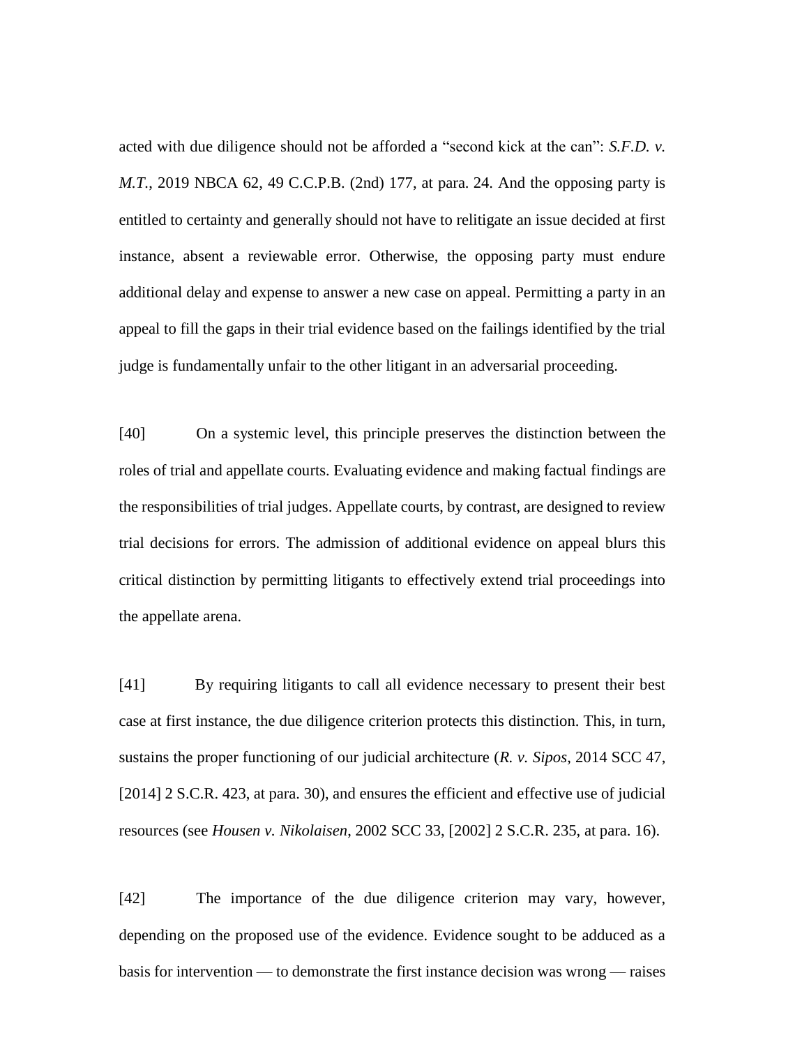acted with due diligence should not be afforded a "second kick at the can": *S.F.D. v. M.T.*, 2019 NBCA 62, 49 C.C.P.B. (2nd) 177, at para. 24. And the opposing party is entitled to certainty and generally should not have to relitigate an issue decided at first instance, absent a reviewable error. Otherwise, the opposing party must endure additional delay and expense to answer a new case on appeal. Permitting a party in an appeal to fill the gaps in their trial evidence based on the failings identified by the trial judge is fundamentally unfair to the other litigant in an adversarial proceeding.

[40] On a systemic level, this principle preserves the distinction between the roles of trial and appellate courts. Evaluating evidence and making factual findings are the responsibilities of trial judges. Appellate courts, by contrast, are designed to review trial decisions for errors. The admission of additional evidence on appeal blurs this critical distinction by permitting litigants to effectively extend trial proceedings into the appellate arena.

[41] By requiring litigants to call all evidence necessary to present their best case at first instance, the due diligence criterion protects this distinction. This, in turn, sustains the proper functioning of our judicial architecture (*R. v. Sipos*, 2014 SCC 47, [2014] 2 S.C.R. 423, at para. 30), and ensures the efficient and effective use of judicial resources (see *Housen v. Nikolaisen*, 2002 SCC 33, [2002] 2 S.C.R. 235, at para. 16).

[42] The importance of the due diligence criterion may vary, however, depending on the proposed use of the evidence. Evidence sought to be adduced as a basis for intervention — to demonstrate the first instance decision was wrong — raises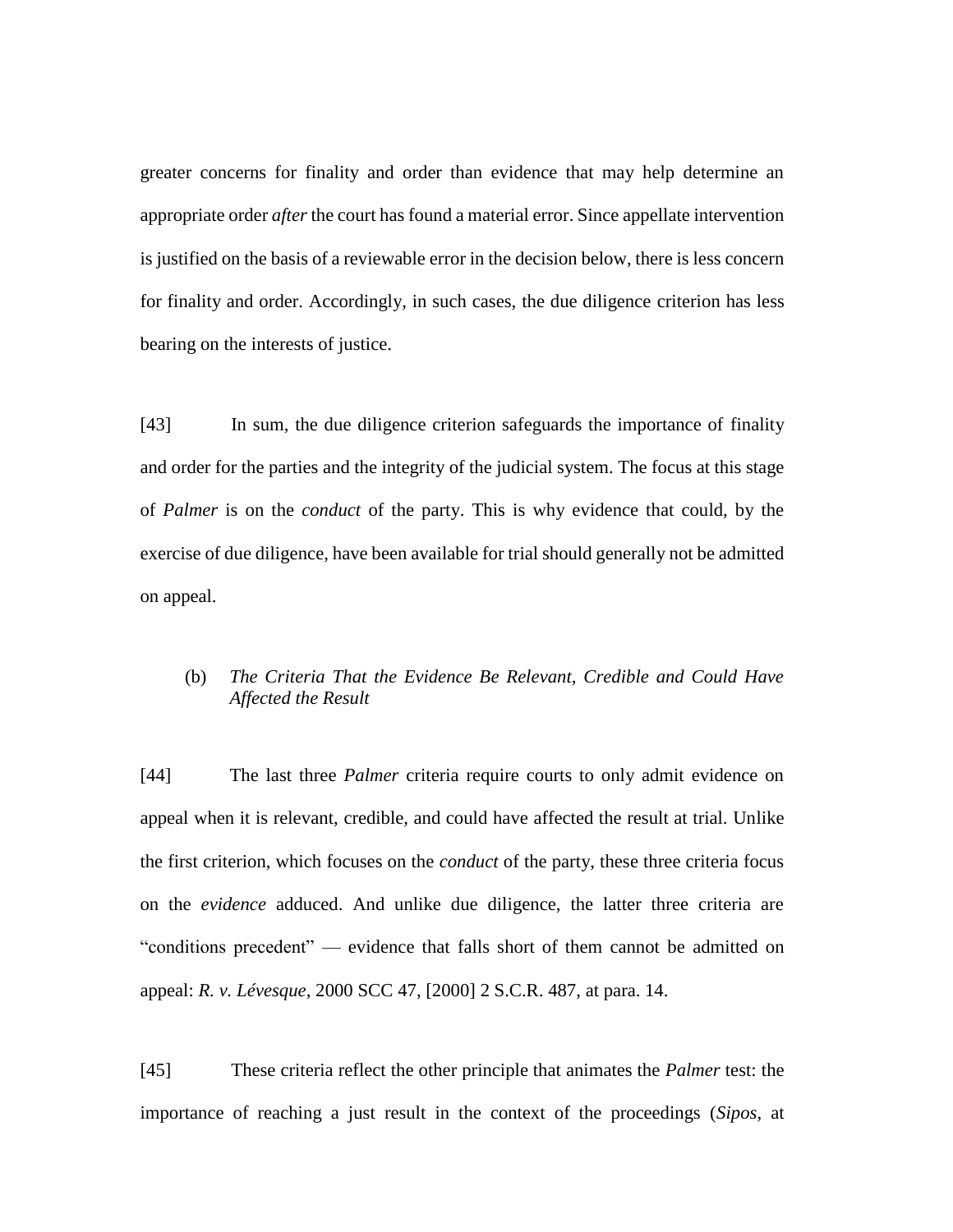greater concerns for finality and order than evidence that may help determine an appropriate order *after* the court has found a material error. Since appellate intervention is justified on the basis of a reviewable error in the decision below, there is less concern for finality and order. Accordingly, in such cases, the due diligence criterion has less bearing on the interests of justice.

[43] In sum, the due diligence criterion safeguards the importance of finality and order for the parties and the integrity of the judicial system. The focus at this stage of *Palmer* is on the *conduct* of the party. This is why evidence that could, by the exercise of due diligence, have been available for trial should generally not be admitted on appeal.

(b) *The Criteria That the Evidence Be Relevant, Credible and Could Have Affected the Result*

[44] The last three *Palmer* criteria require courts to only admit evidence on appeal when it is relevant, credible, and could have affected the result at trial. Unlike the first criterion, which focuses on the *conduct* of the party, these three criteria focus on the *evidence* adduced. And unlike due diligence, the latter three criteria are "conditions precedent" — evidence that falls short of them cannot be admitted on appeal: *R. v. Lévesque*, 2000 SCC 47, [2000] 2 S.C.R. 487, at para. 14.

[45] These criteria reflect the other principle that animates the *Palmer* test: the importance of reaching a just result in the context of the proceedings (*Sipos*, at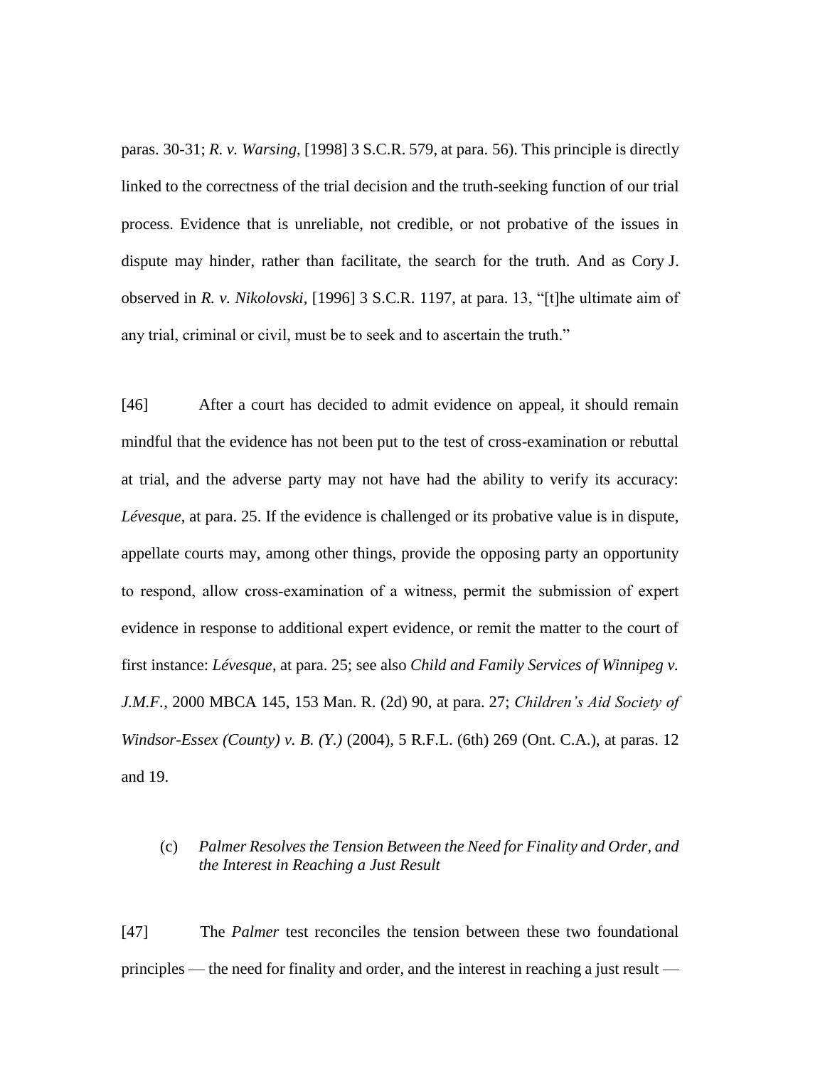paras. 30-31; *R. v. Warsing*, [1998] 3 S.C.R. 579, at para. 56). This principle is directly linked to the correctness of the trial decision and the truth-seeking function of our trial process. Evidence that is unreliable, not credible, or not probative of the issues in dispute may hinder, rather than facilitate, the search for the truth. And as Cory J. observed in *R. v. Nikolovski*, [1996] 3 S.C.R. 1197, at para. 13, "[t]he ultimate aim of any trial, criminal or civil, must be to seek and to ascertain the truth."

[46] After a court has decided to admit evidence on appeal, it should remain mindful that the evidence has not been put to the test of cross-examination or rebuttal at trial, and the adverse party may not have had the ability to verify its accuracy: *Lévesque*, at para. 25. If the evidence is challenged or its probative value is in dispute, appellate courts may, among other things, provide the opposing party an opportunity to respond, allow cross-examination of a witness, permit the submission of expert evidence in response to additional expert evidence, or remit the matter to the court of first instance: *Lévesque*, at para. 25; see also *Child and Family Services of Winnipeg v. J.M.F.*, 2000 MBCA 145, 153 Man. R. (2d) 90, at para. 27; *Children's Aid Society of Windsor-Essex (County) v. B. (Y.)* (2004), 5 R.F.L. (6th) 269 (Ont. C.A.), at paras. 12 and 19.

### (c) *Palmer Resolves the Tension Between the Need for Finality and Order, and the Interest in Reaching a Just Result*

[47] The *Palmer* test reconciles the tension between these two foundational principles — the need for finality and order, and the interest in reaching a just result —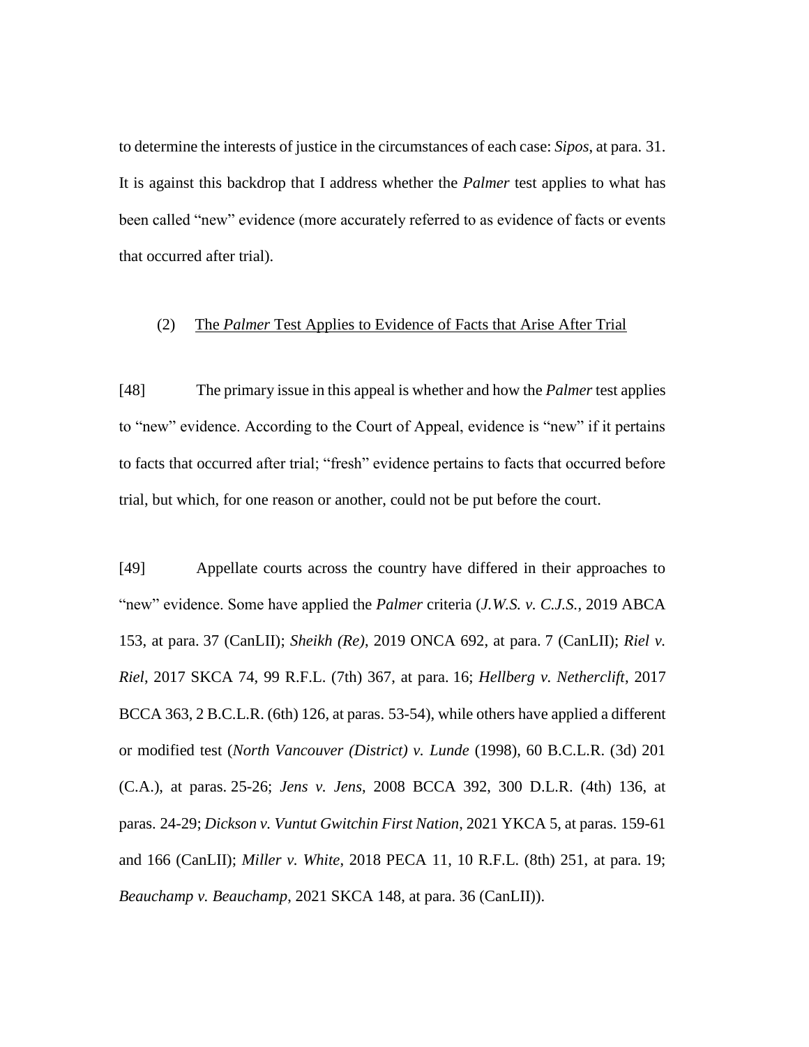to determine the interests of justice in the circumstances of each case: *Sipos*, at para. 31. It is against this backdrop that I address whether the *Palmer* test applies to what has been called "new" evidence (more accurately referred to as evidence of facts or events that occurred after trial).

### (2) The *Palmer* Test Applies to Evidence of Facts that Arise After Trial

[48] The primary issue in this appeal is whether and how the *Palmer* test applies to "new" evidence. According to the Court of Appeal, evidence is "new" if it pertains to facts that occurred after trial; "fresh" evidence pertains to facts that occurred before trial, but which, for one reason or another, could not be put before the court.

[49] Appellate courts across the country have differed in their approaches to "new" evidence. Some have applied the *Palmer* criteria (*J.W.S. v. C.J.S.*, 2019 ABCA 153, at para. 37 (CanLII); *Sheikh (Re)*, 2019 ONCA 692, at para. 7 (CanLII); *Riel v. Riel*, 2017 SKCA 74, 99 R.F.L. (7th) 367, at para. 16; *Hellberg v. Netherclift*, 2017 BCCA 363, 2 B.C.L.R. (6th) 126, at paras. 53-54), while others have applied a different or modified test (*North Vancouver (District) v. Lunde* (1998), 60 B.C.L.R. (3d) 201 (C.A.), at paras. 25-26; *Jens v. Jens*, 2008 BCCA 392, 300 D.L.R. (4th) 136, at paras. 24-29; *Dickson v. Vuntut Gwitchin First Nation*, 2021 YKCA 5, at paras. 159-61 and 166 (CanLII); *Miller v. White*, 2018 PECA 11, 10 R.F.L. (8th) 251, at para. 19; *Beauchamp v. Beauchamp*, 2021 SKCA 148, at para. 36 (CanLII)).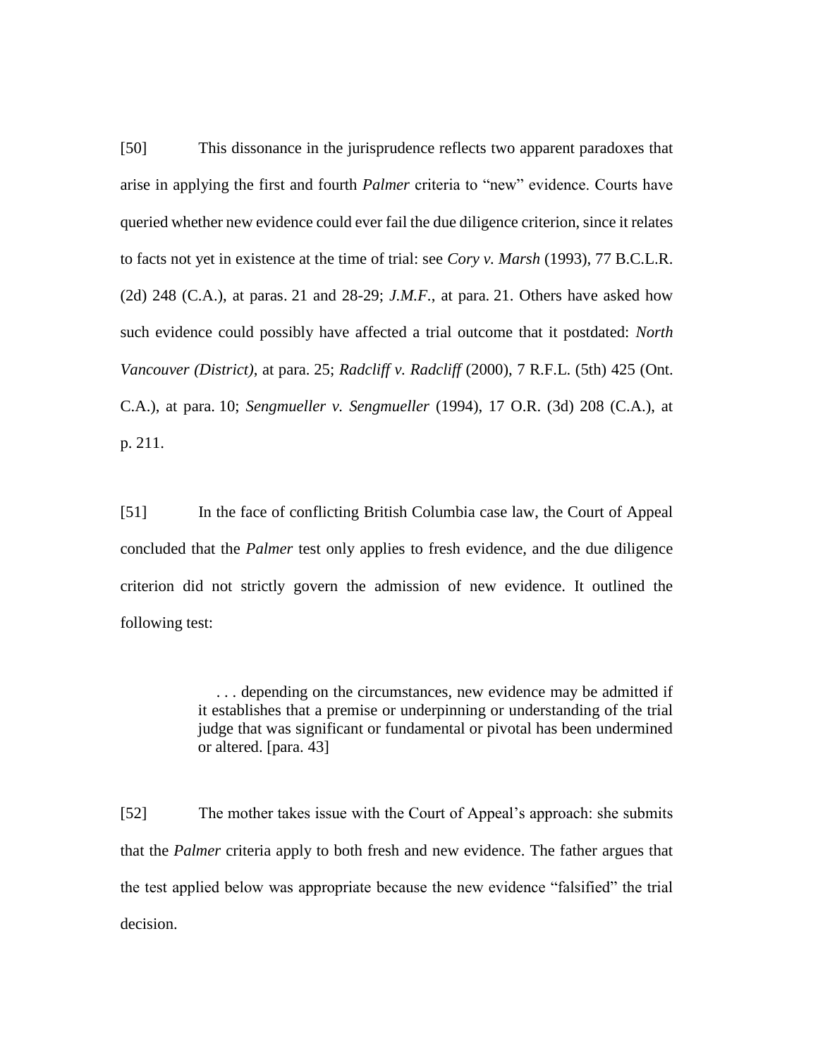[50] This dissonance in the jurisprudence reflects two apparent paradoxes that arise in applying the first and fourth *Palmer* criteria to "new" evidence. Courts have queried whether new evidence could ever fail the due diligence criterion, since it relates to facts not yet in existence at the time of trial: see *Cory v. Marsh* (1993), 77 B.C.L.R. (2d) 248 (C.A.), at paras. 21 and 28-29; *J.M.F.*, at para. 21. Others have asked how such evidence could possibly have affected a trial outcome that it postdated: *North Vancouver (District)*, at para. 25; *Radcliff v. Radcliff* (2000), 7 R.F.L. (5th) 425 (Ont. C.A.), at para. 10; *Sengmueller v. Sengmueller* (1994), 17 O.R. (3d) 208 (C.A.), at p. 211.

[51] In the face of conflicting British Columbia case law, the Court of Appeal concluded that the *Palmer* test only applies to fresh evidence, and the due diligence criterion did not strictly govern the admission of new evidence. It outlined the following test:

> . . . depending on the circumstances, new evidence may be admitted if it establishes that a premise or underpinning or understanding of the trial judge that was significant or fundamental or pivotal has been undermined or altered. [para. 43]

[52] The mother takes issue with the Court of Appeal's approach: she submits that the *Palmer* criteria apply to both fresh and new evidence. The father argues that the test applied below was appropriate because the new evidence "falsified" the trial decision.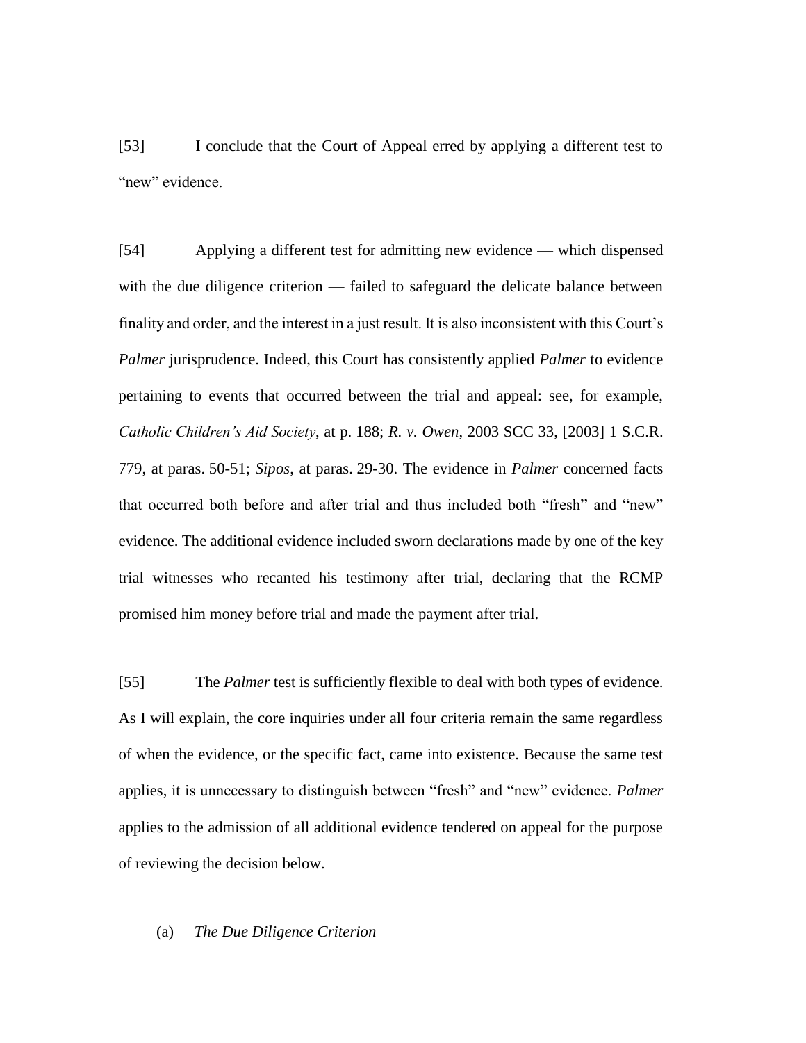[53] I conclude that the Court of Appeal erred by applying a different test to "new" evidence.

[54] Applying a different test for admitting new evidence — which dispensed with the due diligence criterion — failed to safeguard the delicate balance between finality and order, and the interest in a just result. It is also inconsistent with this Court's *Palmer* jurisprudence. Indeed, this Court has consistently applied *Palmer* to evidence pertaining to events that occurred between the trial and appeal: see, for example, *Catholic Children's Aid Society*, at p. 188; *R. v. Owen*, 2003 SCC 33, [2003] 1 S.C.R. 779, at paras. 50-51; *Sipos*, at paras. 29-30. The evidence in *Palmer* concerned facts that occurred both before and after trial and thus included both "fresh" and "new" evidence. The additional evidence included sworn declarations made by one of the key trial witnesses who recanted his testimony after trial, declaring that the RCMP promised him money before trial and made the payment after trial.

[55] The *Palmer* test is sufficiently flexible to deal with both types of evidence. As I will explain, the core inquiries under all four criteria remain the same regardless of when the evidence, or the specific fact, came into existence. Because the same test applies, it is unnecessary to distinguish between "fresh" and "new" evidence. *Palmer* applies to the admission of all additional evidence tendered on appeal for the purpose of reviewing the decision below.

(a) *The Due Diligence Criterion*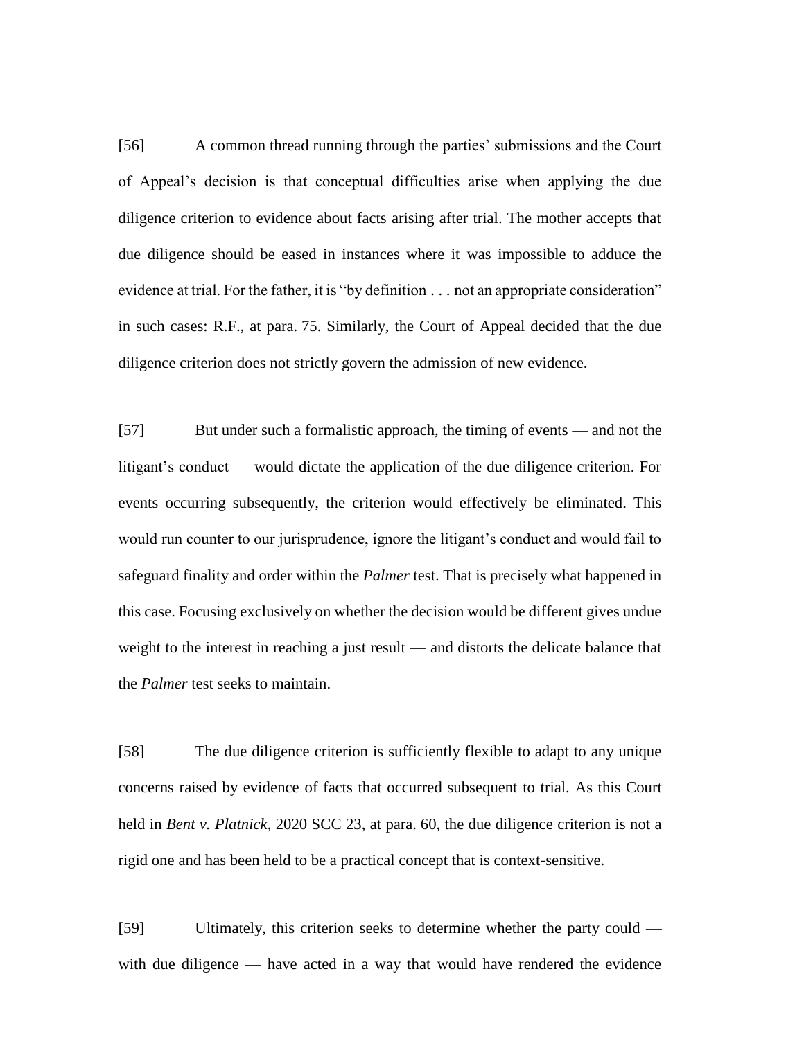[56] A common thread running through the parties' submissions and the Court of Appeal's decision is that conceptual difficulties arise when applying the due diligence criterion to evidence about facts arising after trial. The mother accepts that due diligence should be eased in instances where it was impossible to adduce the evidence at trial. For the father, it is "by definition . . . not an appropriate consideration" in such cases: R.F., at para. 75. Similarly, the Court of Appeal decided that the due diligence criterion does not strictly govern the admission of new evidence.

[57] But under such a formalistic approach, the timing of events — and not the litigant's conduct — would dictate the application of the due diligence criterion. For events occurring subsequently, the criterion would effectively be eliminated. This would run counter to our jurisprudence, ignore the litigant's conduct and would fail to safeguard finality and order within the *Palmer* test. That is precisely what happened in this case. Focusing exclusively on whether the decision would be different gives undue weight to the interest in reaching a just result — and distorts the delicate balance that the *Palmer* test seeks to maintain.

[58] The due diligence criterion is sufficiently flexible to adapt to any unique concerns raised by evidence of facts that occurred subsequent to trial. As this Court held in *Bent v. Platnick*, 2020 SCC 23, at para. 60, the due diligence criterion is not a rigid one and has been held to be a practical concept that is context-sensitive.

[59] Ultimately, this criterion seeks to determine whether the party could — with due diligence — have acted in a way that would have rendered the evidence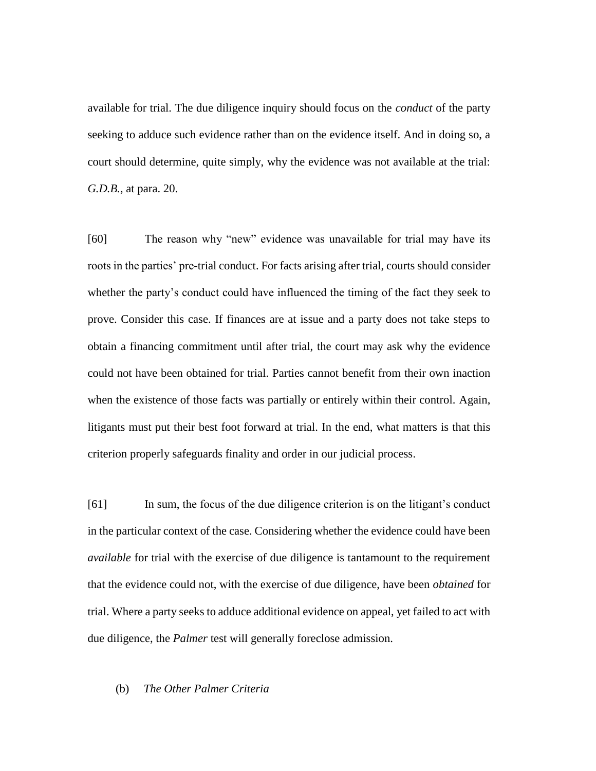available for trial. The due diligence inquiry should focus on the *conduct* of the party seeking to adduce such evidence rather than on the evidence itself. And in doing so, a court should determine, quite simply, why the evidence was not available at the trial: *G.D.B.*, at para. 20.

[60] The reason why "new" evidence was unavailable for trial may have its roots in the parties' pre-trial conduct. For facts arising after trial, courts should consider whether the party's conduct could have influenced the timing of the fact they seek to prove. Consider this case. If finances are at issue and a party does not take steps to obtain a financing commitment until after trial, the court may ask why the evidence could not have been obtained for trial. Parties cannot benefit from their own inaction when the existence of those facts was partially or entirely within their control. Again, litigants must put their best foot forward at trial. In the end, what matters is that this criterion properly safeguards finality and order in our judicial process.

[61] In sum, the focus of the due diligence criterion is on the litigant's conduct in the particular context of the case. Considering whether the evidence could have been *available* for trial with the exercise of due diligence is tantamount to the requirement that the evidence could not, with the exercise of due diligence, have been *obtained* for trial. Where a party seeks to adduce additional evidence on appeal, yet failed to act with due diligence, the *Palmer* test will generally foreclose admission.

(b) *The Other Palmer Criteria*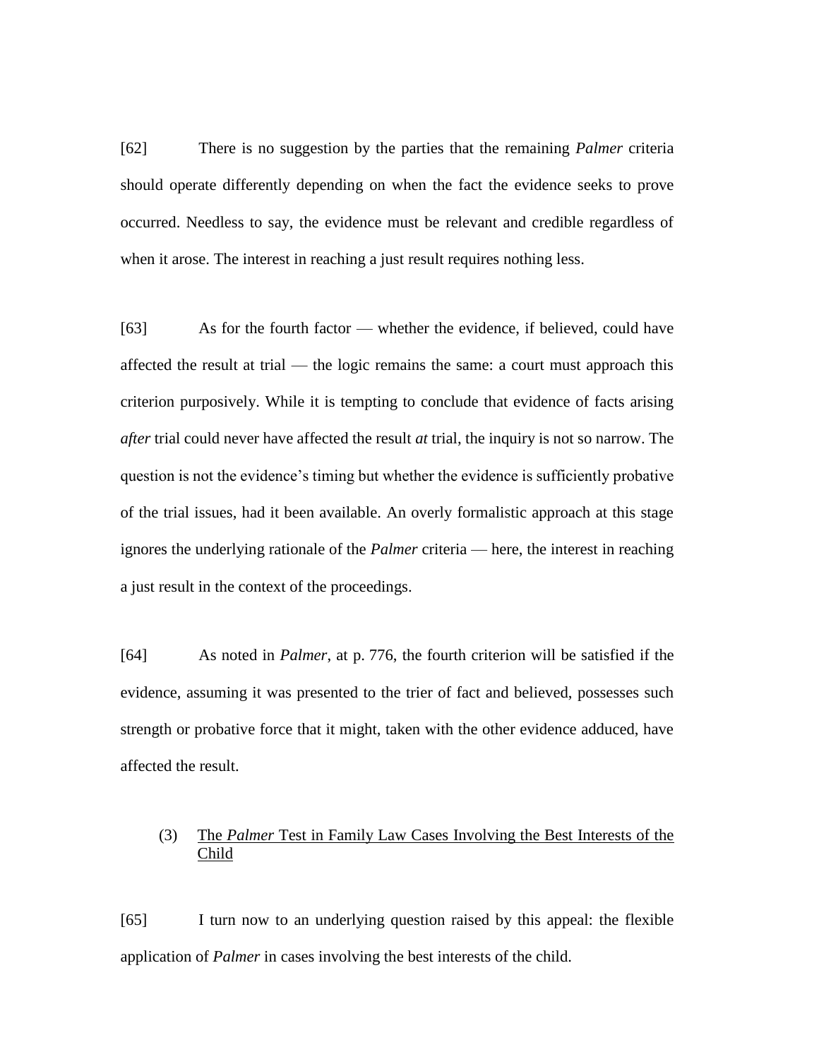[62] There is no suggestion by the parties that the remaining *Palmer* criteria should operate differently depending on when the fact the evidence seeks to prove occurred. Needless to say, the evidence must be relevant and credible regardless of when it arose. The interest in reaching a just result requires nothing less.

[63] As for the fourth factor — whether the evidence, if believed, could have affected the result at trial — the logic remains the same: a court must approach this criterion purposively. While it is tempting to conclude that evidence of facts arising *after* trial could never have affected the result *at* trial, the inquiry is not so narrow. The question is not the evidence's timing but whether the evidence is sufficiently probative of the trial issues, had it been available. An overly formalistic approach at this stage ignores the underlying rationale of the *Palmer* criteria — here, the interest in reaching a just result in the context of the proceedings.

[64] As noted in *Palmer*, at p. 776, the fourth criterion will be satisfied if the evidence, assuming it was presented to the trier of fact and believed, possesses such strength or probative force that it might, taken with the other evidence adduced, have affected the result.

### (3) The *Palmer* Test in Family Law Cases Involving the Best Interests of the Child

[65] I turn now to an underlying question raised by this appeal: the flexible application of *Palmer* in cases involving the best interests of the child.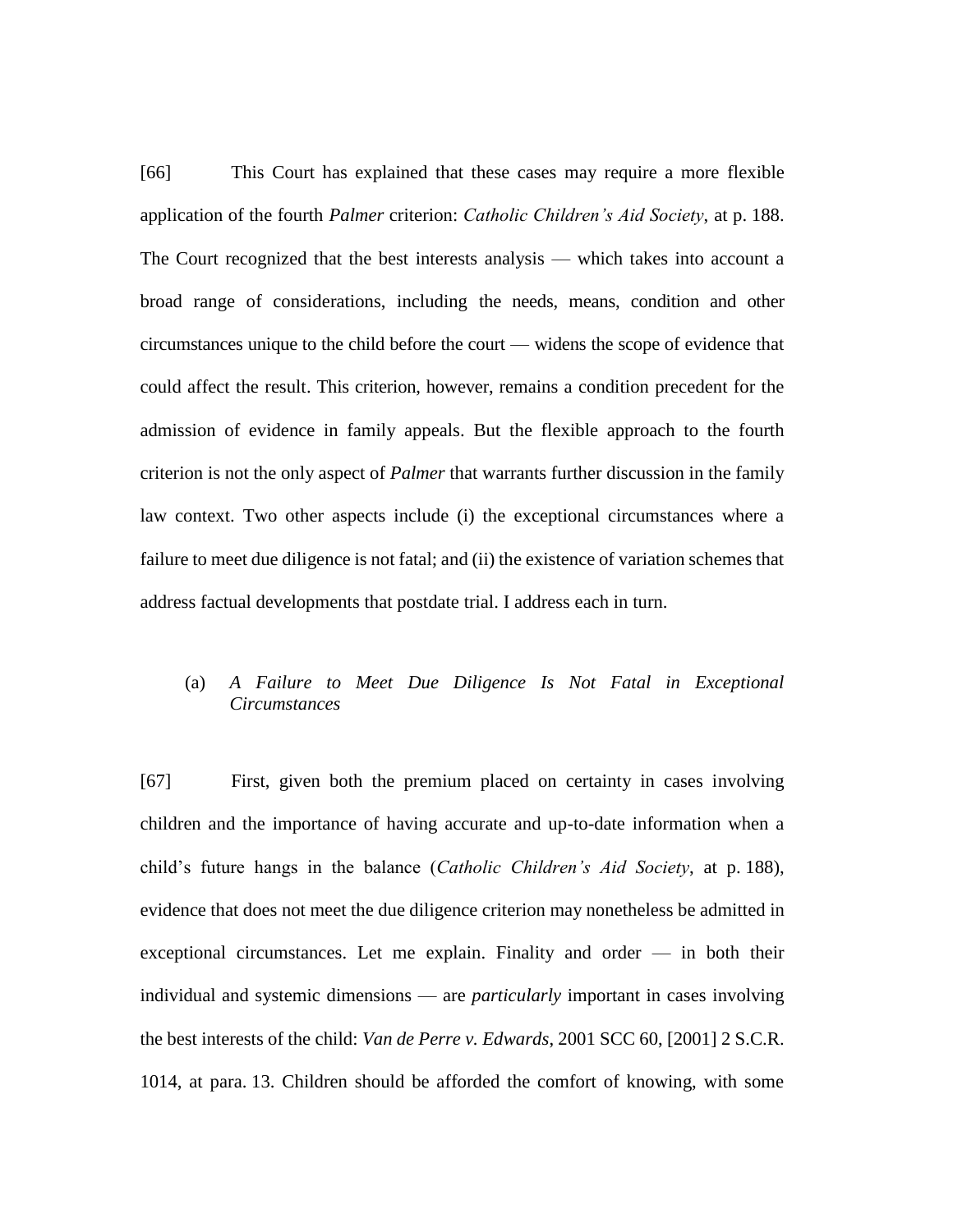[66] This Court has explained that these cases may require a more flexible application of the fourth *Palmer* criterion: *Catholic Children's Aid Society*, at p. 188. The Court recognized that the best interests analysis — which takes into account a broad range of considerations, including the needs, means, condition and other circumstances unique to the child before the court — widens the scope of evidence that could affect the result. This criterion, however, remains a condition precedent for the admission of evidence in family appeals. But the flexible approach to the fourth criterion is not the only aspect of *Palmer* that warrants further discussion in the family law context. Two other aspects include (i) the exceptional circumstances where a failure to meet due diligence is not fatal; and (ii) the existence of variation schemes that address factual developments that postdate trial. I address each in turn.

### (a) *A Failure to Meet Due Diligence Is Not Fatal in Exceptional Circumstances*

[67] First, given both the premium placed on certainty in cases involving children and the importance of having accurate and up-to-date information when a child's future hangs in the balance (*Catholic Children's Aid Society*, at p. 188), evidence that does not meet the due diligence criterion may nonetheless be admitted in exceptional circumstances. Let me explain. Finality and order — in both their individual and systemic dimensions — are *particularly* important in cases involving the best interests of the child: *Van de Perre v. Edwards*, 2001 SCC 60, [2001] 2 S.C.R. 1014, at para. 13. Children should be afforded the comfort of knowing, with some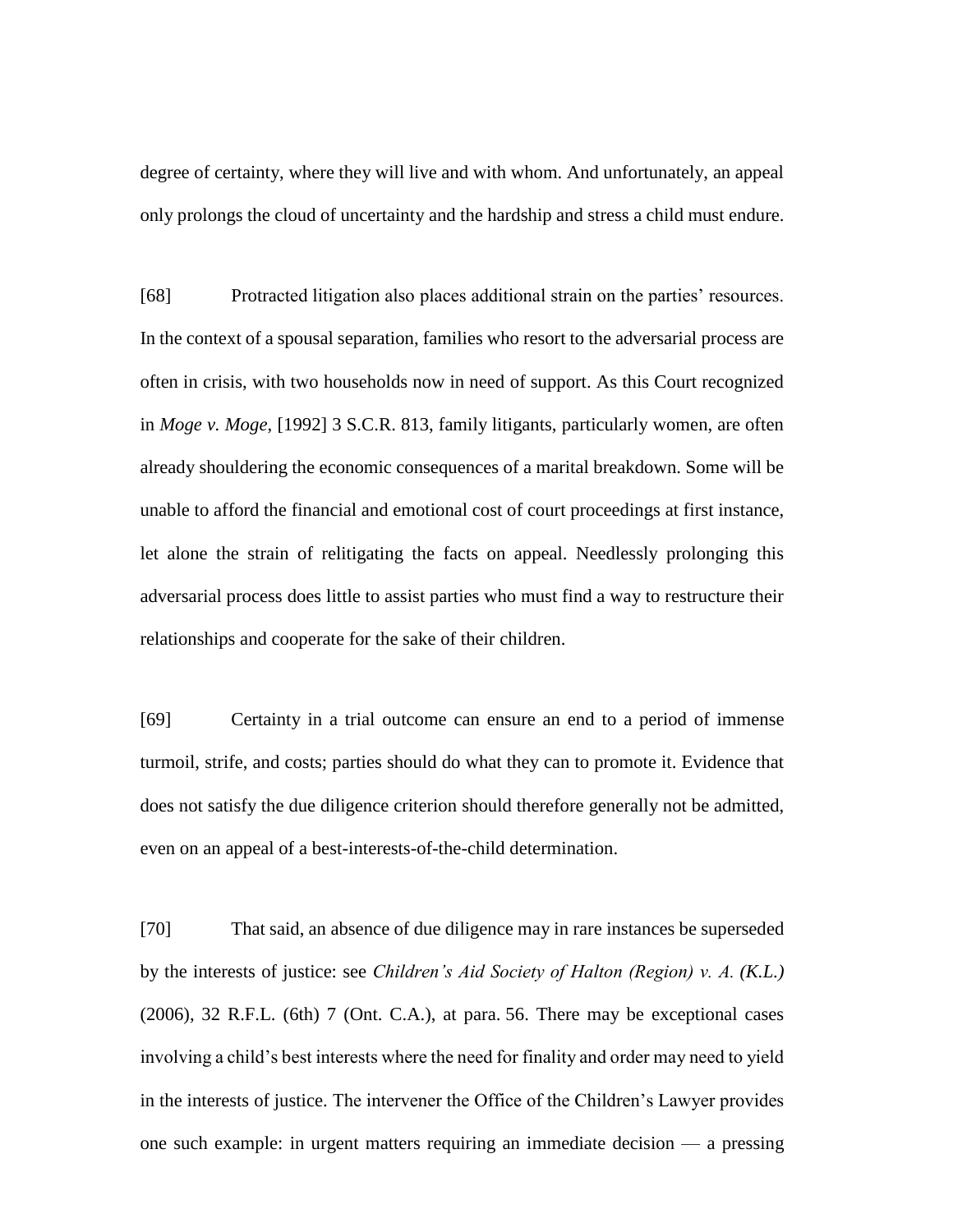degree of certainty, where they will live and with whom. And unfortunately, an appeal only prolongs the cloud of uncertainty and the hardship and stress a child must endure.

[68] Protracted litigation also places additional strain on the parties' resources. In the context of a spousal separation, families who resort to the adversarial process are often in crisis, with two households now in need of support. As this Court recognized in *Moge v. Moge*, [1992] 3 S.C.R. 813, family litigants, particularly women, are often already shouldering the economic consequences of a marital breakdown. Some will be unable to afford the financial and emotional cost of court proceedings at first instance, let alone the strain of relitigating the facts on appeal. Needlessly prolonging this adversarial process does little to assist parties who must find a way to restructure their relationships and cooperate for the sake of their children.

[69] Certainty in a trial outcome can ensure an end to a period of immense turmoil, strife, and costs; parties should do what they can to promote it. Evidence that does not satisfy the due diligence criterion should therefore generally not be admitted, even on an appeal of a best-interests-of-the-child determination.

[70] That said, an absence of due diligence may in rare instances be superseded by the interests of justice: see *Children's Aid Society of Halton (Region) v. A. (K.L.)* (2006), 32 R.F.L. (6th) 7 (Ont. C.A.), at para. 56. There may be exceptional cases involving a child's best interests where the need for finality and order may need to yield in the interests of justice. The intervener the Office of the Children's Lawyer provides one such example: in urgent matters requiring an immediate decision — a pressing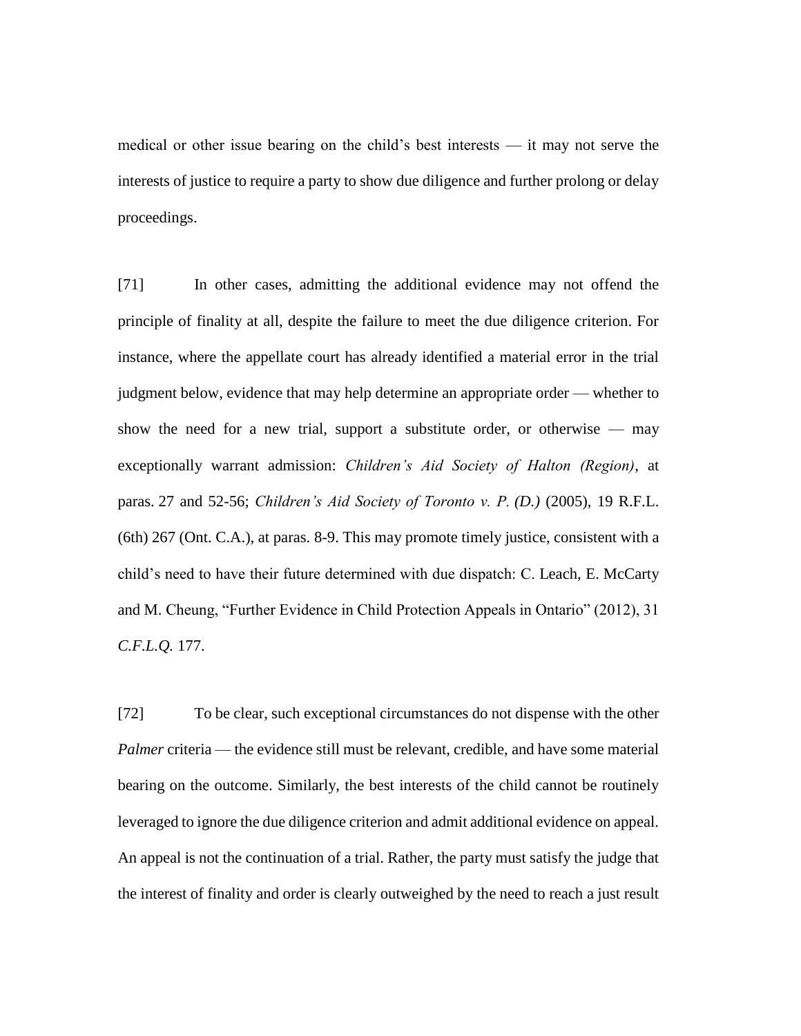medical or other issue bearing on the child's best interests — it may not serve the interests of justice to require a party to show due diligence and further prolong or delay proceedings.

[71] In other cases, admitting the additional evidence may not offend the principle of finality at all, despite the failure to meet the due diligence criterion. For instance, where the appellate court has already identified a material error in the trial judgment below, evidence that may help determine an appropriate order — whether to show the need for a new trial, support a substitute order, or otherwise — may exceptionally warrant admission: *Children's Aid Society of Halton (Region)*, at paras. 27 and 52-56; *Children's Aid Society of Toronto v. P. (D.)* (2005), 19 R.F.L. (6th) 267 (Ont. C.A.), at paras. 8-9. This may promote timely justice, consistent with a child's need to have their future determined with due dispatch: C. Leach, E. McCarty and M. Cheung, "Further Evidence in Child Protection Appeals in Ontario" (2012), 31 *C.F.L.Q.* 177.

[72] To be clear, such exceptional circumstances do not dispense with the other *Palmer* criteria — the evidence still must be relevant, credible, and have some material bearing on the outcome. Similarly, the best interests of the child cannot be routinely leveraged to ignore the due diligence criterion and admit additional evidence on appeal. An appeal is not the continuation of a trial. Rather, the party must satisfy the judge that the interest of finality and order is clearly outweighed by the need to reach a just result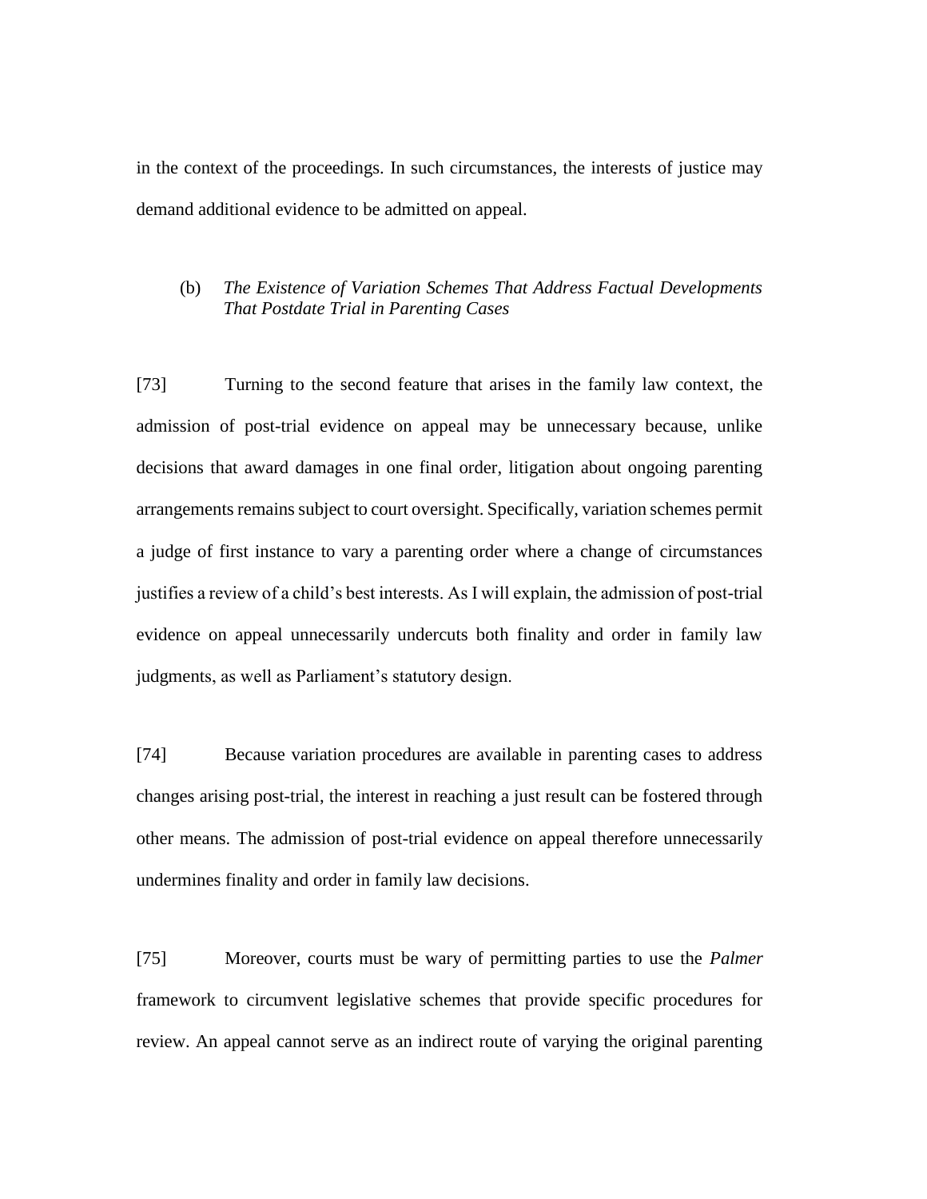in the context of the proceedings. In such circumstances, the interests of justice may demand additional evidence to be admitted on appeal.

(b) *The Existence of Variation Schemes That Address Factual Developments That Postdate Trial in Parenting Cases*

[73] Turning to the second feature that arises in the family law context, the admission of post-trial evidence on appeal may be unnecessary because, unlike decisions that award damages in one final order, litigation about ongoing parenting arrangements remains subject to court oversight. Specifically, variation schemes permit a judge of first instance to vary a parenting order where a change of circumstances justifies a review of a child's best interests. As I will explain, the admission of post-trial evidence on appeal unnecessarily undercuts both finality and order in family law judgments, as well as Parliament's statutory design.

[74] Because variation procedures are available in parenting cases to address changes arising post-trial, the interest in reaching a just result can be fostered through other means. The admission of post-trial evidence on appeal therefore unnecessarily undermines finality and order in family law decisions.

[75] Moreover, courts must be wary of permitting parties to use the *Palmer* framework to circumvent legislative schemes that provide specific procedures for review. An appeal cannot serve as an indirect route of varying the original parenting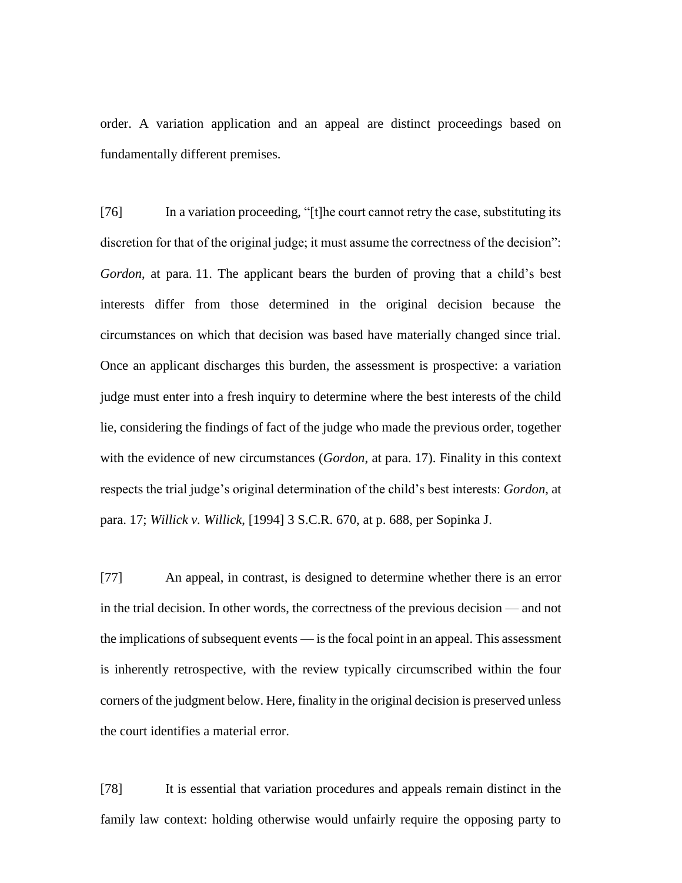order. A variation application and an appeal are distinct proceedings based on fundamentally different premises.

[76] In a variation proceeding, "[t]he court cannot retry the case, substituting its discretion for that of the original judge; it must assume the correctness of the decision": *Gordon*, at para. 11. The applicant bears the burden of proving that a child's best interests differ from those determined in the original decision because the circumstances on which that decision was based have materially changed since trial. Once an applicant discharges this burden, the assessment is prospective: a variation judge must enter into a fresh inquiry to determine where the best interests of the child lie, considering the findings of fact of the judge who made the previous order, together with the evidence of new circumstances (*Gordon*, at para. 17). Finality in this context respects the trial judge's original determination of the child's best interests: *Gordon*, at para. 17; *Willick v. Willick*, [1994] 3 S.C.R. 670, at p. 688, per Sopinka J.

[77] An appeal, in contrast, is designed to determine whether there is an error in the trial decision. In other words, the correctness of the previous decision — and not the implications of subsequent events — is the focal point in an appeal. This assessment is inherently retrospective, with the review typically circumscribed within the four corners of the judgment below. Here, finality in the original decision is preserved unless the court identifies a material error.

[78] It is essential that variation procedures and appeals remain distinct in the family law context: holding otherwise would unfairly require the opposing party to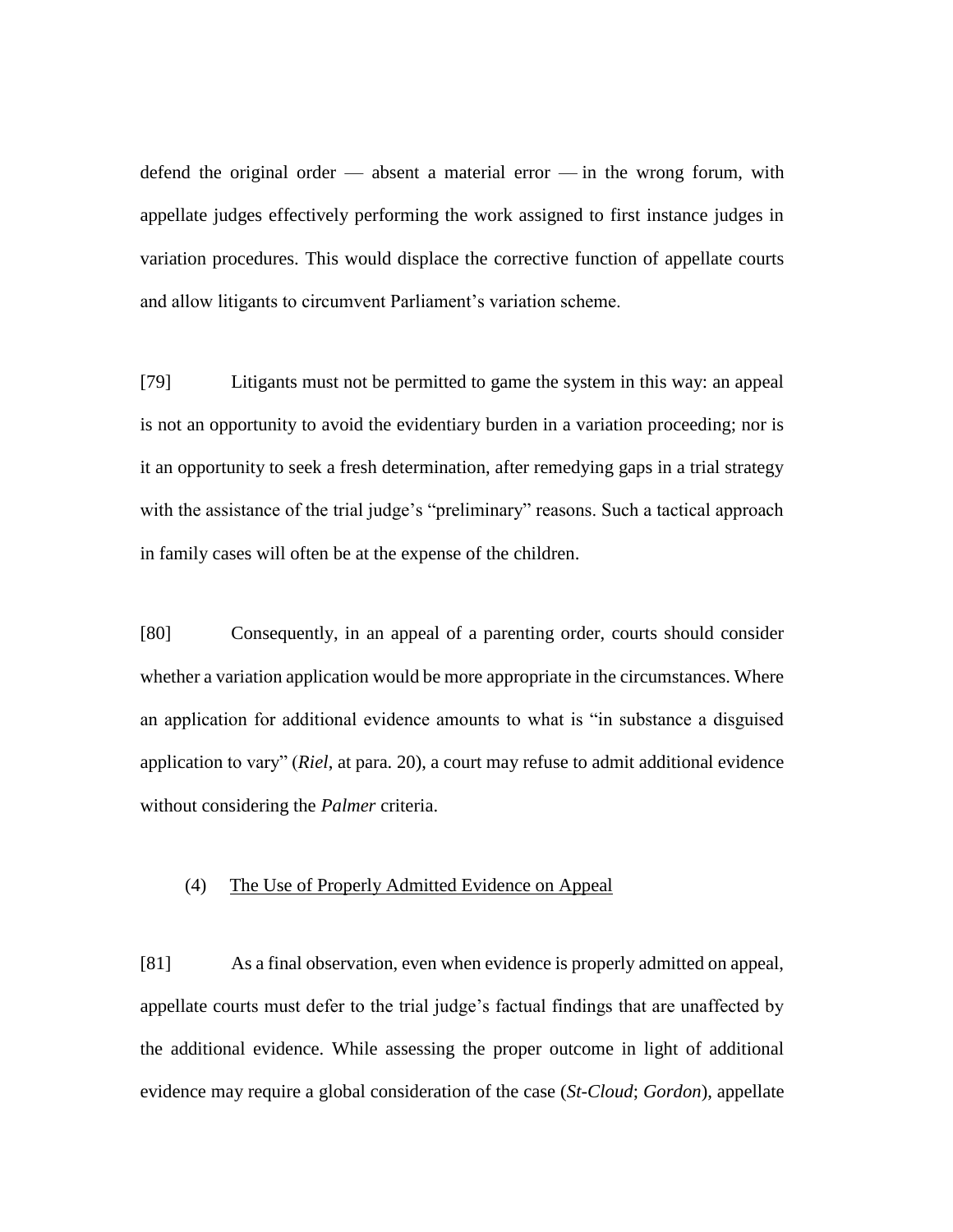defend the original order — absent a material error — in the wrong forum, with appellate judges effectively performing the work assigned to first instance judges in variation procedures. This would displace the corrective function of appellate courts and allow litigants to circumvent Parliament's variation scheme.

[79] Litigants must not be permitted to game the system in this way: an appeal is not an opportunity to avoid the evidentiary burden in a variation proceeding; nor is it an opportunity to seek a fresh determination, after remedying gaps in a trial strategy with the assistance of the trial judge's "preliminary" reasons. Such a tactical approach in family cases will often be at the expense of the children.

[80] Consequently, in an appeal of a parenting order, courts should consider whether a variation application would be more appropriate in the circumstances. Where an application for additional evidence amounts to what is "in substance a disguised application to vary" (*Riel*, at para. 20), a court may refuse to admit additional evidence without considering the *Palmer* criteria.

### (4) The Use of Properly Admitted Evidence on Appeal

[81] As a final observation, even when evidence is properly admitted on appeal, appellate courts must defer to the trial judge's factual findings that are unaffected by the additional evidence. While assessing the proper outcome in light of additional evidence may require a global consideration of the case (*St-Cloud*; *Gordon*), appellate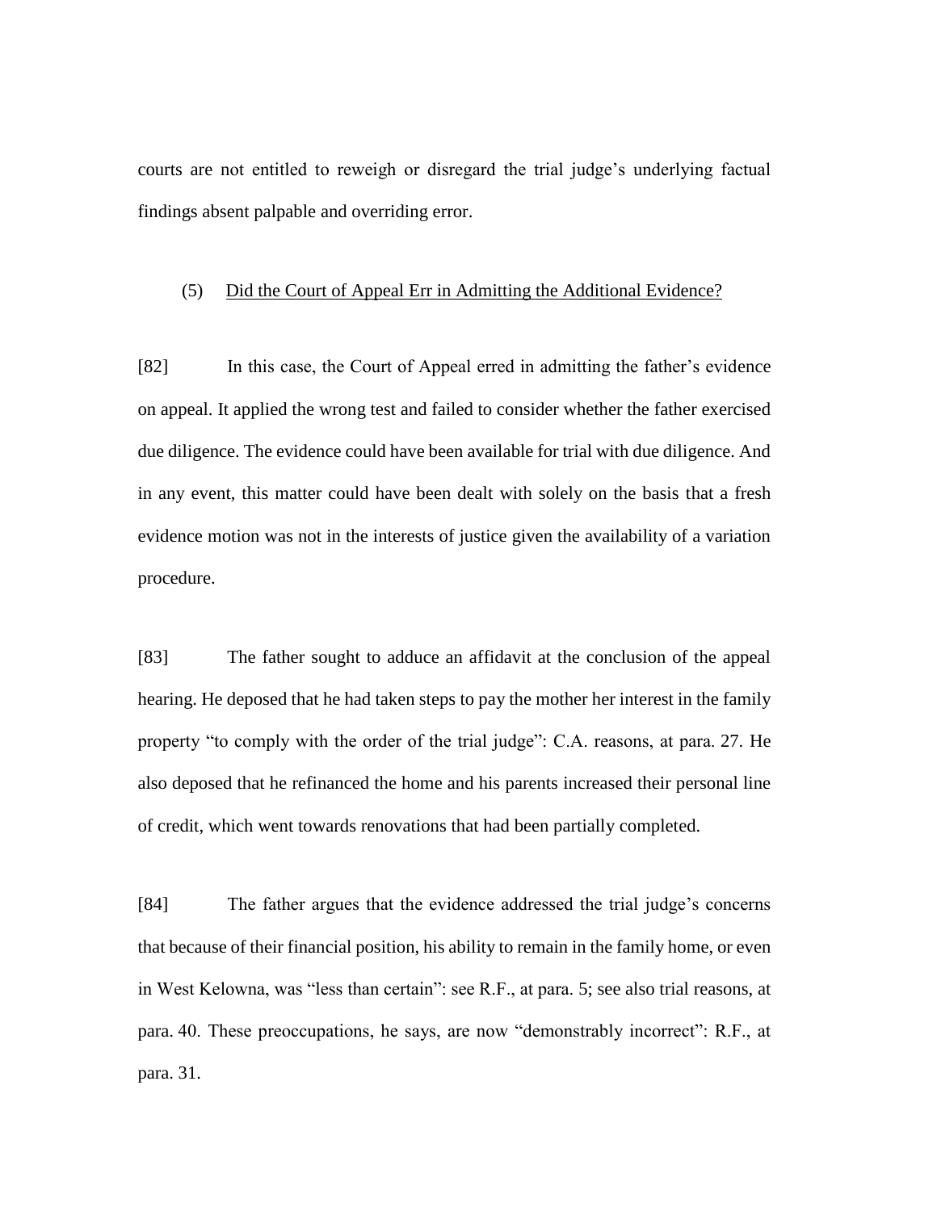courts are not entitled to reweigh or disregard the trial judge's underlying factual findings absent palpable and overriding error.

### (5) Did the Court of Appeal Err in Admitting the Additional Evidence?

[82] In this case, the Court of Appeal erred in admitting the father's evidence on appeal. It applied the wrong test and failed to consider whether the father exercised due diligence. The evidence could have been available for trial with due diligence. And in any event, this matter could have been dealt with solely on the basis that a fresh evidence motion was not in the interests of justice given the availability of a variation procedure.

[83] The father sought to adduce an affidavit at the conclusion of the appeal hearing. He deposed that he had taken steps to pay the mother her interest in the family property "to comply with the order of the trial judge": C.A. reasons, at para. 27. He also deposed that he refinanced the home and his parents increased their personal line of credit, which went towards renovations that had been partially completed.

[84] The father argues that the evidence addressed the trial judge's concerns that because of their financial position, his ability to remain in the family home, or even in West Kelowna, was "less than certain": see R.F., at para. 5; see also trial reasons, at para. 40. These preoccupations, he says, are now "demonstrably incorrect": R.F., at para. 31.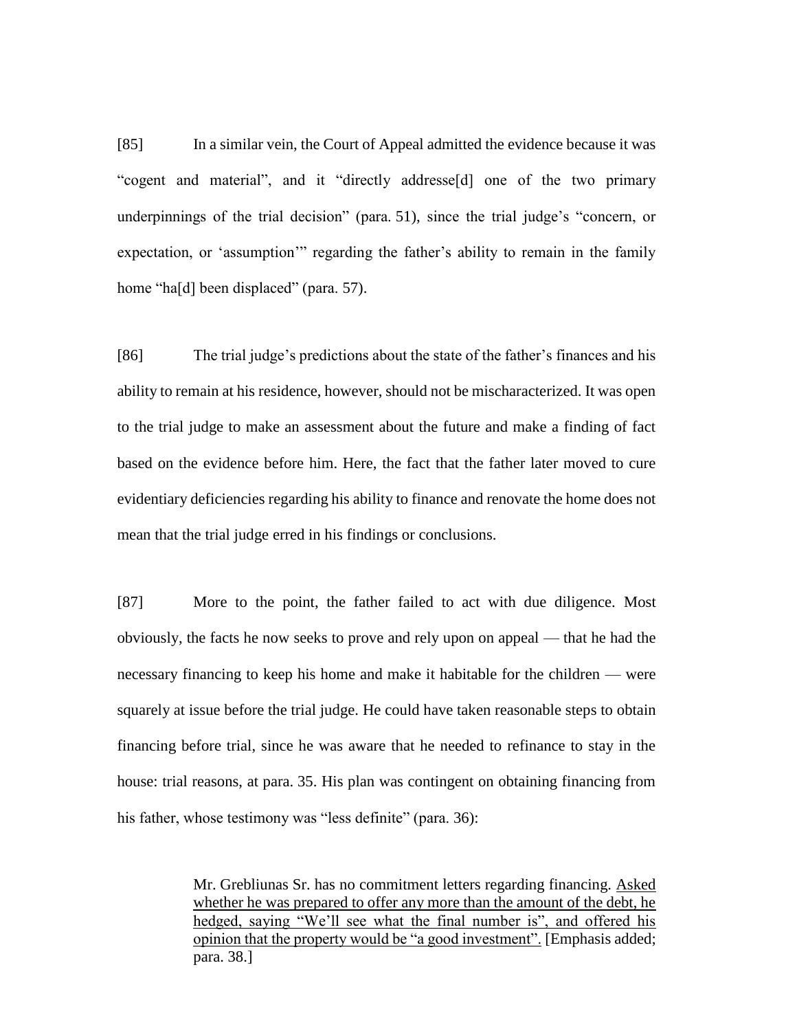[85] In a similar vein, the Court of Appeal admitted the evidence because it was "cogent and material", and it "directly addresse[d] one of the two primary underpinnings of the trial decision" (para. 51), since the trial judge's "concern, or expectation, or 'assumption'" regarding the father's ability to remain in the family home "ha[d] been displaced" (para. 57).

[86] The trial judge's predictions about the state of the father's finances and his ability to remain at his residence, however, should not be mischaracterized. It was open to the trial judge to make an assessment about the future and make a finding of fact based on the evidence before him. Here, the fact that the father later moved to cure evidentiary deficiencies regarding his ability to finance and renovate the home does not mean that the trial judge erred in his findings or conclusions.

[87] More to the point, the father failed to act with due diligence. Most obviously, the facts he now seeks to prove and rely upon on appeal — that he had the necessary financing to keep his home and make it habitable for the children — were squarely at issue before the trial judge. He could have taken reasonable steps to obtain financing before trial, since he was aware that he needed to refinance to stay in the house: trial reasons, at para. 35. His plan was contingent on obtaining financing from his father, whose testimony was "less definite" (para. 36):

> Mr. Grebliunas Sr. has no commitment letters regarding financing. <u>Asked whether he was prepared to offer any more than the amount of the debt, he hedged, saying "We'll see what the final number is", and offered his opinion that the property would be "a good investment".</u> [Emphasis added; para. 38.]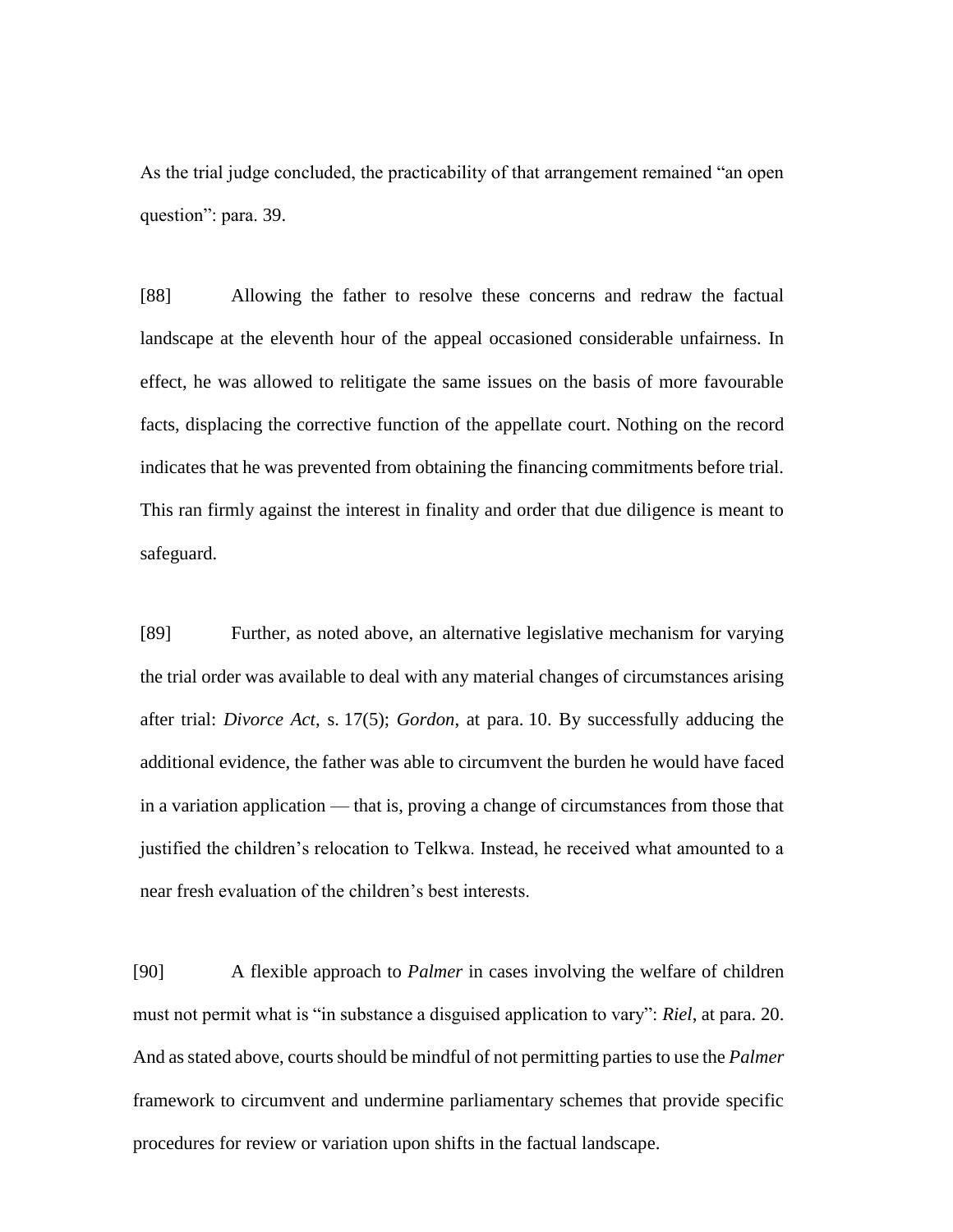As the trial judge concluded, the practicability of that arrangement remained "an open question": para. 39.

[88] Allowing the father to resolve these concerns and redraw the factual landscape at the eleventh hour of the appeal occasioned considerable unfairness. In effect, he was allowed to relitigate the same issues on the basis of more favourable facts, displacing the corrective function of the appellate court. Nothing on the record indicates that he was prevented from obtaining the financing commitments before trial. This ran firmly against the interest in finality and order that due diligence is meant to safeguard.

[89] Further, as noted above, an alternative legislative mechanism for varying the trial order was available to deal with any material changes of circumstances arising after trial: *Divorce Act*, s. 17(5); *Gordon*, at para. 10. By successfully adducing the additional evidence, the father was able to circumvent the burden he would have faced in a variation application — that is, proving a change of circumstances from those that justified the children's relocation to Telkwa. Instead, he received what amounted to a near fresh evaluation of the children's best interests.

[90] A flexible approach to *Palmer* in cases involving the welfare of children must not permit what is "in substance a disguised application to vary": *Riel*, at para. 20. And as stated above, courts should be mindful of not permitting parties to use the *Palmer* framework to circumvent and undermine parliamentary schemes that provide specific procedures for review or variation upon shifts in the factual landscape.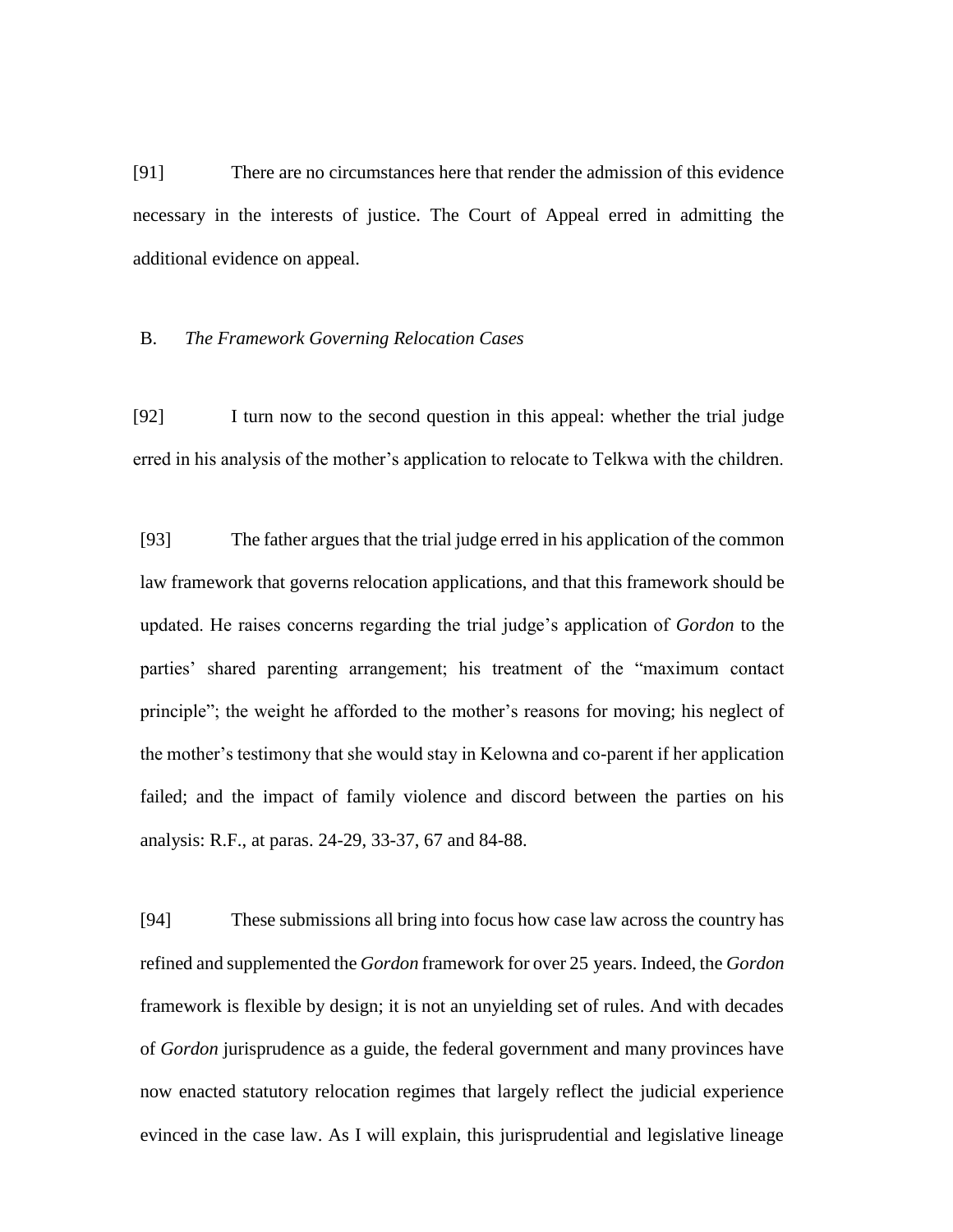[91] There are no circumstances here that render the admission of this evidence necessary in the interests of justice. The Court of Appeal erred in admitting the additional evidence on appeal.

### B. *The Framework Governing Relocation Cases*

[92] I turn now to the second question in this appeal: whether the trial judge erred in his analysis of the mother's application to relocate to Telkwa with the children.

[93] The father argues that the trial judge erred in his application of the common law framework that governs relocation applications, and that this framework should be updated. He raises concerns regarding the trial judge's application of *Gordon* to the parties' shared parenting arrangement; his treatment of the "maximum contact principle"; the weight he afforded to the mother's reasons for moving; his neglect of the mother's testimony that she would stay in Kelowna and co-parent if her application failed; and the impact of family violence and discord between the parties on his analysis: R.F., at paras. 24-29, 33-37, 67 and 84-88.

[94] These submissions all bring into focus how case law across the country has refined and supplemented the *Gordon* framework for over 25 years. Indeed, the *Gordon* framework is flexible by design; it is not an unyielding set of rules. And with decades of *Gordon* jurisprudence as a guide, the federal government and many provinces have now enacted statutory relocation regimes that largely reflect the judicial experience evinced in the case law. As I will explain, this jurisprudential and legislative lineage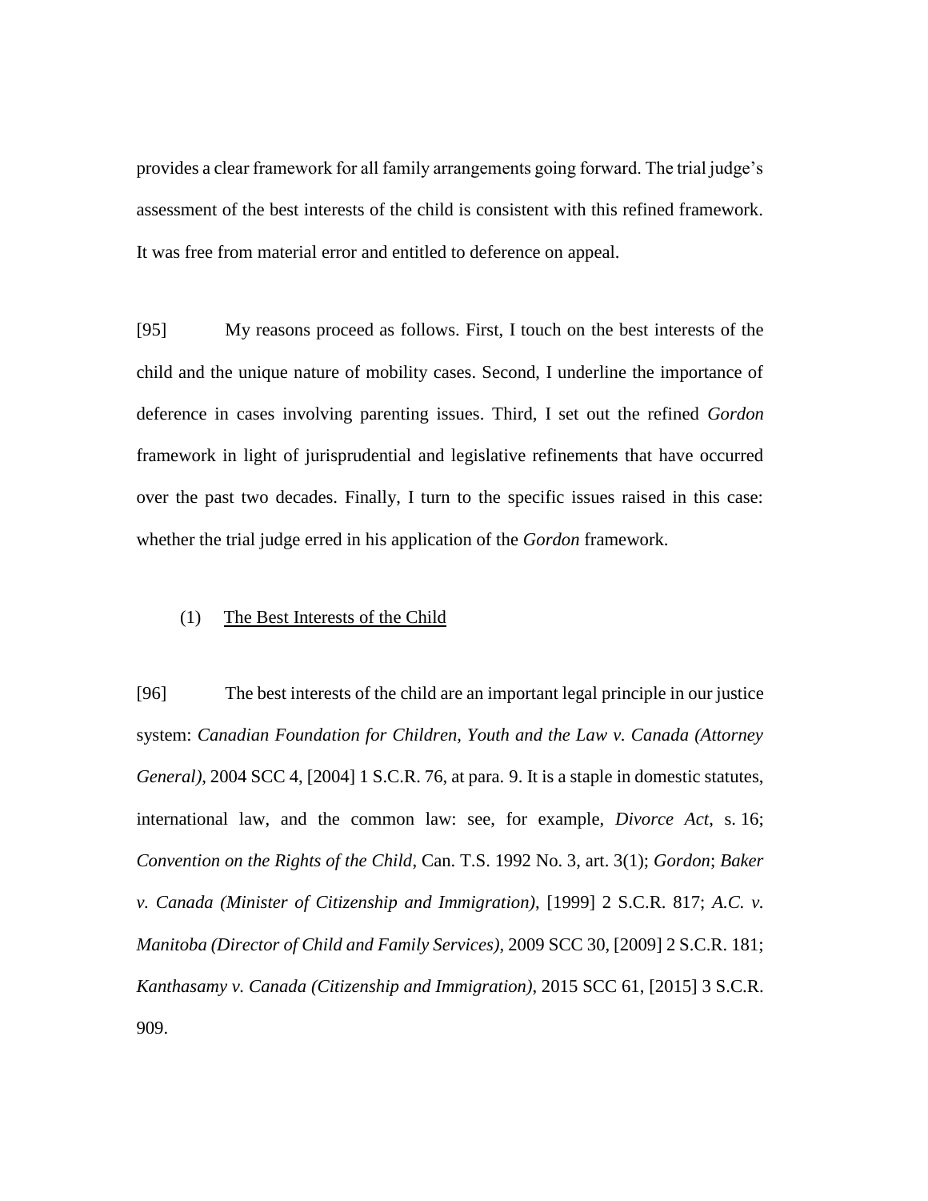provides a clear framework for all family arrangements going forward. The trial judge's assessment of the best interests of the child is consistent with this refined framework. It was free from material error and entitled to deference on appeal.

[95] My reasons proceed as follows. First, I touch on the best interests of the child and the unique nature of mobility cases. Second, I underline the importance of deference in cases involving parenting issues. Third, I set out the refined *Gordon* framework in light of jurisprudential and legislative refinements that have occurred over the past two decades. Finally, I turn to the specific issues raised in this case: whether the trial judge erred in his application of the *Gordon* framework.

### (1) The Best Interests of the Child

[96] The best interests of the child are an important legal principle in our justice system: *Canadian Foundation for Children, Youth and the Law v. Canada (Attorney General)*, 2004 SCC 4, [2004] 1 S.C.R. 76, at para. 9. It is a staple in domestic statutes, international law, and the common law: see, for example, *Divorce Act*, s. 16; *Convention on the Rights of the Child*, Can. T.S. 1992 No. 3, art. 3(1); *Gordon*; *Baker v. Canada (Minister of Citizenship and Immigration)*, [1999] 2 S.C.R. 817; *A.C. v. Manitoba (Director of Child and Family Services)*, 2009 SCC 30, [2009] 2 S.C.R. 181; *Kanthasamy v. Canada (Citizenship and Immigration)*, 2015 SCC 61, [2015] 3 S.C.R. 909.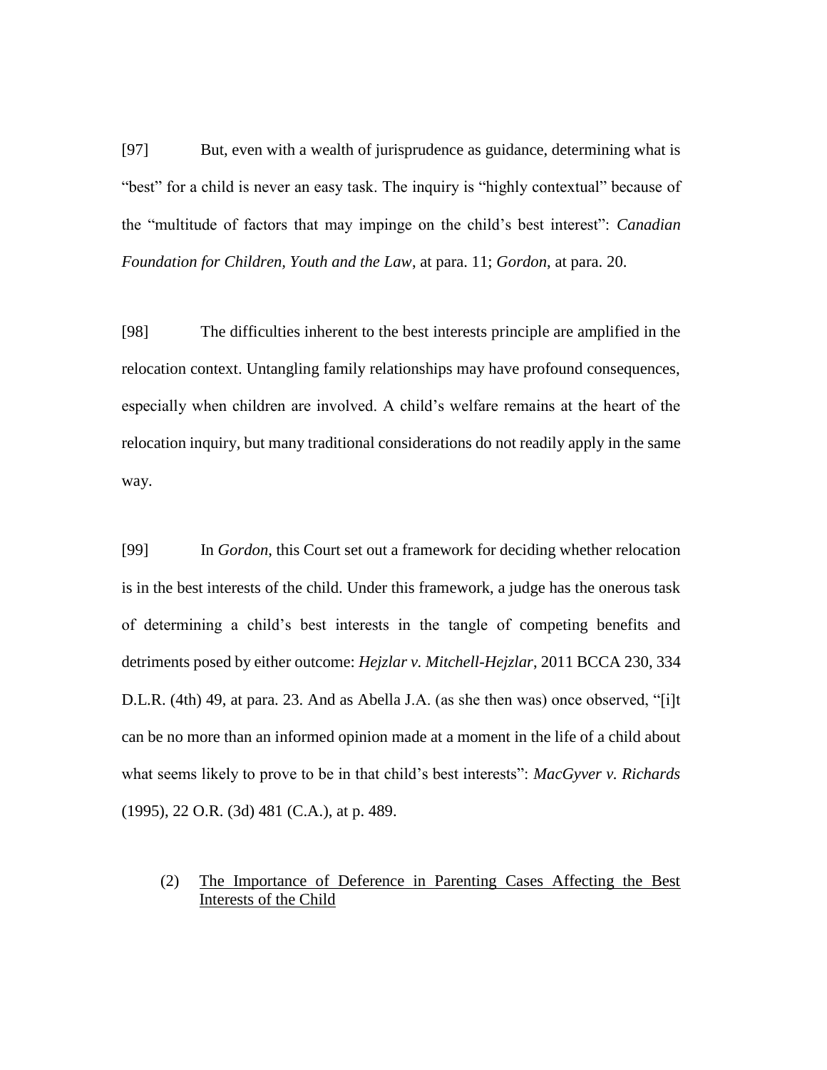[97] But, even with a wealth of jurisprudence as guidance, determining what is "best" for a child is never an easy task. The inquiry is "highly contextual" because of the "multitude of factors that may impinge on the child's best interest": *Canadian Foundation for Children, Youth and the Law*, at para. 11; *Gordon*, at para. 20.

[98] The difficulties inherent to the best interests principle are amplified in the relocation context. Untangling family relationships may have profound consequences, especially when children are involved. A child's welfare remains at the heart of the relocation inquiry, but many traditional considerations do not readily apply in the same way.

[99] In *Gordon*, this Court set out a framework for deciding whether relocation is in the best interests of the child. Under this framework, a judge has the onerous task of determining a child's best interests in the tangle of competing benefits and detriments posed by either outcome: *Hejzlar v. Mitchell-Hejzlar*, 2011 BCCA 230, 334 D.L.R. (4th) 49, at para. 23. And as Abella J.A. (as she then was) once observed, "[i]t can be no more than an informed opinion made at a moment in the life of a child about what seems likely to prove to be in that child's best interests": *MacGyver v. Richards* (1995), 22 O.R. (3d) 481 (C.A.), at p. 489.

(2) <u>The Importance of Deference in Parenting Cases Affecting the Best Interests of the Child</u>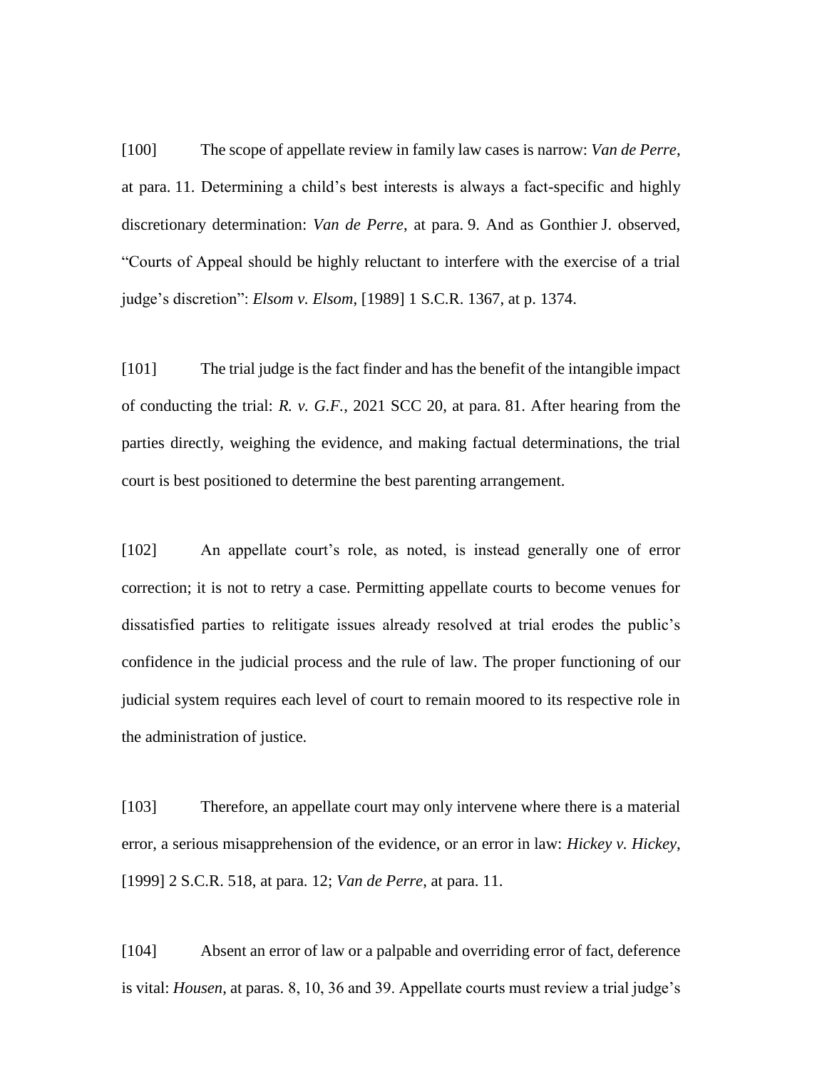[100] The scope of appellate review in family law cases is narrow: *Van de Perre*, at para. 11. Determining a child's best interests is always a fact-specific and highly discretionary determination: *Van de Perre*, at para. 9. And as Gonthier J. observed, "Courts of Appeal should be highly reluctant to interfere with the exercise of a trial judge's discretion": *Elsom v. Elsom*, [1989] 1 S.C.R. 1367, at p. 1374.

[101] The trial judge is the fact finder and has the benefit of the intangible impact of conducting the trial: *R. v. G.F.*, 2021 SCC 20, at para. 81. After hearing from the parties directly, weighing the evidence, and making factual determinations, the trial court is best positioned to determine the best parenting arrangement.

[102] An appellate court's role, as noted, is instead generally one of error correction; it is not to retry a case. Permitting appellate courts to become venues for dissatisfied parties to relitigate issues already resolved at trial erodes the public's confidence in the judicial process and the rule of law. The proper functioning of our judicial system requires each level of court to remain moored to its respective role in the administration of justice.

[103] Therefore, an appellate court may only intervene where there is a material error, a serious misapprehension of the evidence, or an error in law: *Hickey v. Hickey*, [1999] 2 S.C.R. 518, at para. 12; *Van de Perre*, at para. 11.

[104] Absent an error of law or a palpable and overriding error of fact, deference is vital: *Housen*, at paras. 8, 10, 36 and 39. Appellate courts must review a trial judge's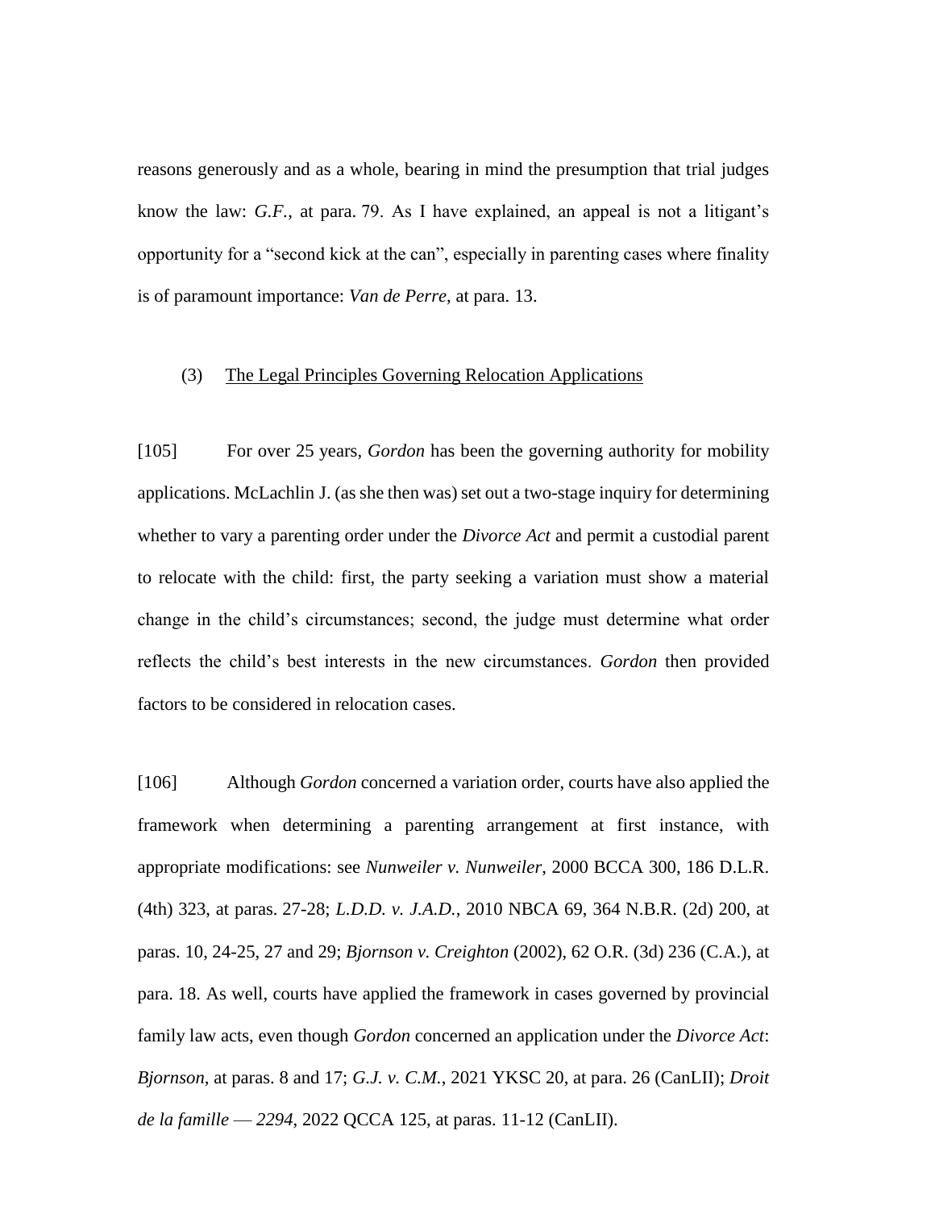reasons generously and as a whole, bearing in mind the presumption that trial judges know the law: *G.F.*, at para. 79. As I have explained, an appeal is not a litigant's opportunity for a "second kick at the can", especially in parenting cases where finality is of paramount importance: *Van de Perre*, at para. 13.

### (3) The Legal Principles Governing Relocation Applications

[105] For over 25 years, *Gordon* has been the governing authority for mobility applications. McLachlin J. (as she then was) set out a two-stage inquiry for determining whether to vary a parenting order under the *Divorce Act* and permit a custodial parent to relocate with the child: first, the party seeking a variation must show a material change in the child's circumstances; second, the judge must determine what order reflects the child's best interests in the new circumstances. *Gordon* then provided factors to be considered in relocation cases.

[106] Although *Gordon* concerned a variation order, courts have also applied the framework when determining a parenting arrangement at first instance, with appropriate modifications: see *Nunweiler v. Nunweiler*, 2000 BCCA 300, 186 D.L.R. (4th) 323, at paras. 27-28; *L.D.D. v. J.A.D.*, 2010 NBCA 69, 364 N.B.R. (2d) 200, at paras. 10, 24-25, 27 and 29; *Bjornson v. Creighton* (2002), 62 O.R. (3d) 236 (C.A.), at para. 18. As well, courts have applied the framework in cases governed by provincial family law acts, even though *Gordon* concerned an application under the *Divorce Act*: *Bjornson*, at paras. 8 and 17; *G.J. v. C.M.*, 2021 YKSC 20, at para. 26 (CanLII); *Droit de la famille — 2294*, 2022 QCCA 125, at paras. 11-12 (CanLII).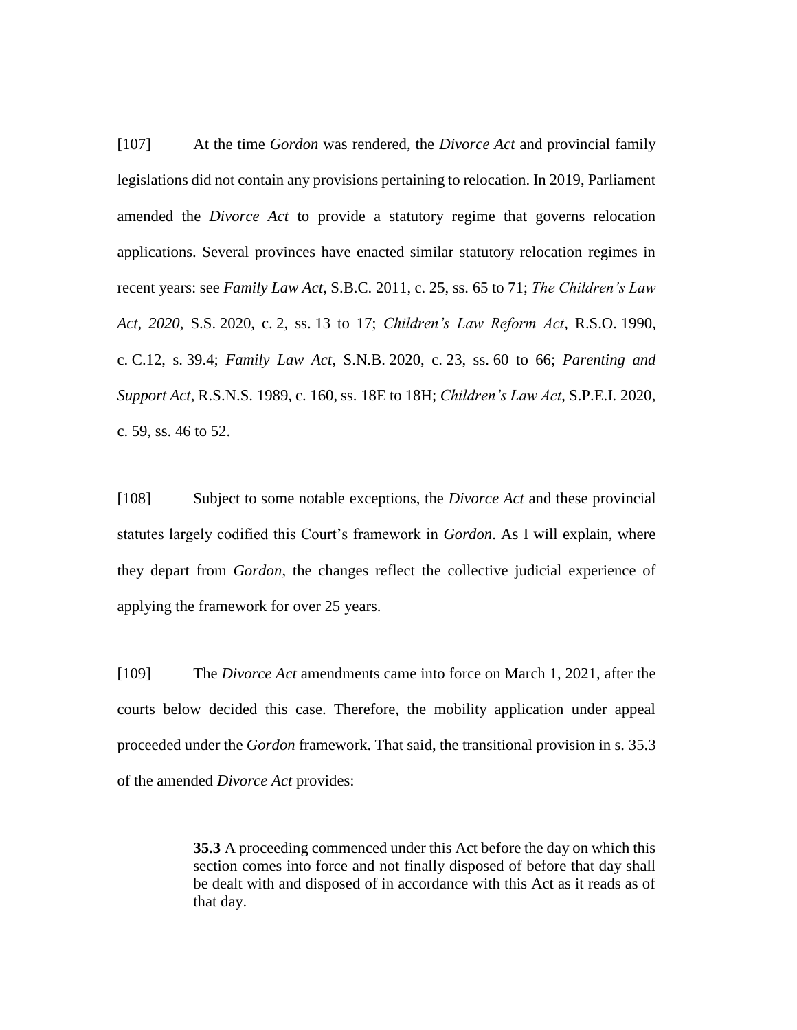[107] At the time *Gordon* was rendered, the *Divorce Act* and provincial family legislations did not contain any provisions pertaining to relocation. In 2019, Parliament amended the *Divorce Act* to provide a statutory regime that governs relocation applications. Several provinces have enacted similar statutory relocation regimes in recent years: see *Family Law Act*, S.B.C. 2011, c. 25, ss. 65 to 71; *The Children's Law Act, 2020*, S.S. 2020, c. 2, ss. 13 to 17; *Children's Law Reform Act*, R.S.O. 1990, c. C.12, s. 39.4; *Family Law Act*, S.N.B. 2020, c. 23, ss. 60 to 66; *Parenting and Support Act*, R.S.N.S. 1989, c. 160, ss. 18E to 18H; *Children's Law Act*, S.P.E.I. 2020, c. 59, ss. 46 to 52.

[108] Subject to some notable exceptions, the *Divorce Act* and these provincial statutes largely codified this Court's framework in *Gordon*. As I will explain, where they depart from *Gordon*, the changes reflect the collective judicial experience of applying the framework for over 25 years.

[109] The *Divorce Act* amendments came into force on March 1, 2021, after the courts below decided this case. Therefore, the mobility application under appeal proceeded under the *Gordon* framework. That said, the transitional provision in s. 35.3 of the amended *Divorce Act* provides:

> **35.3** A proceeding commenced under this Act before the day on which this section comes into force and not finally disposed of before that day shall be dealt with and disposed of in accordance with this Act as it reads as of that day.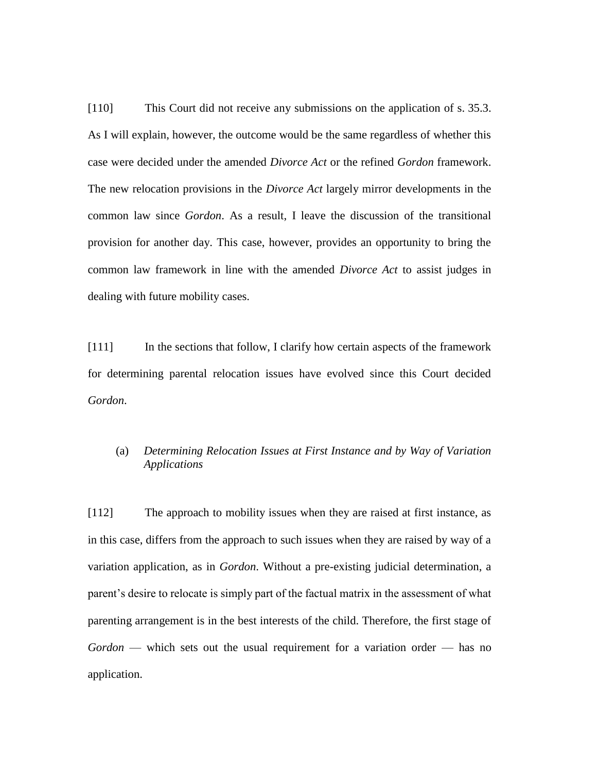[110] This Court did not receive any submissions on the application of s. 35.3. As I will explain, however, the outcome would be the same regardless of whether this case were decided under the amended *Divorce Act* or the refined *Gordon* framework. The new relocation provisions in the *Divorce Act* largely mirror developments in the common law since *Gordon*. As a result, I leave the discussion of the transitional provision for another day. This case, however, provides an opportunity to bring the common law framework in line with the amended *Divorce Act* to assist judges in dealing with future mobility cases.

[111] In the sections that follow, I clarify how certain aspects of the framework for determining parental relocation issues have evolved since this Court decided *Gordon*.

### (a) *Determining Relocation Issues at First Instance and by Way of Variation Applications*

[112] The approach to mobility issues when they are raised at first instance, as in this case, differs from the approach to such issues when they are raised by way of a variation application, as in *Gordon*. Without a pre-existing judicial determination, a parent's desire to relocate is simply part of the factual matrix in the assessment of what parenting arrangement is in the best interests of the child. Therefore, the first stage of *Gordon* — which sets out the usual requirement for a variation order — has no application.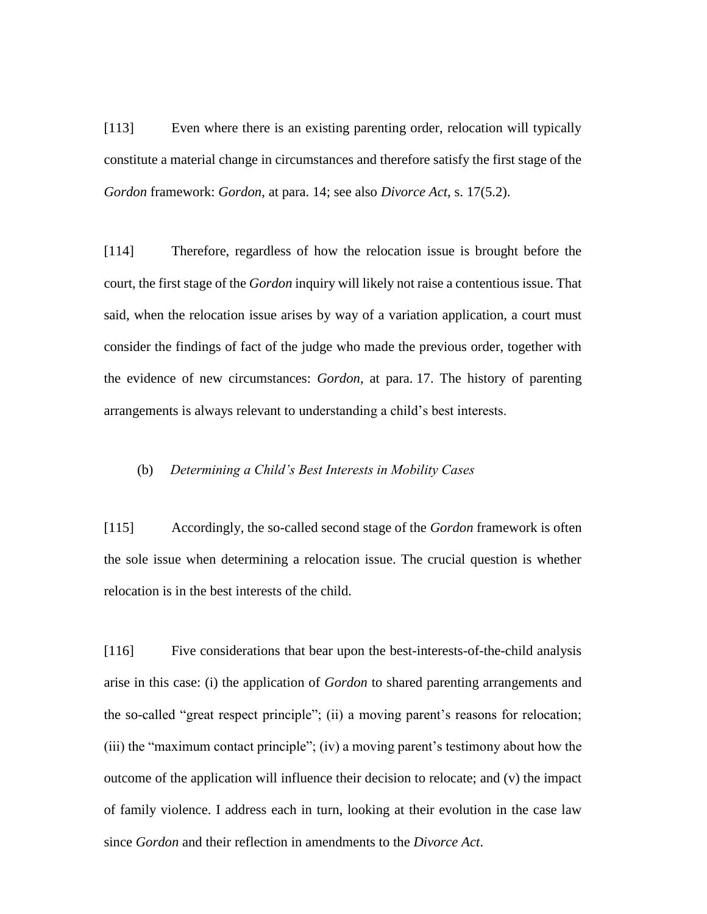[113] Even where there is an existing parenting order, relocation will typically constitute a material change in circumstances and therefore satisfy the first stage of the *Gordon* framework: *Gordon*, at para. 14; see also *Divorce Act*, s. 17(5.2).

[114] Therefore, regardless of how the relocation issue is brought before the court, the first stage of the *Gordon* inquiry will likely not raise a contentious issue. That said, when the relocation issue arises by way of a variation application, a court must consider the findings of fact of the judge who made the previous order, together with the evidence of new circumstances: *Gordon*, at para. 17. The history of parenting arrangements is always relevant to understanding a child's best interests.

(b) *Determining a Child's Best Interests in Mobility Cases*

[115] Accordingly, the so-called second stage of the *Gordon* framework is often the sole issue when determining a relocation issue. The crucial question is whether relocation is in the best interests of the child.

[116] Five considerations that bear upon the best-interests-of-the-child analysis arise in this case: (i) the application of *Gordon* to shared parenting arrangements and the so-called "great respect principle"; (ii) a moving parent's reasons for relocation; (iii) the "maximum contact principle"; (iv) a moving parent's testimony about how the outcome of the application will influence their decision to relocate; and (v) the impact of family violence. I address each in turn, looking at their evolution in the case law since *Gordon* and their reflection in amendments to the *Divorce Act*.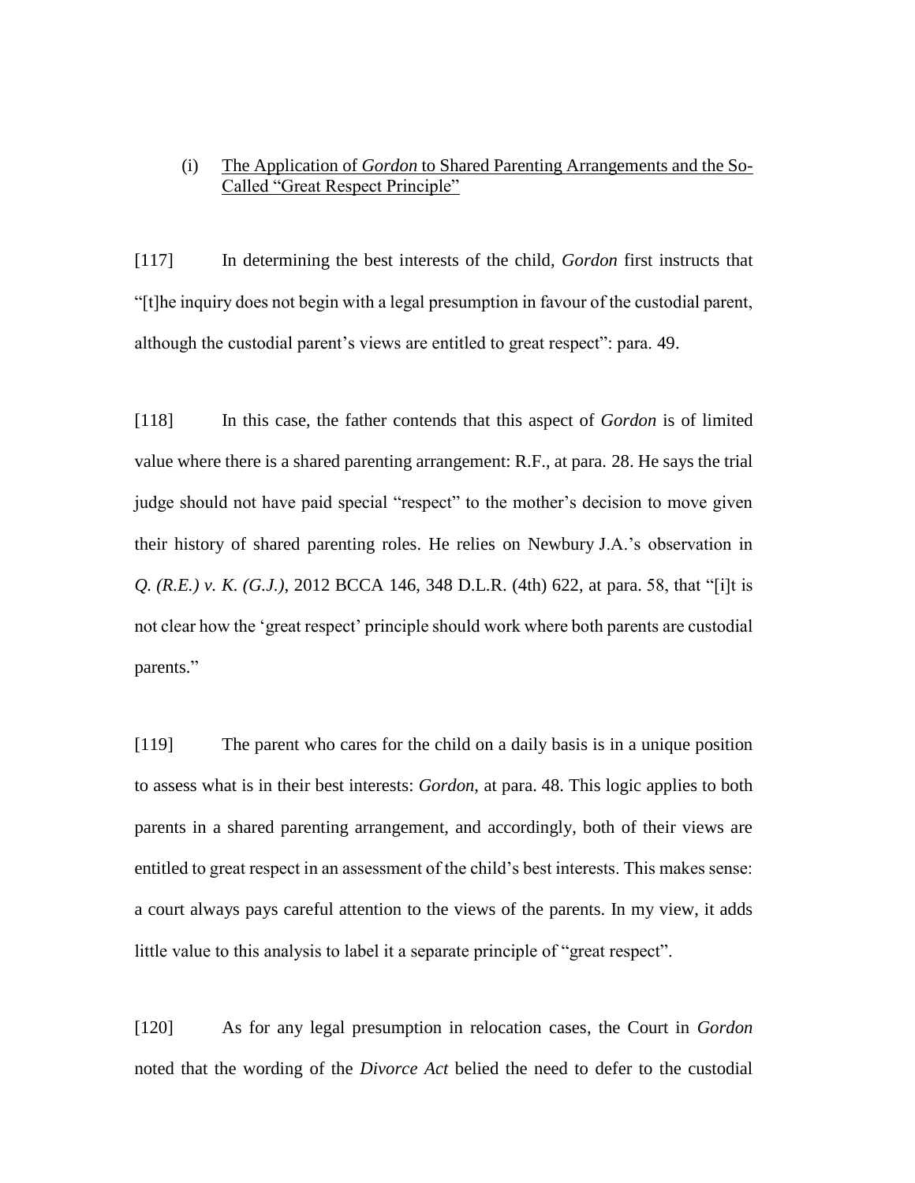(i) <u>The Application of *Gordon* to Shared Parenting Arrangements and the So-Called "Great Respect Principle"</u>

[117] In determining the best interests of the child, *Gordon* first instructs that "[t]he inquiry does not begin with a legal presumption in favour of the custodial parent, although the custodial parent's views are entitled to great respect": para. 49.

[118] In this case, the father contends that this aspect of *Gordon* is of limited value where there is a shared parenting arrangement: R.F., at para. 28. He says the trial judge should not have paid special "respect" to the mother's decision to move given their history of shared parenting roles. He relies on Newbury J.A.'s observation in *Q. (R.E.) v. K. (G.J.)*, 2012 BCCA 146, 348 D.L.R. (4th) 622, at para. 58, that "[i]t is not clear how the 'great respect' principle should work where both parents are custodial parents."

[119] The parent who cares for the child on a daily basis is in a unique position to assess what is in their best interests: *Gordon*, at para. 48. This logic applies to both parents in a shared parenting arrangement, and accordingly, both of their views are entitled to great respect in an assessment of the child's best interests. This makes sense: a court always pays careful attention to the views of the parents. In my view, it adds little value to this analysis to label it a separate principle of "great respect".

[120] As for any legal presumption in relocation cases, the Court in *Gordon* noted that the wording of the *Divorce Act* belied the need to defer to the custodial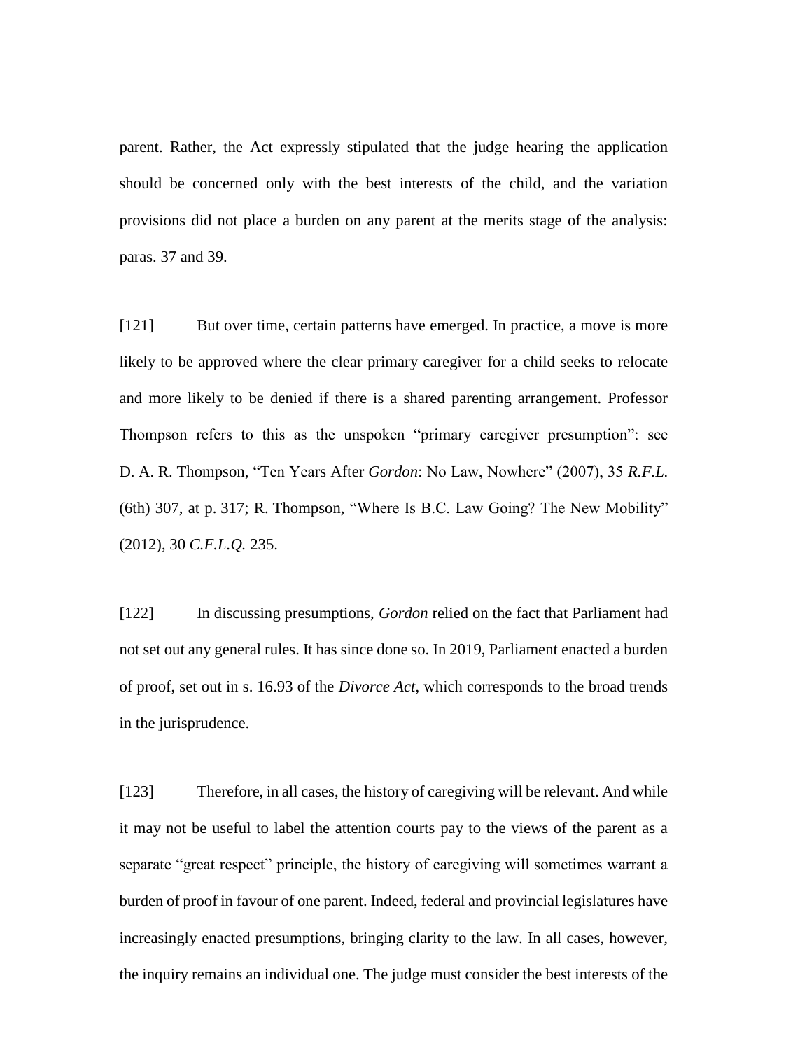parent. Rather, the Act expressly stipulated that the judge hearing the application should be concerned only with the best interests of the child, and the variation provisions did not place a burden on any parent at the merits stage of the analysis: paras. 37 and 39.

[121] But over time, certain patterns have emerged. In practice, a move is more likely to be approved where the clear primary caregiver for a child seeks to relocate and more likely to be denied if there is a shared parenting arrangement. Professor Thompson refers to this as the unspoken "primary caregiver presumption": see D. A. R. Thompson, "Ten Years After *Gordon*: No Law, Nowhere" (2007), 35 *R.F.L.* (6th) 307, at p. 317; R. Thompson, "Where Is B.C. Law Going? The New Mobility" (2012), 30 *C.F.L.Q.* 235.

[122] In discussing presumptions, *Gordon* relied on the fact that Parliament had not set out any general rules. It has since done so. In 2019, Parliament enacted a burden of proof, set out in s. 16.93 of the *Divorce Act*, which corresponds to the broad trends in the jurisprudence.

[123] Therefore, in all cases, the history of caregiving will be relevant. And while it may not be useful to label the attention courts pay to the views of the parent as a separate "great respect" principle, the history of caregiving will sometimes warrant a burden of proof in favour of one parent. Indeed, federal and provincial legislatures have increasingly enacted presumptions, bringing clarity to the law. In all cases, however, the inquiry remains an individual one. The judge must consider the best interests of the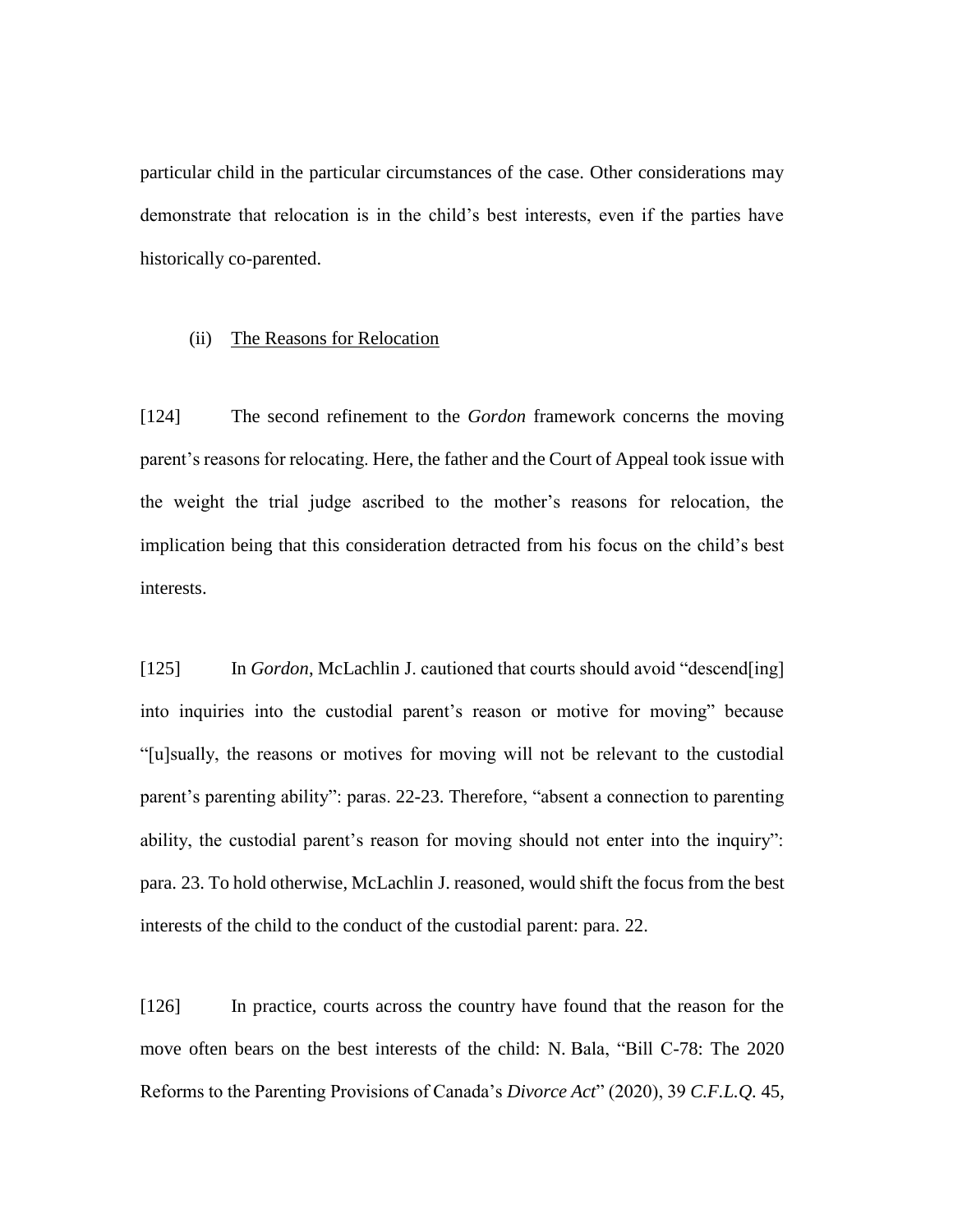particular child in the particular circumstances of the case. Other considerations may demonstrate that relocation is in the child's best interests, even if the parties have historically co-parented.

(ii) <u>The Reasons for Relocation</u>

[124] The second refinement to the *Gordon* framework concerns the moving parent's reasons for relocating. Here, the father and the Court of Appeal took issue with the weight the trial judge ascribed to the mother's reasons for relocation, the implication being that this consideration detracted from his focus on the child's best interests.

[125] In *Gordon*, McLachlin J. cautioned that courts should avoid "descend[ing] into inquiries into the custodial parent's reason or motive for moving" because "[u]sually, the reasons or motives for moving will not be relevant to the custodial parent's parenting ability": paras. 22-23. Therefore, "absent a connection to parenting ability, the custodial parent's reason for moving should not enter into the inquiry": para. 23. To hold otherwise, McLachlin J. reasoned, would shift the focus from the best interests of the child to the conduct of the custodial parent: para. 22.

[126] In practice, courts across the country have found that the reason for the move often bears on the best interests of the child: N. Bala, "Bill C-78: The 2020 Reforms to the Parenting Provisions of Canada's *Divorce Act*" (2020), 39 *C.F.L.Q.* 45,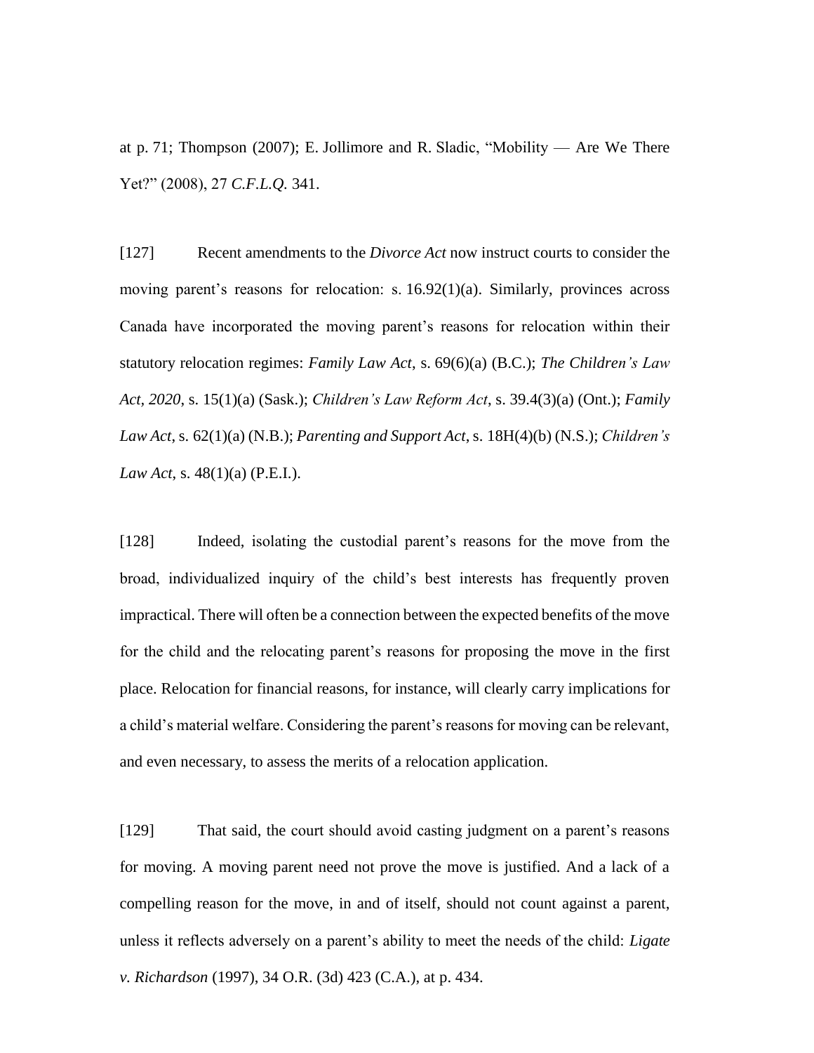at p. 71; Thompson (2007); E. Jollimore and R. Sladic, "Mobility — Are We There Yet?" (2008), 27 *C.F.L.Q.* 341.

[127] Recent amendments to the *Divorce Act* now instruct courts to consider the moving parent's reasons for relocation: s. 16.92(1)(a). Similarly, provinces across Canada have incorporated the moving parent's reasons for relocation within their statutory relocation regimes: *Family Law Act*, s. 69(6)(a) (B.C.); *The Children's Law Act, 2020*, s. 15(1)(a) (Sask.); *Children's Law Reform Act*, s. 39.4(3)(a) (Ont.); *Family Law Act*, s. 62(1)(a) (N.B.); *Parenting and Support Act*, s. 18H(4)(b) (N.S.); *Children's Law Act*, s. 48(1)(a) (P.E.I.).

[128] Indeed, isolating the custodial parent's reasons for the move from the broad, individualized inquiry of the child's best interests has frequently proven impractical. There will often be a connection between the expected benefits of the move for the child and the relocating parent's reasons for proposing the move in the first place. Relocation for financial reasons, for instance, will clearly carry implications for a child's material welfare. Considering the parent's reasons for moving can be relevant, and even necessary, to assess the merits of a relocation application.

[129] That said, the court should avoid casting judgment on a parent's reasons for moving. A moving parent need not prove the move is justified. And a lack of a compelling reason for the move, in and of itself, should not count against a parent, unless it reflects adversely on a parent's ability to meet the needs of the child: *Ligate v. Richardson* (1997), 34 O.R. (3d) 423 (C.A.), at p. 434.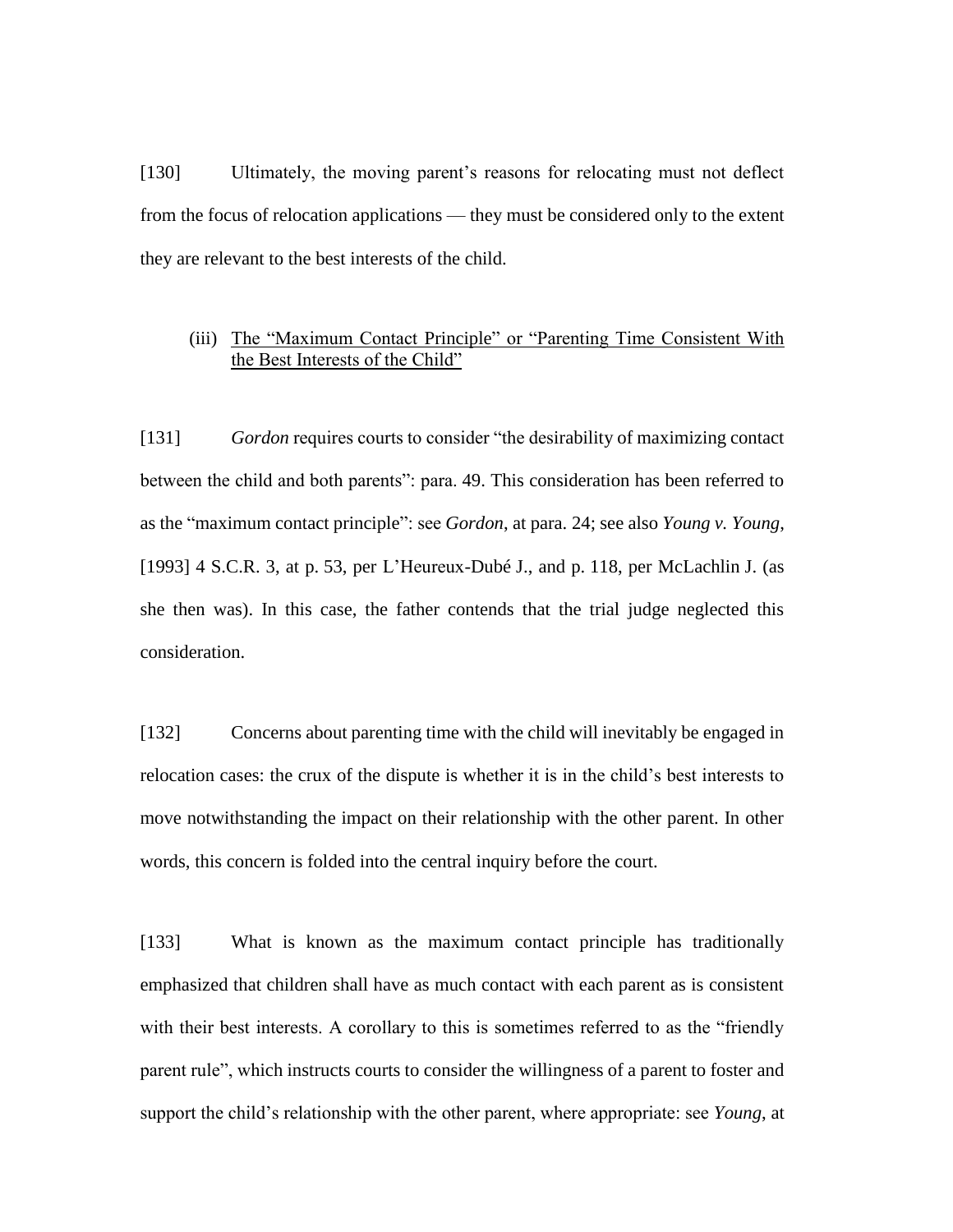[130] Ultimately, the moving parent's reasons for relocating must not deflect from the focus of relocation applications — they must be considered only to the extent they are relevant to the best interests of the child.

(iii) The "Maximum Contact Principle" or "Parenting Time Consistent With the Best Interests of the Child"

[131] *Gordon* requires courts to consider "the desirability of maximizing contact between the child and both parents": para. 49. This consideration has been referred to as the "maximum contact principle": see *Gordon*, at para. 24; see also *Young v. Young*, [1993] 4 S.C.R. 3, at p. 53, per L'Heureux-Dubé J., and p. 118, per McLachlin J. (as she then was). In this case, the father contends that the trial judge neglected this consideration.

[132] Concerns about parenting time with the child will inevitably be engaged in relocation cases: the crux of the dispute is whether it is in the child's best interests to move notwithstanding the impact on their relationship with the other parent. In other words, this concern is folded into the central inquiry before the court.

[133] What is known as the maximum contact principle has traditionally emphasized that children shall have as much contact with each parent as is consistent with their best interests. A corollary to this is sometimes referred to as the "friendly parent rule", which instructs courts to consider the willingness of a parent to foster and support the child's relationship with the other parent, where appropriate: see *Young*, at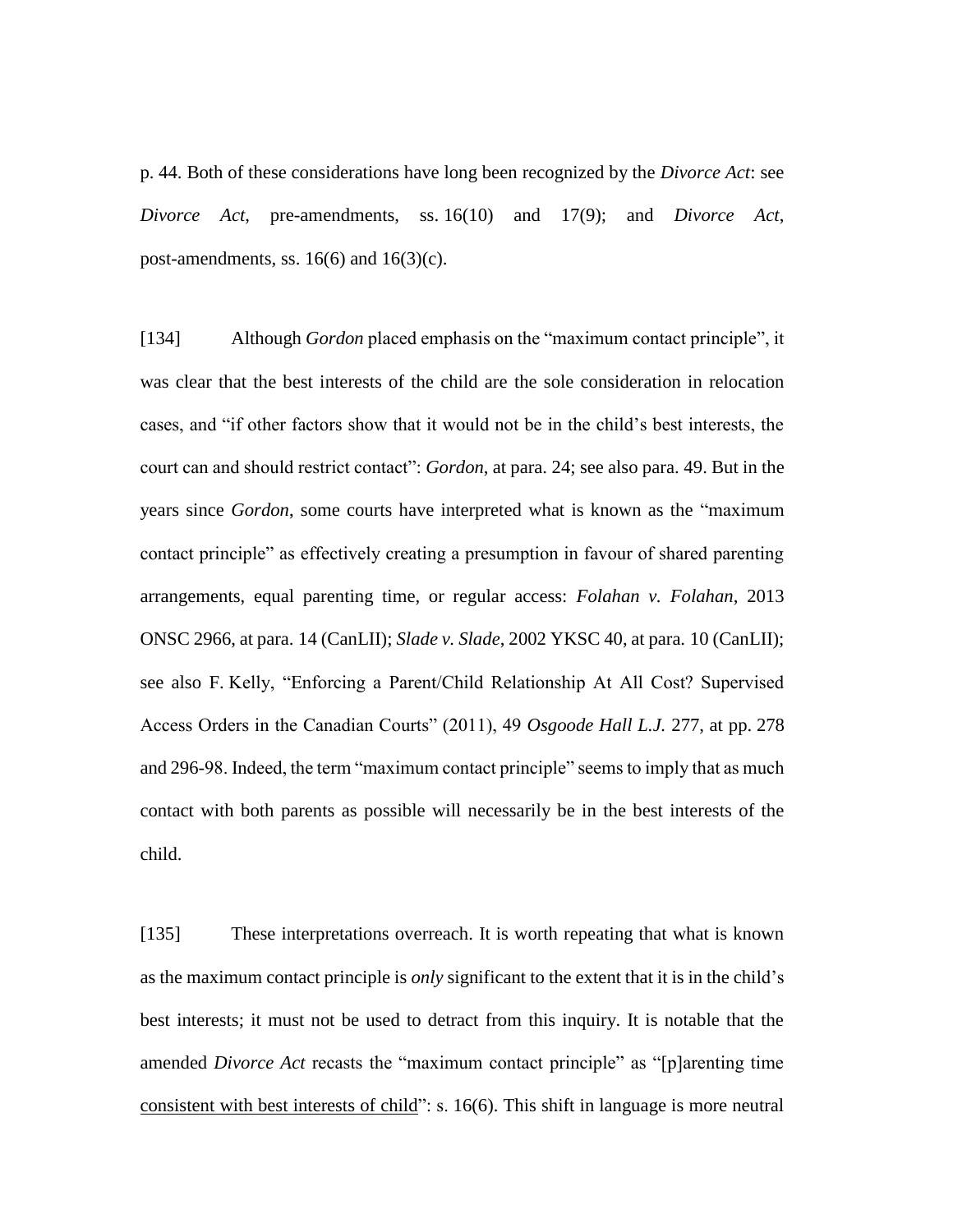p. 44. Both of these considerations have long been recognized by the *Divorce Act*: see *Divorce Act*, pre-amendments, ss. 16(10) and 17(9); and *Divorce Act*, post-amendments, ss. 16(6) and 16(3)(c).

[134] Although *Gordon* placed emphasis on the "maximum contact principle", it was clear that the best interests of the child are the sole consideration in relocation cases, and "if other factors show that it would not be in the child's best interests, the court can and should restrict contact": *Gordon*, at para. 24; see also para. 49. But in the years since *Gordon*, some courts have interpreted what is known as the "maximum contact principle" as effectively creating a presumption in favour of shared parenting arrangements, equal parenting time, or regular access: *Folahan v. Folahan*, 2013 ONSC 2966, at para. 14 (CanLII); *Slade v. Slade*, 2002 YKSC 40, at para. 10 (CanLII); see also F. Kelly, "Enforcing a Parent/Child Relationship At All Cost? Supervised Access Orders in the Canadian Courts" (2011), 49 *Osgoode Hall L.J.* 277, at pp. 278 and 296-98. Indeed, the term "maximum contact principle" seems to imply that as much contact with both parents as possible will necessarily be in the best interests of the child.

[135] These interpretations overreach. It is worth repeating that what is known as the maximum contact principle is *only* significant to the extent that it is in the child's best interests; it must not be used to detract from this inquiry. It is notable that the amended *Divorce Act* recasts the "maximum contact principle" as "[p]arenting time consistent with best interests of child": s. 16(6). This shift in language is more neutral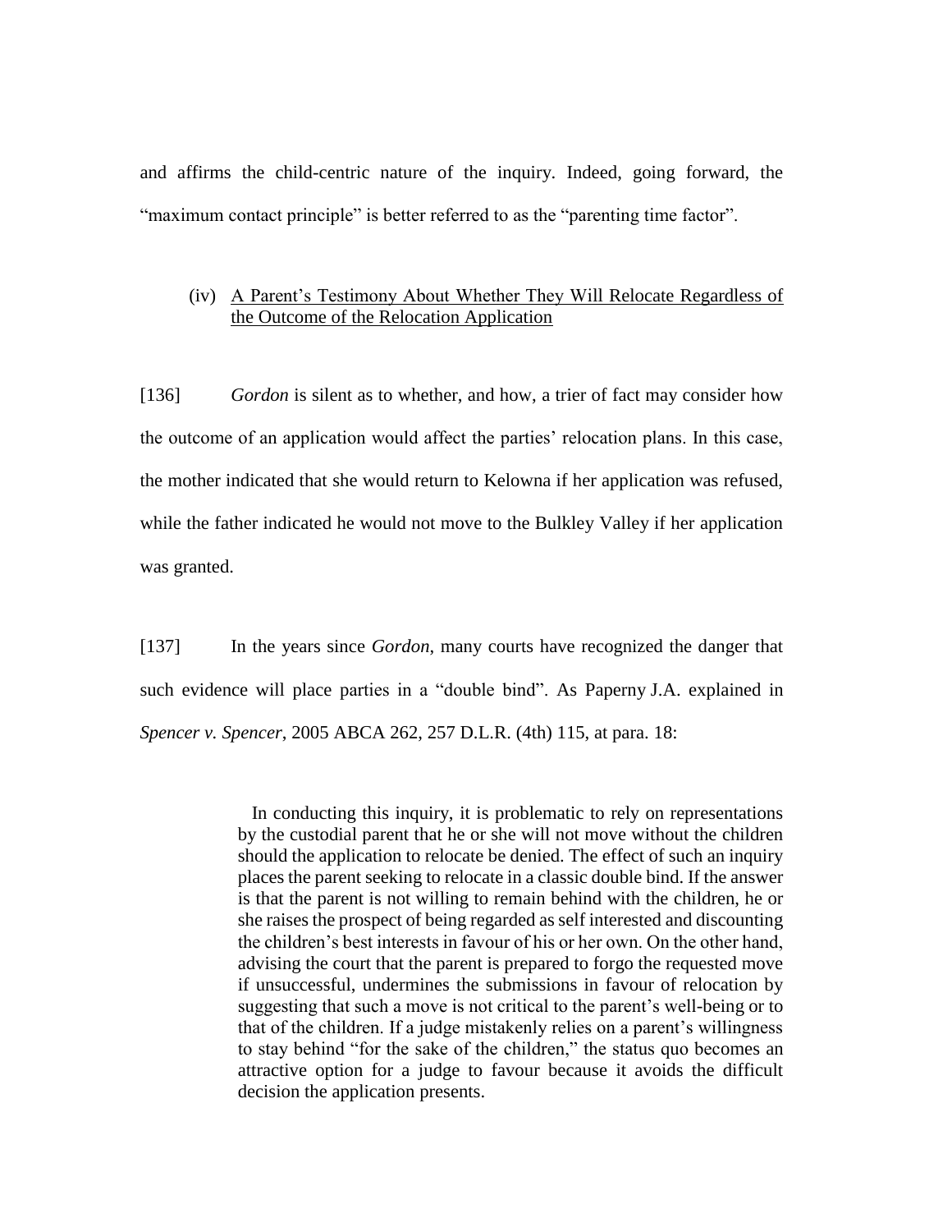and affirms the child-centric nature of the inquiry. Indeed, going forward, the "maximum contact principle" is better referred to as the "parenting time factor".

#### (iv) A Parent's Testimony About Whether They Will Relocate Regardless of the Outcome of the Relocation Application

[136] *Gordon* is silent as to whether, and how, a trier of fact may consider how the outcome of an application would affect the parties' relocation plans. In this case, the mother indicated that she would return to Kelowna if her application was refused, while the father indicated he would not move to the Bulkley Valley if her application was granted.

[137] In the years since *Gordon*, many courts have recognized the danger that such evidence will place parties in a "double bind". As Paperny J.A. explained in *Spencer v. Spencer*, 2005 ABCA 262, 257 D.L.R. (4th) 115, at para. 18:

> In conducting this inquiry, it is problematic to rely on representations by the custodial parent that he or she will not move without the children should the application to relocate be denied. The effect of such an inquiry places the parent seeking to relocate in a classic double bind. If the answer is that the parent is not willing to remain behind with the children, he or she raises the prospect of being regarded as self interested and discounting the children's best interests in favour of his or her own. On the other hand, advising the court that the parent is prepared to forgo the requested move if unsuccessful, undermines the submissions in favour of relocation by suggesting that such a move is not critical to the parent's well-being or to that of the children. If a judge mistakenly relies on a parent's willingness to stay behind "for the sake of the children," the status quo becomes an attractive option for a judge to favour because it avoids the difficult decision the application presents.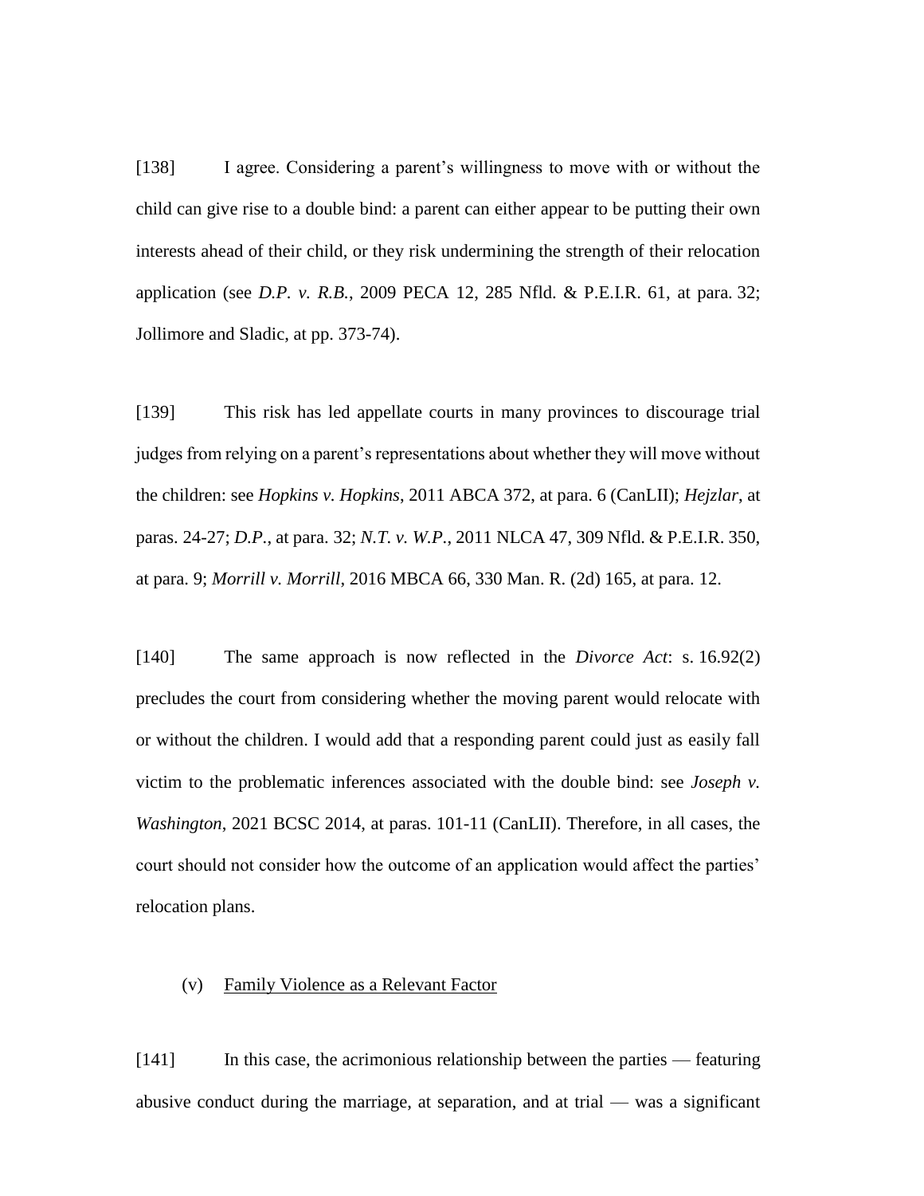[138] I agree. Considering a parent's willingness to move with or without the child can give rise to a double bind: a parent can either appear to be putting their own interests ahead of their child, or they risk undermining the strength of their relocation application (see *D.P. v. R.B.*, 2009 PECA 12, 285 Nfld. & P.E.I.R. 61, at para. 32; Jollimore and Sladic, at pp. 373-74).

[139] This risk has led appellate courts in many provinces to discourage trial judges from relying on a parent's representations about whether they will move without the children: see *Hopkins v. Hopkins*, 2011 ABCA 372, at para. 6 (CanLII); *Hejzlar*, at paras. 24-27; *D.P.*, at para. 32; *N.T. v. W.P.*, 2011 NLCA 47, 309 Nfld. & P.E.I.R. 350, at para. 9; *Morrill v. Morrill*, 2016 MBCA 66, 330 Man. R. (2d) 165, at para. 12.

[140] The same approach is now reflected in the *Divorce Act*: s. 16.92(2) precludes the court from considering whether the moving parent would relocate with or without the children. I would add that a responding parent could just as easily fall victim to the problematic inferences associated with the double bind: see *Joseph v. Washington*, 2021 BCSC 2014, at paras. 101-11 (CanLII). Therefore, in all cases, the court should not consider how the outcome of an application would affect the parties' relocation plans.

(v) <u>Family Violence as a Relevant Factor</u>

[141] In this case, the acrimonious relationship between the parties — featuring abusive conduct during the marriage, at separation, and at trial — was a significant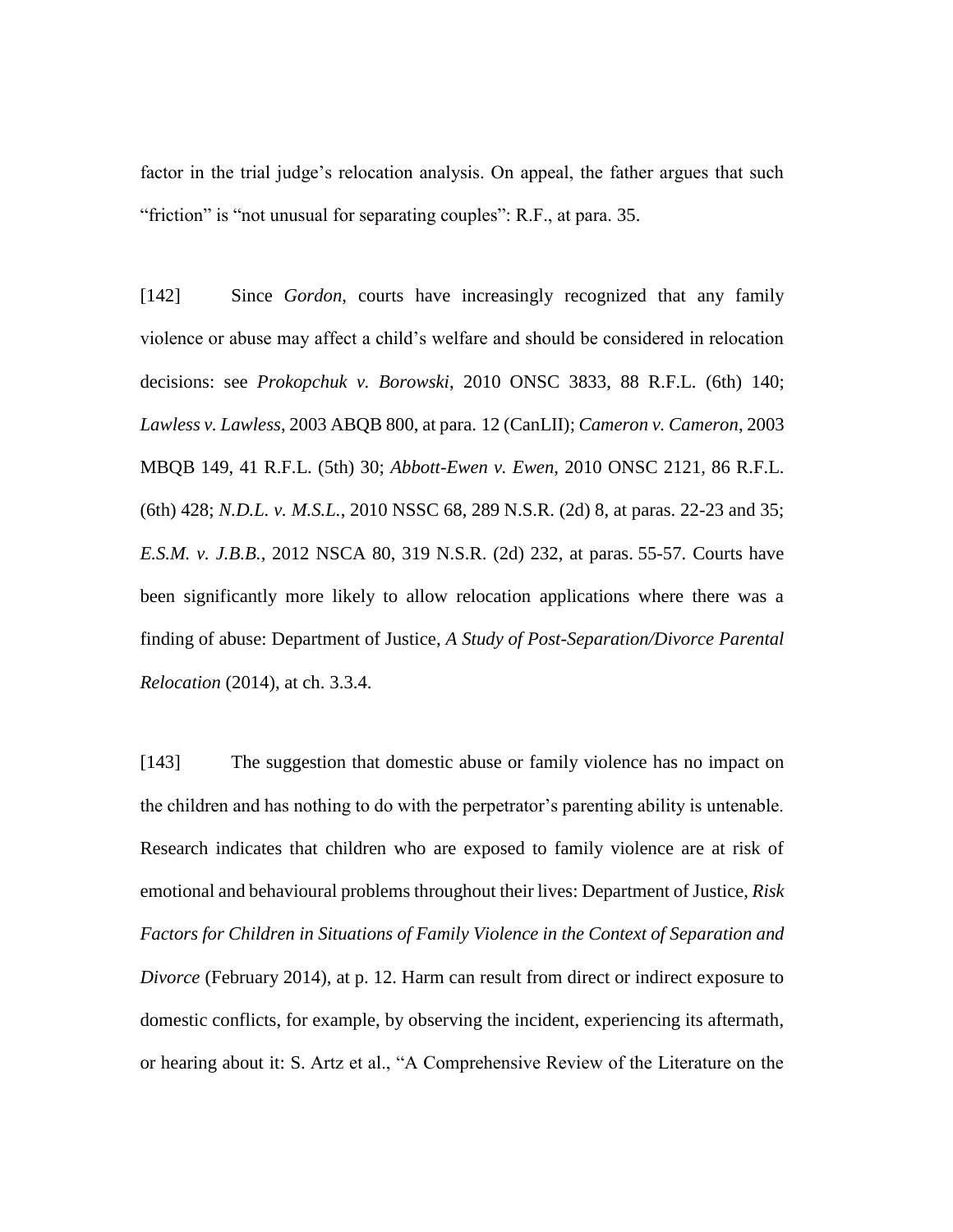factor in the trial judge's relocation analysis. On appeal, the father argues that such "friction" is "not unusual for separating couples": R.F., at para. 35.

[142] Since *Gordon*, courts have increasingly recognized that any family violence or abuse may affect a child's welfare and should be considered in relocation decisions: see *Prokopchuk v. Borowski*, 2010 ONSC 3833, 88 R.F.L. (6th) 140; *Lawless v. Lawless*, 2003 ABQB 800, at para. 12 (CanLII); *Cameron v. Cameron*, 2003 MBQB 149, 41 R.F.L. (5th) 30; *Abbott-Ewen v. Ewen*, 2010 ONSC 2121, 86 R.F.L. (6th) 428; *N.D.L. v. M.S.L.*, 2010 NSSC 68, 289 N.S.R. (2d) 8, at paras. 22-23 and 35; *E.S.M. v. J.B.B.*, 2012 NSCA 80, 319 N.S.R. (2d) 232, at paras. 55-57. Courts have been significantly more likely to allow relocation applications where there was a finding of abuse: Department of Justice, *A Study of Post-Separation/Divorce Parental Relocation* (2014), at ch. 3.3.4.

[143] The suggestion that domestic abuse or family violence has no impact on the children and has nothing to do with the perpetrator's parenting ability is untenable. Research indicates that children who are exposed to family violence are at risk of emotional and behavioural problems throughout their lives: Department of Justice, *Risk Factors for Children in Situations of Family Violence in the Context of Separation and Divorce* (February 2014), at p. 12. Harm can result from direct or indirect exposure to domestic conflicts, for example, by observing the incident, experiencing its aftermath, or hearing about it: S. Artz et al., "A Comprehensive Review of the Literature on the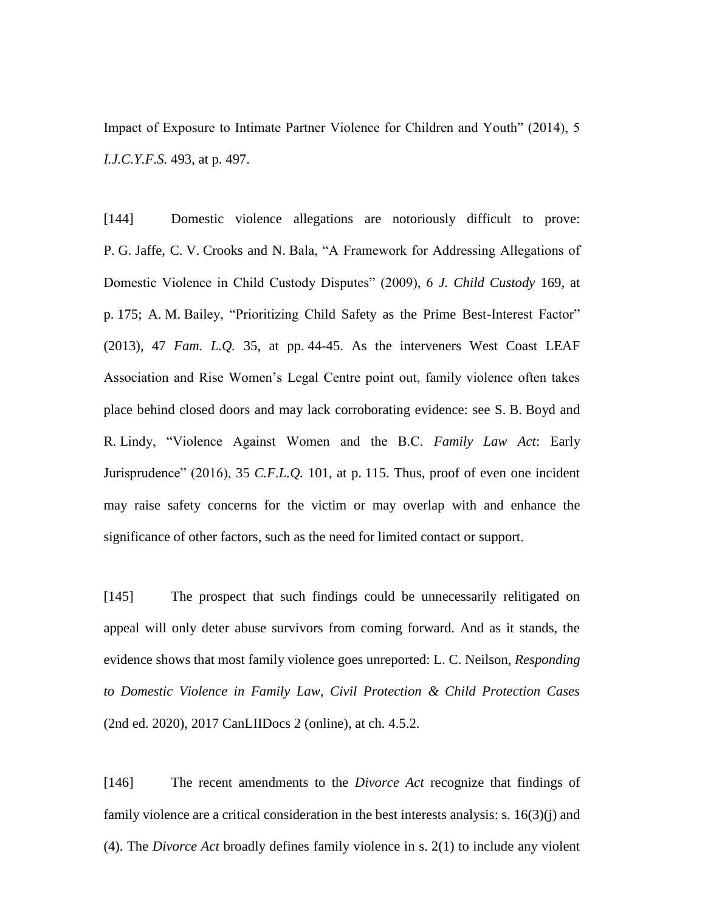Impact of Exposure to Intimate Partner Violence for Children and Youth" (2014), 5 *I.J.C.Y.F.S.* 493, at p. 497.

[144] Domestic violence allegations are notoriously difficult to prove: P. G. Jaffe, C. V. Crooks and N. Bala, "A Framework for Addressing Allegations of Domestic Violence in Child Custody Disputes" (2009), 6 *J. Child Custody* 169, at p. 175; A. M. Bailey, "Prioritizing Child Safety as the Prime Best-Interest Factor" (2013), 47 *Fam. L.Q.* 35, at pp. 44-45. As the interveners West Coast LEAF Association and Rise Women's Legal Centre point out, family violence often takes place behind closed doors and may lack corroborating evidence: see S. B. Boyd and R. Lindy, "Violence Against Women and the B.C. *Family Law Act*: Early Jurisprudence" (2016), 35 *C.F.L.Q.* 101, at p. 115. Thus, proof of even one incident may raise safety concerns for the victim or may overlap with and enhance the significance of other factors, such as the need for limited contact or support.

[145] The prospect that such findings could be unnecessarily relitigated on appeal will only deter abuse survivors from coming forward. And as it stands, the evidence shows that most family violence goes unreported: L. C. Neilson, *Responding to Domestic Violence in Family Law, Civil Protection & Child Protection Cases* (2nd ed. 2020), 2017 CanLIIDocs 2 (online), at ch. 4.5.2.

[146] The recent amendments to the *Divorce Act* recognize that findings of family violence are a critical consideration in the best interests analysis: s. 16(3)(j) and (4). The *Divorce Act* broadly defines family violence in s. 2(1) to include any violent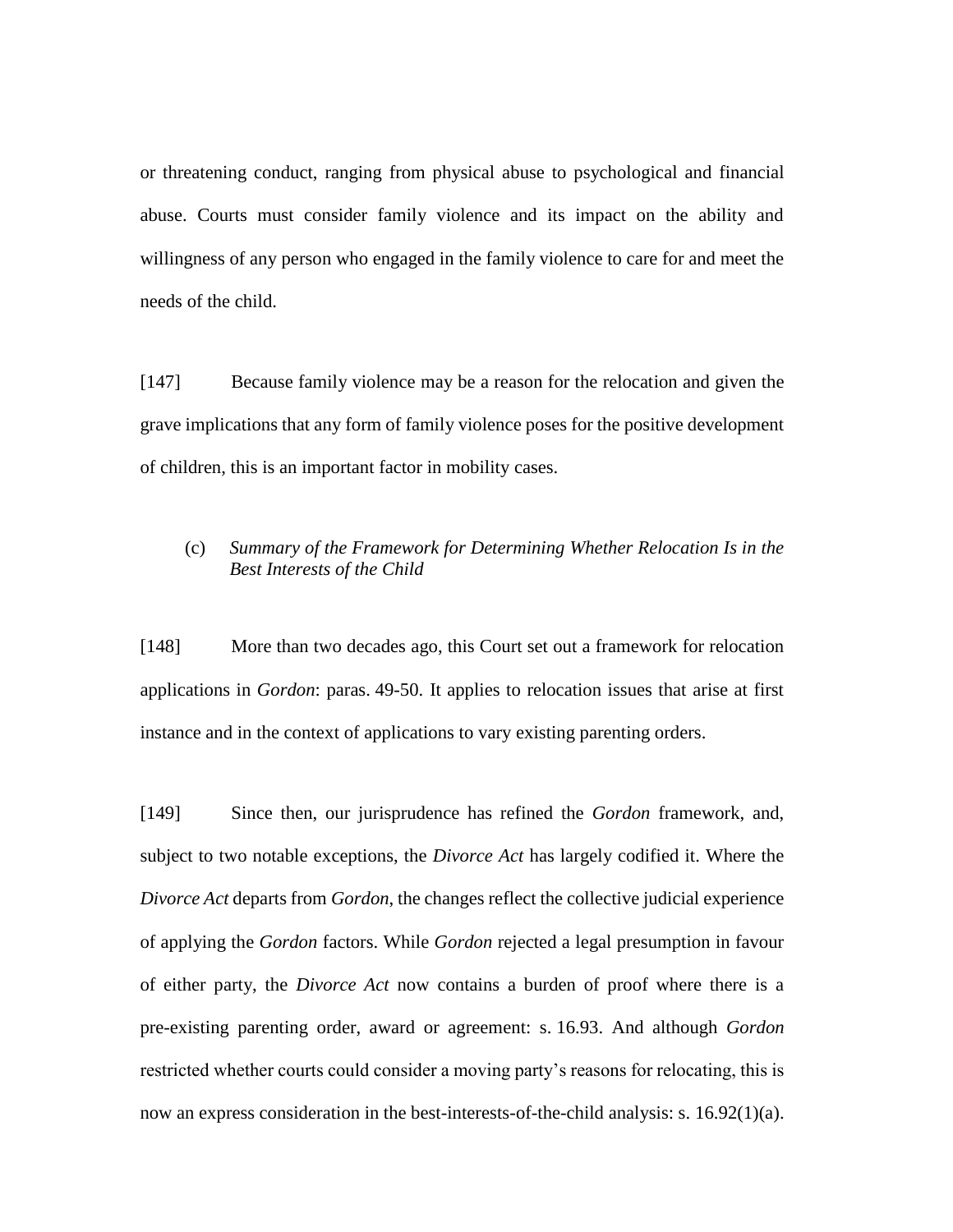or threatening conduct, ranging from physical abuse to psychological and financial abuse. Courts must consider family violence and its impact on the ability and willingness of any person who engaged in the family violence to care for and meet the needs of the child.

[147] Because family violence may be a reason for the relocation and given the grave implications that any form of family violence poses for the positive development of children, this is an important factor in mobility cases.

(c) *Summary of the Framework for Determining Whether Relocation Is in the Best Interests of the Child*

[148] More than two decades ago, this Court set out a framework for relocation applications in *Gordon*: paras. 49-50. It applies to relocation issues that arise at first instance and in the context of applications to vary existing parenting orders.

[149] Since then, our jurisprudence has refined the *Gordon* framework, and, subject to two notable exceptions, the *Divorce Act* has largely codified it. Where the *Divorce Act* departs from *Gordon*, the changes reflect the collective judicial experience of applying the *Gordon* factors. While *Gordon* rejected a legal presumption in favour of either party, the *Divorce Act* now contains a burden of proof where there is a pre-existing parenting order, award or agreement: s. 16.93. And although *Gordon* restricted whether courts could consider a moving party's reasons for relocating, this is now an express consideration in the best-interests-of-the-child analysis: s. 16.92(1)(a).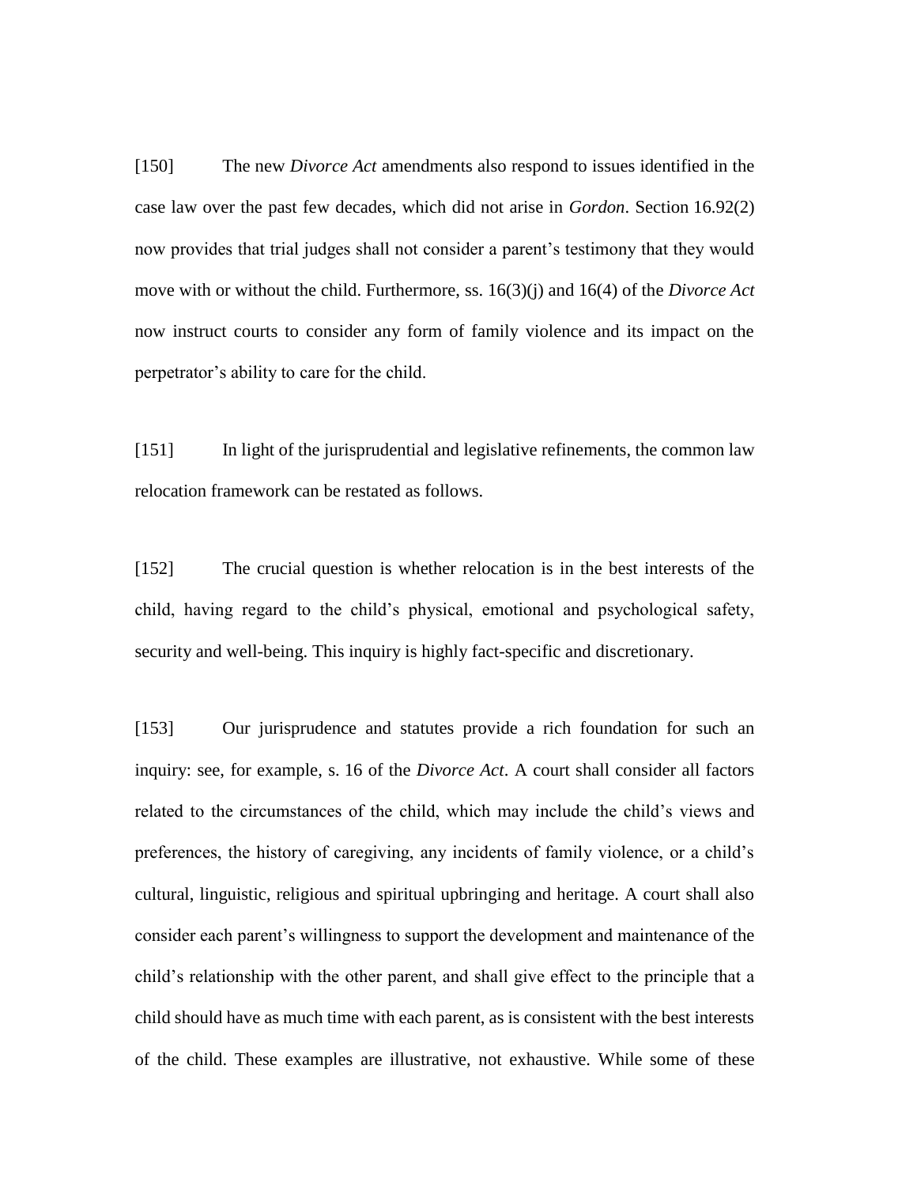[150] The new *Divorce Act* amendments also respond to issues identified in the case law over the past few decades, which did not arise in *Gordon*. Section 16.92(2) now provides that trial judges shall not consider a parent's testimony that they would move with or without the child. Furthermore, ss. 16(3)(j) and 16(4) of the *Divorce Act* now instruct courts to consider any form of family violence and its impact on the perpetrator's ability to care for the child.

[151] In light of the jurisprudential and legislative refinements, the common law relocation framework can be restated as follows.

[152] The crucial question is whether relocation is in the best interests of the child, having regard to the child's physical, emotional and psychological safety, security and well-being. This inquiry is highly fact-specific and discretionary.

[153] Our jurisprudence and statutes provide a rich foundation for such an inquiry: see, for example, s. 16 of the *Divorce Act*. A court shall consider all factors related to the circumstances of the child, which may include the child's views and preferences, the history of caregiving, any incidents of family violence, or a child's cultural, linguistic, religious and spiritual upbringing and heritage. A court shall also consider each parent's willingness to support the development and maintenance of the child's relationship with the other parent, and shall give effect to the principle that a child should have as much time with each parent, as is consistent with the best interests of the child. These examples are illustrative, not exhaustive. While some of these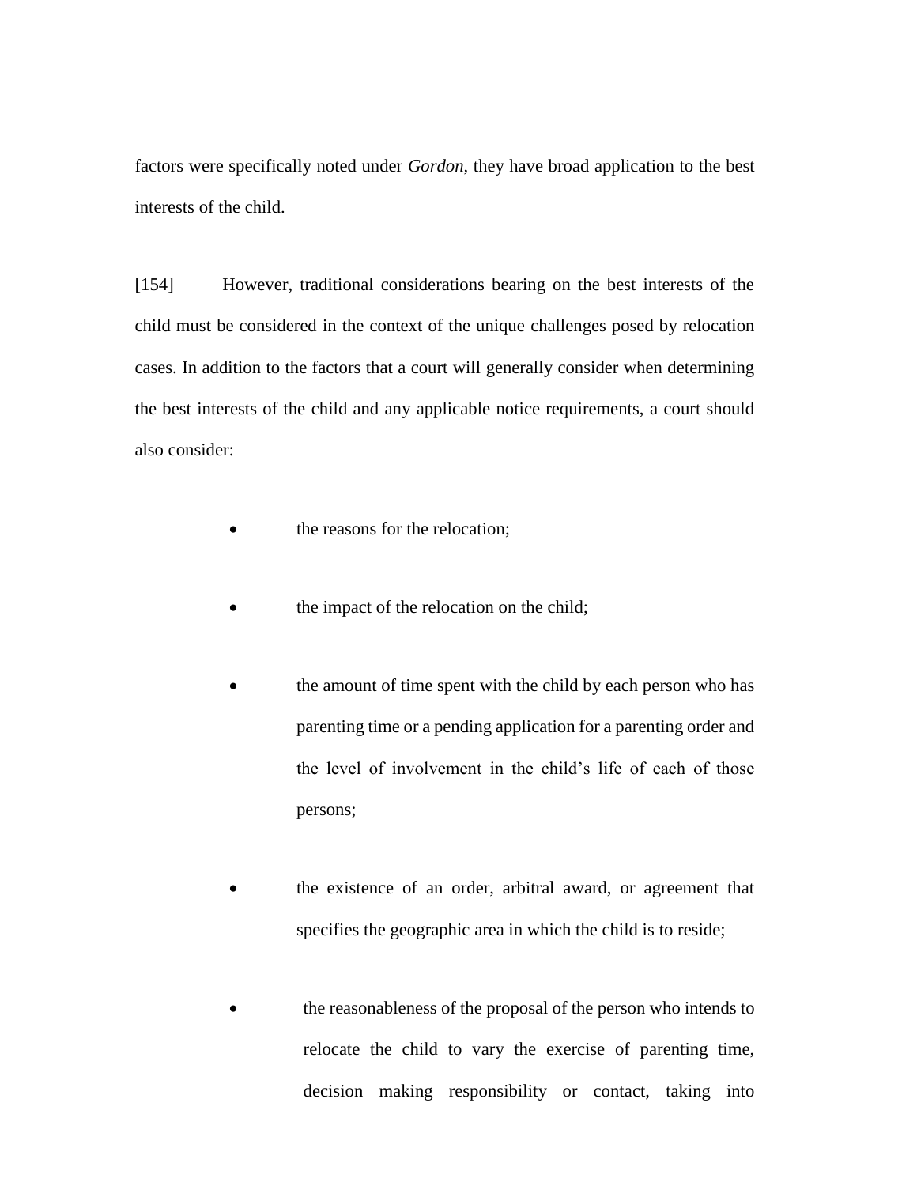factors were specifically noted under *Gordon*, they have broad application to the best interests of the child.

[154] However, traditional considerations bearing on the best interests of the child must be considered in the context of the unique challenges posed by relocation cases. In addition to the factors that a court will generally consider when determining the best interests of the child and any applicable notice requirements, a court should also consider:

- the reasons for the relocation;
- the impact of the relocation on the child;
- the amount of time spent with the child by each person who has parenting time or a pending application for a parenting order and the level of involvement in the child's life of each of those persons;
- the existence of an order, arbitral award, or agreement that specifies the geographic area in which the child is to reside;
- the reasonableness of the proposal of the person who intends to relocate the child to vary the exercise of parenting time, decision making responsibility or contact, taking into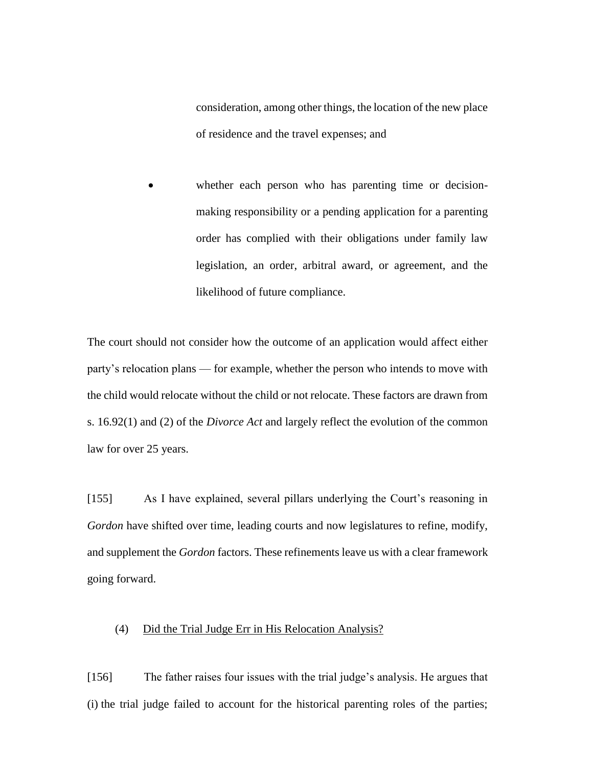consideration, among other things, the location of the new place of residence and the travel expenses; and

- whether each person who has parenting time or decision-making responsibility or a pending application for a parenting order has complied with their obligations under family law legislation, an order, arbitral award, or agreement, and the likelihood of future compliance.

The court should not consider how the outcome of an application would affect either party's relocation plans — for example, whether the person who intends to move with the child would relocate without the child or not relocate. These factors are drawn from s. 16.92(1) and (2) of the *Divorce Act* and largely reflect the evolution of the common law for over 25 years.

[155] As I have explained, several pillars underlying the Court's reasoning in *Gordon* have shifted over time, leading courts and now legislatures to refine, modify, and supplement the *Gordon* factors. These refinements leave us with a clear framework going forward.

#### (4) Did the Trial Judge Err in His Relocation Analysis?

[156] The father raises four issues with the trial judge's analysis. He argues that (i) the trial judge failed to account for the historical parenting roles of the parties;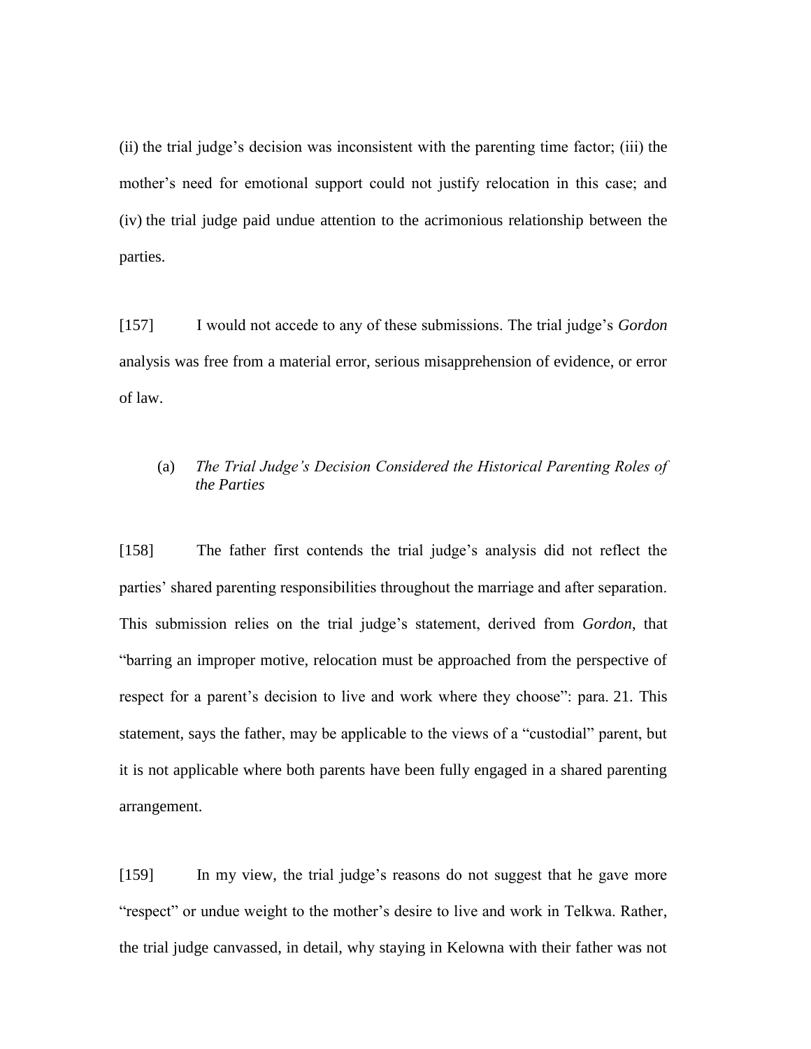(ii) the trial judge's decision was inconsistent with the parenting time factor; (iii) the mother's need for emotional support could not justify relocation in this case; and (iv) the trial judge paid undue attention to the acrimonious relationship between the parties.

[157] I would not accede to any of these submissions. The trial judge's *Gordon* analysis was free from a material error, serious misapprehension of evidence, or error of law.

### (a) *The Trial Judge's Decision Considered the Historical Parenting Roles of the Parties*

[158] The father first contends the trial judge's analysis did not reflect the parties' shared parenting responsibilities throughout the marriage and after separation. This submission relies on the trial judge's statement, derived from *Gordon*, that "barring an improper motive, relocation must be approached from the perspective of respect for a parent's decision to live and work where they choose": para. 21. This statement, says the father, may be applicable to the views of a "custodial" parent, but it is not applicable where both parents have been fully engaged in a shared parenting arrangement.

[159] In my view, the trial judge's reasons do not suggest that he gave more "respect" or undue weight to the mother's desire to live and work in Telkwa. Rather, the trial judge canvassed, in detail, why staying in Kelowna with their father was not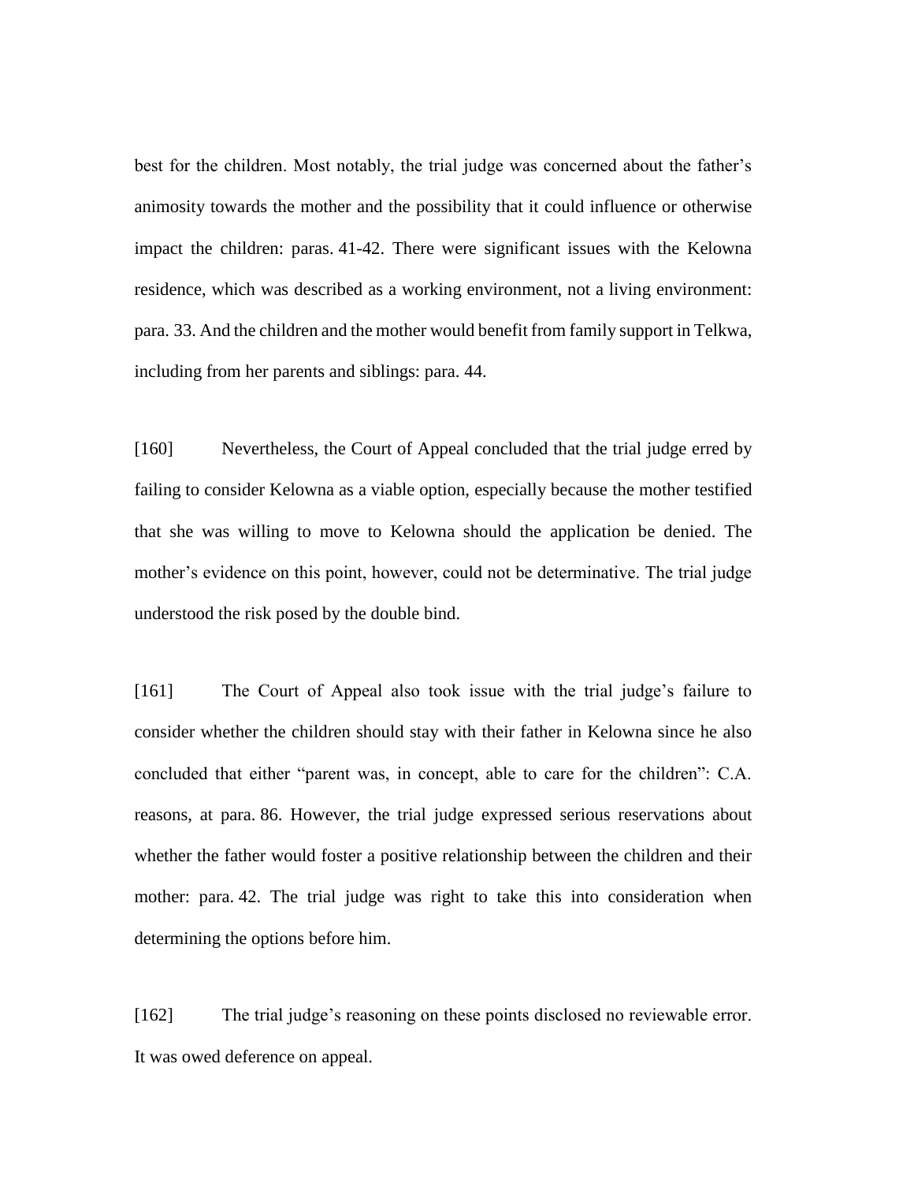best for the children. Most notably, the trial judge was concerned about the father's animosity towards the mother and the possibility that it could influence or otherwise impact the children: paras. 41-42. There were significant issues with the Kelowna residence, which was described as a working environment, not a living environment: para. 33. And the children and the mother would benefit from family support in Telkwa, including from her parents and siblings: para. 44.

[160] Nevertheless, the Court of Appeal concluded that the trial judge erred by failing to consider Kelowna as a viable option, especially because the mother testified that she was willing to move to Kelowna should the application be denied. The mother's evidence on this point, however, could not be determinative. The trial judge understood the risk posed by the double bind.

[161] The Court of Appeal also took issue with the trial judge's failure to consider whether the children should stay with their father in Kelowna since he also concluded that either "parent was, in concept, able to care for the children": C.A. reasons, at para. 86. However, the trial judge expressed serious reservations about whether the father would foster a positive relationship between the children and their mother: para. 42. The trial judge was right to take this into consideration when determining the options before him.

[162] The trial judge's reasoning on these points disclosed no reviewable error. It was owed deference on appeal.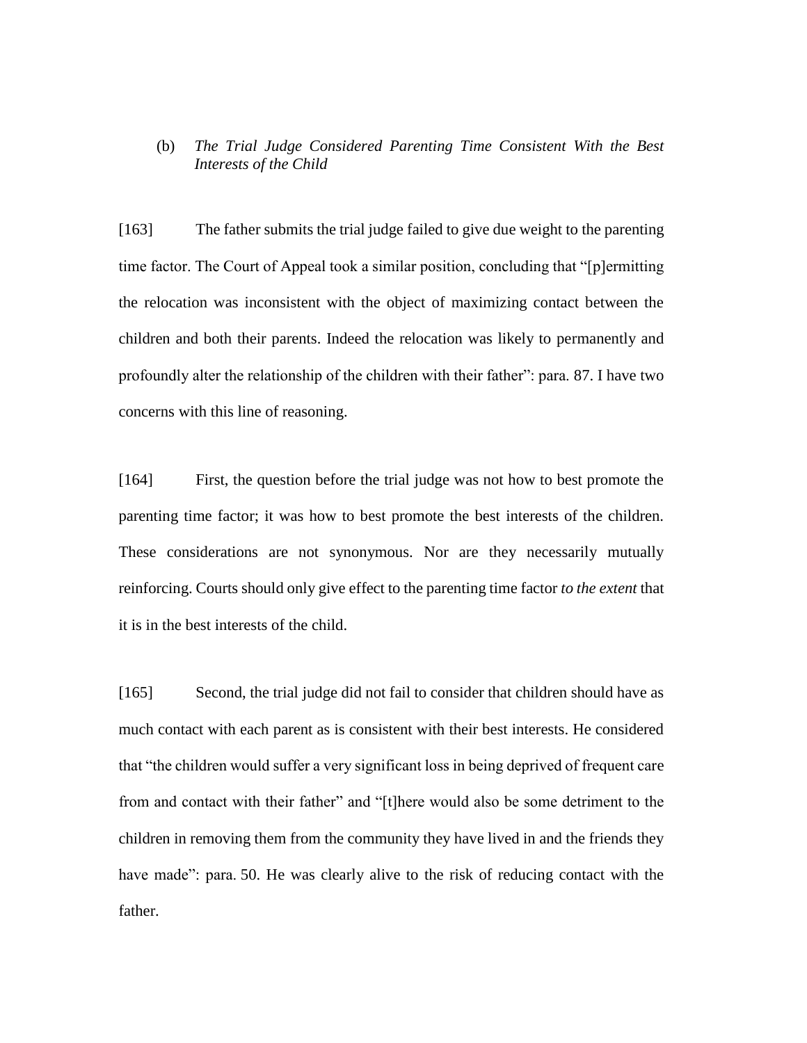### (b) *The Trial Judge Considered Parenting Time Consistent With the Best Interests of the Child*

[163] The father submits the trial judge failed to give due weight to the parenting time factor. The Court of Appeal took a similar position, concluding that "[p]ermitting the relocation was inconsistent with the object of maximizing contact between the children and both their parents. Indeed the relocation was likely to permanently and profoundly alter the relationship of the children with their father": para. 87. I have two concerns with this line of reasoning.

[164] First, the question before the trial judge was not how to best promote the parenting time factor; it was how to best promote the best interests of the children. These considerations are not synonymous. Nor are they necessarily mutually reinforcing. Courts should only give effect to the parenting time factor *to the extent* that it is in the best interests of the child.

[165] Second, the trial judge did not fail to consider that children should have as much contact with each parent as is consistent with their best interests. He considered that "the children would suffer a very significant loss in being deprived of frequent care from and contact with their father" and "[t]here would also be some detriment to the children in removing them from the community they have lived in and the friends they have made": para. 50. He was clearly alive to the risk of reducing contact with the father.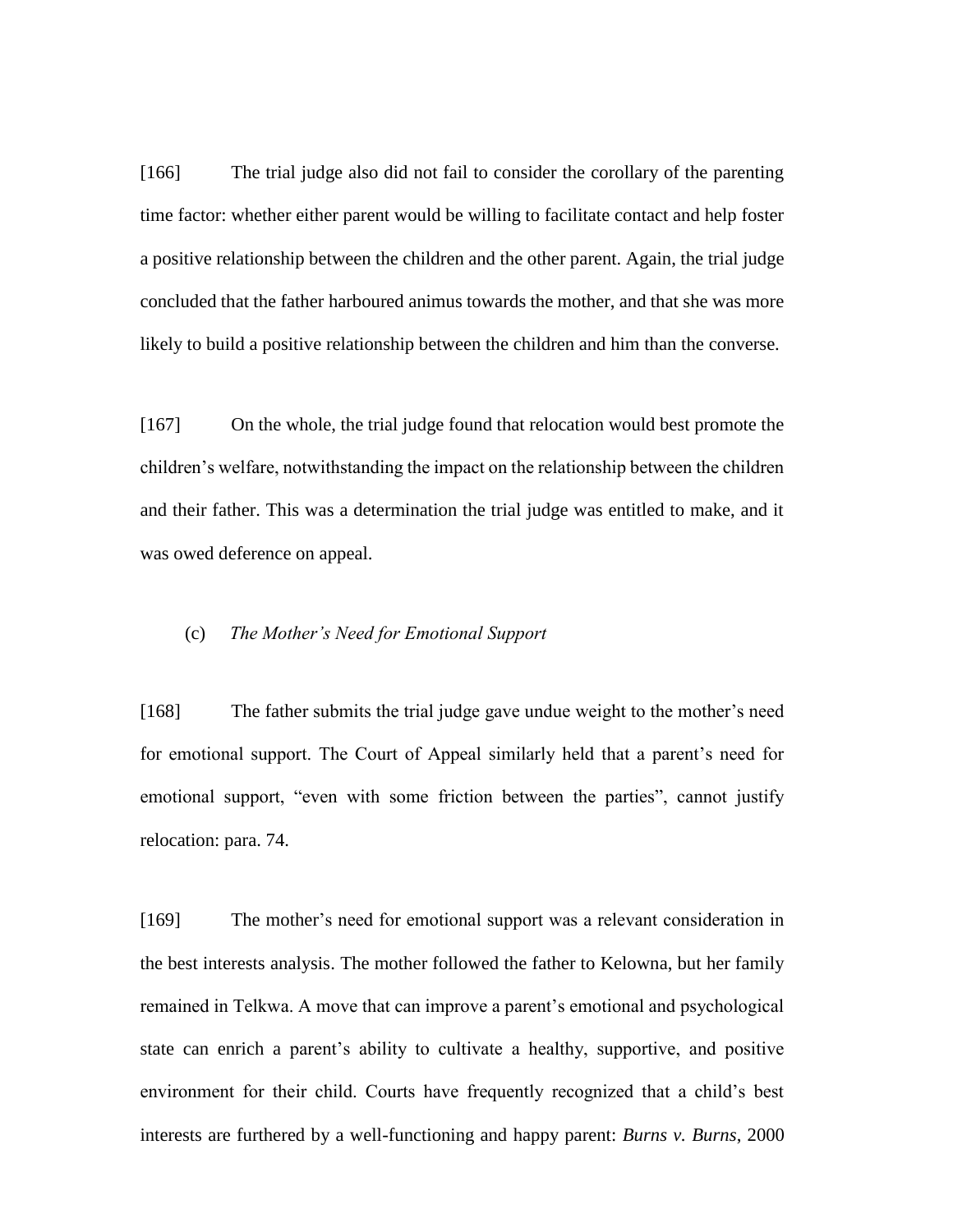[166] The trial judge also did not fail to consider the corollary of the parenting time factor: whether either parent would be willing to facilitate contact and help foster a positive relationship between the children and the other parent. Again, the trial judge concluded that the father harboured animus towards the mother, and that she was more likely to build a positive relationship between the children and him than the converse.

[167] On the whole, the trial judge found that relocation would best promote the children's welfare, notwithstanding the impact on the relationship between the children and their father. This was a determination the trial judge was entitled to make, and it was owed deference on appeal.

### (c) *The Mother's Need for Emotional Support*

[168] The father submits the trial judge gave undue weight to the mother's need for emotional support. The Court of Appeal similarly held that a parent's need for emotional support, "even with some friction between the parties", cannot justify relocation: para. 74.

[169] The mother's need for emotional support was a relevant consideration in the best interests analysis. The mother followed the father to Kelowna, but her family remained in Telkwa. A move that can improve a parent's emotional and psychological state can enrich a parent's ability to cultivate a healthy, supportive, and positive environment for their child. Courts have frequently recognized that a child's best interests are furthered by a well-functioning and happy parent: *Burns v. Burns*, 2000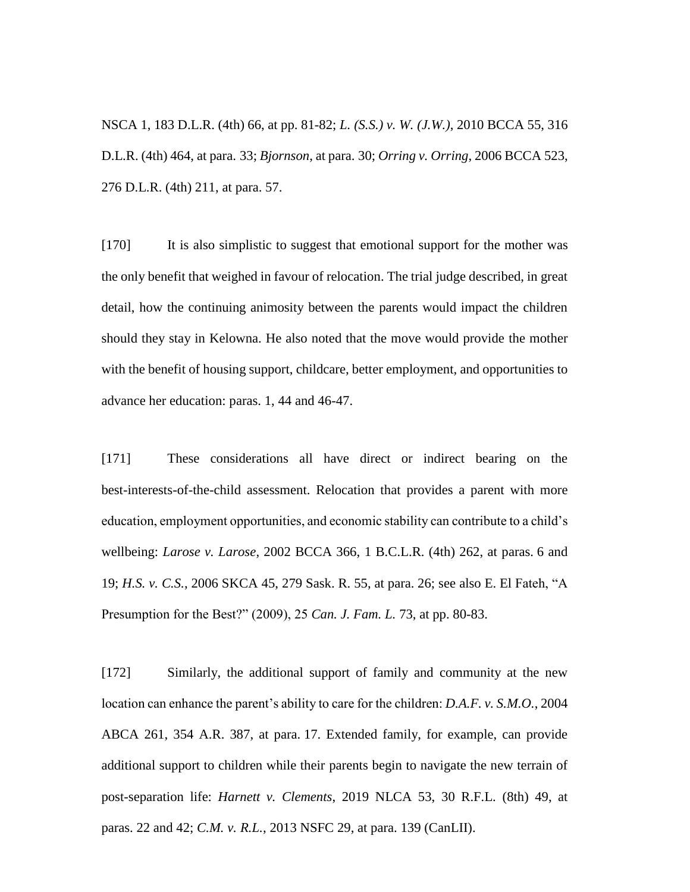NSCA 1, 183 D.L.R. (4th) 66, at pp. 81-82; *L. (S.S.) v. W. (J.W.)*, 2010 BCCA 55, 316 D.L.R. (4th) 464, at para. 33; *Bjornson*, at para. 30; *Orring v. Orring*, 2006 BCCA 523, 276 D.L.R. (4th) 211, at para. 57.

[170] It is also simplistic to suggest that emotional support for the mother was the only benefit that weighed in favour of relocation. The trial judge described, in great detail, how the continuing animosity between the parents would impact the children should they stay in Kelowna. He also noted that the move would provide the mother with the benefit of housing support, childcare, better employment, and opportunities to advance her education: paras. 1, 44 and 46-47.

[171] These considerations all have direct or indirect bearing on the best-interests-of-the-child assessment. Relocation that provides a parent with more education, employment opportunities, and economic stability can contribute to a child's wellbeing: *Larose v. Larose*, 2002 BCCA 366, 1 B.C.L.R. (4th) 262, at paras. 6 and 19; *H.S. v. C.S.*, 2006 SKCA 45, 279 Sask. R. 55, at para. 26; see also E. El Fateh, "A Presumption for the Best?" (2009), 25 *Can. J. Fam. L.* 73, at pp. 80-83.

[172] Similarly, the additional support of family and community at the new location can enhance the parent's ability to care for the children: *D.A.F. v. S.M.O.*, 2004 ABCA 261, 354 A.R. 387, at para. 17. Extended family, for example, can provide additional support to children while their parents begin to navigate the new terrain of post-separation life: *Harnett v. Clements*, 2019 NLCA 53, 30 R.F.L. (8th) 49, at paras. 22 and 42; *C.M. v. R.L.*, 2013 NSFC 29, at para. 139 (CanLII).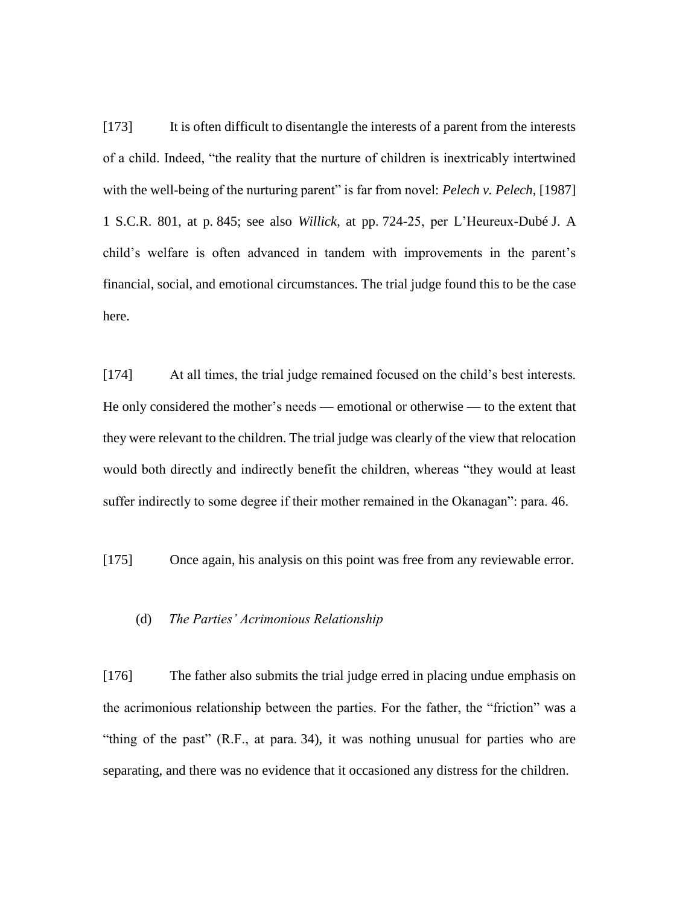[173] It is often difficult to disentangle the interests of a parent from the interests of a child. Indeed, "the reality that the nurture of children is inextricably intertwined with the well-being of the nurturing parent" is far from novel: *Pelech v. Pelech*, [1987] 1 S.C.R. 801, at p. 845; see also *Willick*, at pp. 724-25, per L'Heureux-Dubé J. A child's welfare is often advanced in tandem with improvements in the parent's financial, social, and emotional circumstances. The trial judge found this to be the case here.

[174] At all times, the trial judge remained focused on the child's best interests. He only considered the mother's needs — emotional or otherwise — to the extent that they were relevant to the children. The trial judge was clearly of the view that relocation would both directly and indirectly benefit the children, whereas "they would at least suffer indirectly to some degree if their mother remained in the Okanagan": para. 46.

[175] Once again, his analysis on this point was free from any reviewable error.

(d) *The Parties' Acrimonious Relationship*

[176] The father also submits the trial judge erred in placing undue emphasis on the acrimonious relationship between the parties. For the father, the "friction" was a "thing of the past" (R.F., at para. 34), it was nothing unusual for parties who are separating, and there was no evidence that it occasioned any distress for the children.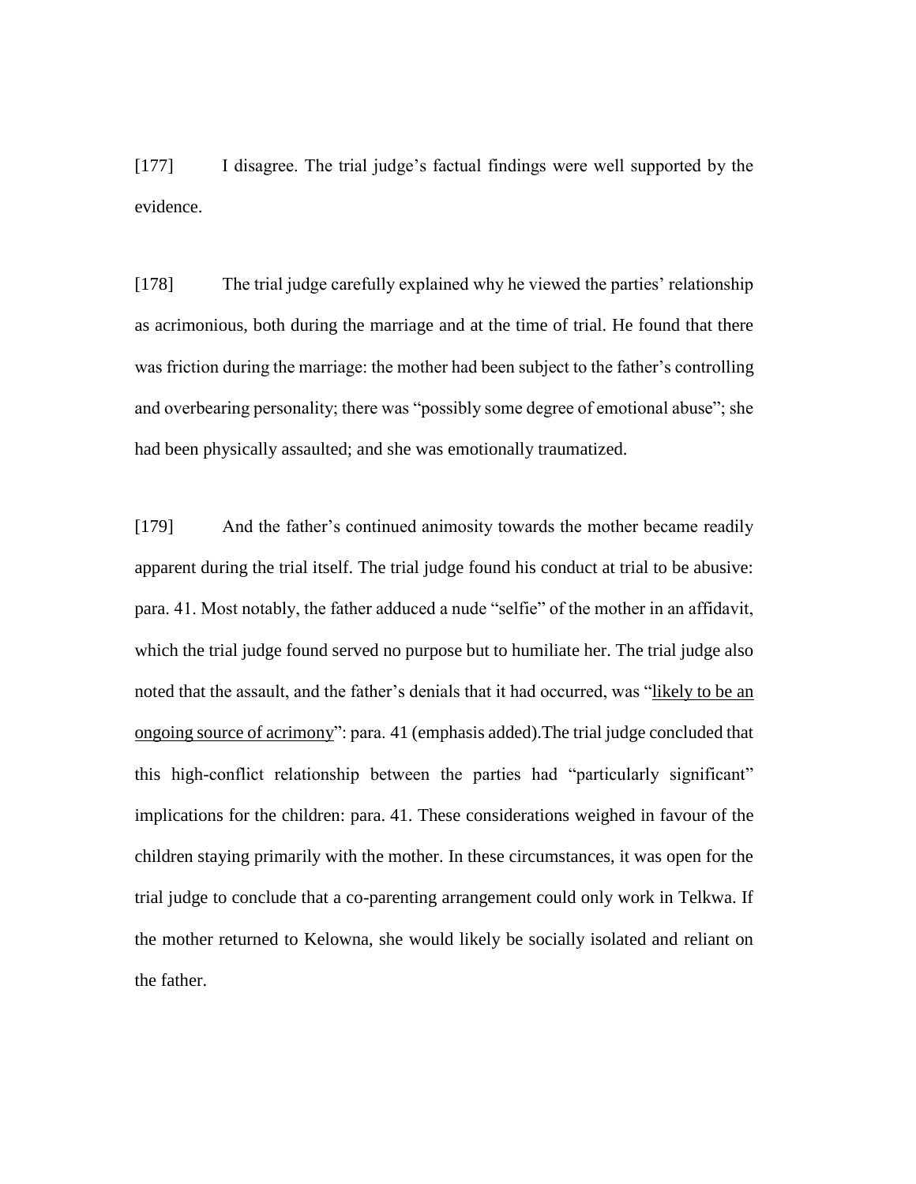[177] I disagree. The trial judge's factual findings were well supported by the evidence.

[178] The trial judge carefully explained why he viewed the parties' relationship as acrimonious, both during the marriage and at the time of trial. He found that there was friction during the marriage: the mother had been subject to the father's controlling and overbearing personality; there was "possibly some degree of emotional abuse"; she had been physically assaulted; and she was emotionally traumatized.

[179] And the father's continued animosity towards the mother became readily apparent during the trial itself. The trial judge found his conduct at trial to be abusive: para. 41. Most notably, the father adduced a nude "selfie" of the mother in an affidavit, which the trial judge found served no purpose but to humiliate her. The trial judge also noted that the assault, and the father's denials that it had occurred, was "<u>likely to be an ongoing source of acrimony</u>": para. 41 (emphasis added).The trial judge concluded that this high-conflict relationship between the parties had "particularly significant" implications for the children: para. 41. These considerations weighed in favour of the children staying primarily with the mother. In these circumstances, it was open for the trial judge to conclude that a co-parenting arrangement could only work in Telkwa. If the mother returned to Kelowna, she would likely be socially isolated and reliant on the father.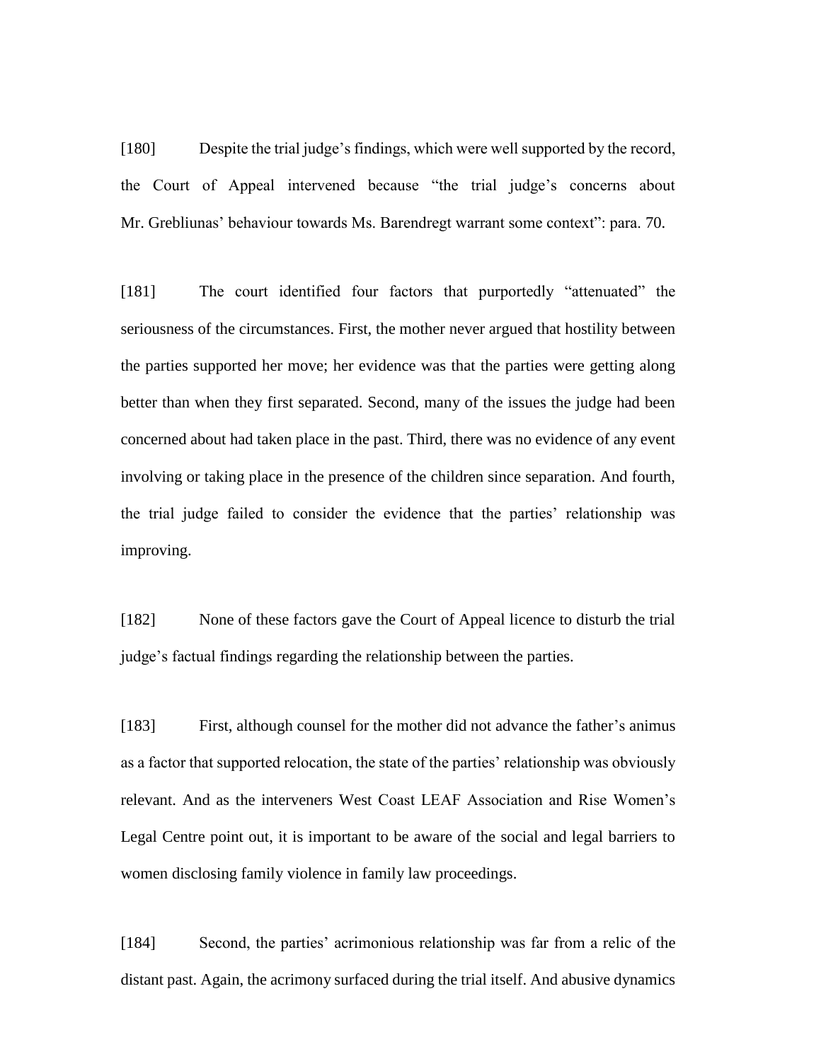[180] Despite the trial judge's findings, which were well supported by the record, the Court of Appeal intervened because "the trial judge's concerns about Mr. Grebliunas' behaviour towards Ms. Barendregt warrant some context": para. 70.

[181] The court identified four factors that purportedly "attenuated" the seriousness of the circumstances. First, the mother never argued that hostility between the parties supported her move; her evidence was that the parties were getting along better than when they first separated. Second, many of the issues the judge had been concerned about had taken place in the past. Third, there was no evidence of any event involving or taking place in the presence of the children since separation. And fourth, the trial judge failed to consider the evidence that the parties' relationship was improving.

[182] None of these factors gave the Court of Appeal licence to disturb the trial judge's factual findings regarding the relationship between the parties.

[183] First, although counsel for the mother did not advance the father's animus as a factor that supported relocation, the state of the parties' relationship was obviously relevant. And as the interveners West Coast LEAF Association and Rise Women's Legal Centre point out, it is important to be aware of the social and legal barriers to women disclosing family violence in family law proceedings.

[184] Second, the parties' acrimonious relationship was far from a relic of the distant past. Again, the acrimony surfaced during the trial itself. And abusive dynamics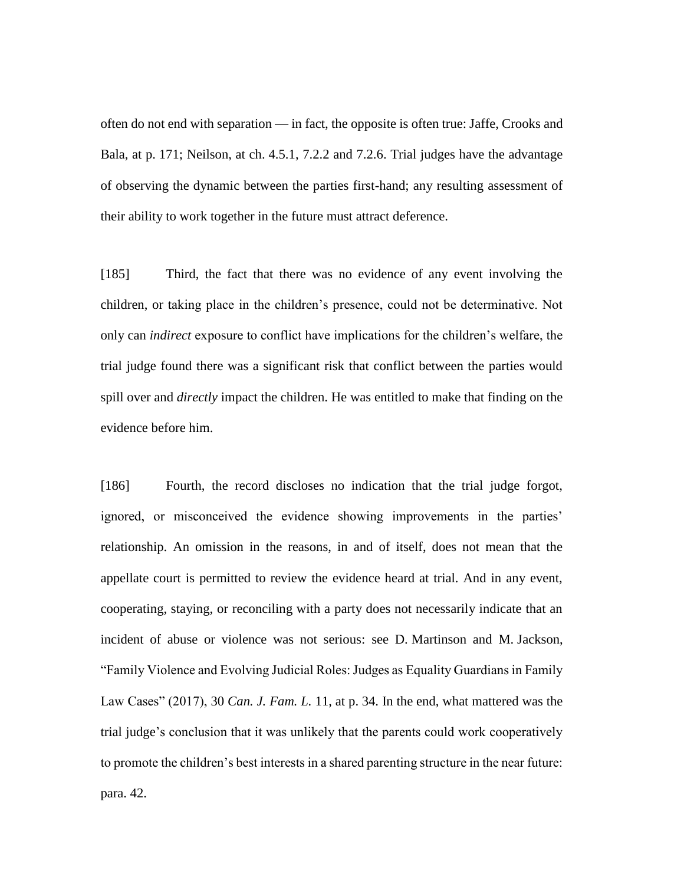often do not end with separation — in fact, the opposite is often true: Jaffe, Crooks and Bala, at p. 171; Neilson, at ch. 4.5.1, 7.2.2 and 7.2.6. Trial judges have the advantage of observing the dynamic between the parties first-hand; any resulting assessment of their ability to work together in the future must attract deference.

[185] Third, the fact that there was no evidence of any event involving the children, or taking place in the children's presence, could not be determinative. Not only can *indirect* exposure to conflict have implications for the children's welfare, the trial judge found there was a significant risk that conflict between the parties would spill over and *directly* impact the children. He was entitled to make that finding on the evidence before him.

[186] Fourth, the record discloses no indication that the trial judge forgot, ignored, or misconceived the evidence showing improvements in the parties' relationship. An omission in the reasons, in and of itself, does not mean that the appellate court is permitted to review the evidence heard at trial. And in any event, cooperating, staying, or reconciling with a party does not necessarily indicate that an incident of abuse or violence was not serious: see D. Martinson and M. Jackson, "Family Violence and Evolving Judicial Roles: Judges as Equality Guardians in Family Law Cases" (2017), 30 *Can. J. Fam. L.* 11, at p. 34. In the end, what mattered was the trial judge's conclusion that it was unlikely that the parents could work cooperatively to promote the children's best interests in a shared parenting structure in the near future: para. 42.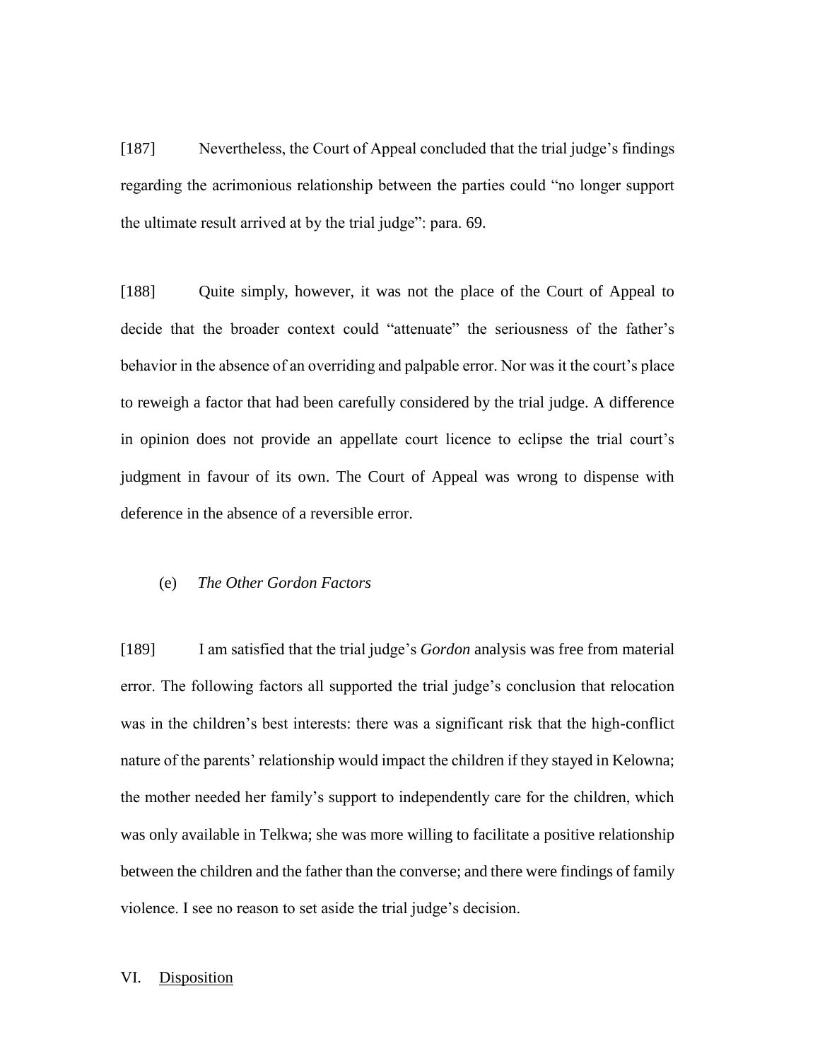[187] Nevertheless, the Court of Appeal concluded that the trial judge's findings regarding the acrimonious relationship between the parties could "no longer support the ultimate result arrived at by the trial judge": para. 69.

[188] Quite simply, however, it was not the place of the Court of Appeal to decide that the broader context could "attenuate" the seriousness of the father's behavior in the absence of an overriding and palpable error. Nor was it the court's place to reweigh a factor that had been carefully considered by the trial judge. A difference in opinion does not provide an appellate court licence to eclipse the trial court's judgment in favour of its own. The Court of Appeal was wrong to dispense with deference in the absence of a reversible error.

#### (e) *The Other Gordon Factors*

[189] I am satisfied that the trial judge's *Gordon* analysis was free from material error. The following factors all supported the trial judge's conclusion that relocation was in the children's best interests: there was a significant risk that the high-conflict nature of the parents' relationship would impact the children if they stayed in Kelowna; the mother needed her family's support to independently care for the children, which was only available in Telkwa; she was more willing to facilitate a positive relationship between the children and the father than the converse; and there were findings of family violence. I see no reason to set aside the trial judge's decision.

## VI. Disposition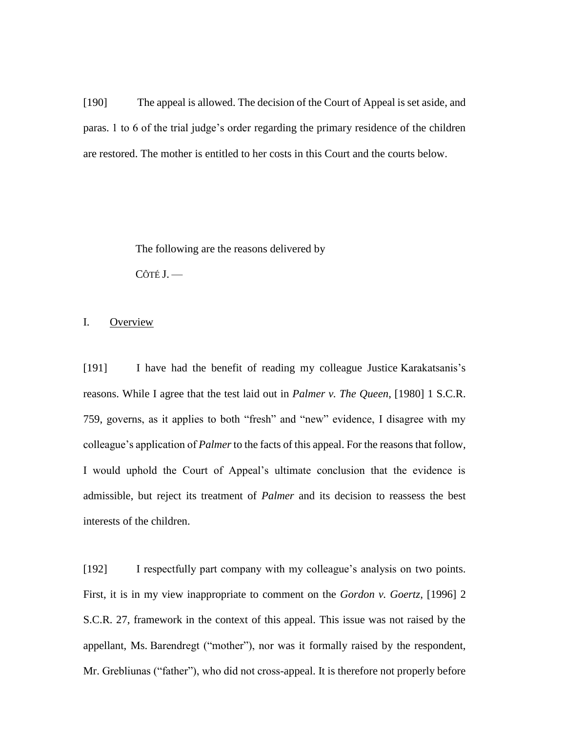[190] The appeal is allowed. The decision of the Court of Appeal is set aside, and paras. 1 to 6 of the trial judge's order regarding the primary residence of the children are restored. The mother is entitled to her costs in this Court and the courts below.

The following are the reasons delivered by

CÔTÉ J. —

## I. Overview

[191] I have had the benefit of reading my colleague Justice Karakatsanis's reasons. While I agree that the test laid out in *Palmer v. The Queen*, [1980] 1 S.C.R. 759, governs, as it applies to both "fresh" and "new" evidence, I disagree with my colleague's application of *Palmer* to the facts of this appeal. For the reasons that follow, I would uphold the Court of Appeal's ultimate conclusion that the evidence is admissible, but reject its treatment of *Palmer* and its decision to reassess the best interests of the children.

[192] I respectfully part company with my colleague's analysis on two points. First, it is in my view inappropriate to comment on the *Gordon v. Goertz*, [1996] 2 S.C.R. 27, framework in the context of this appeal. This issue was not raised by the appellant, Ms. Barendregt ("mother"), nor was it formally raised by the respondent, Mr. Grebliunas ("father"), who did not cross-appeal. It is therefore not properly before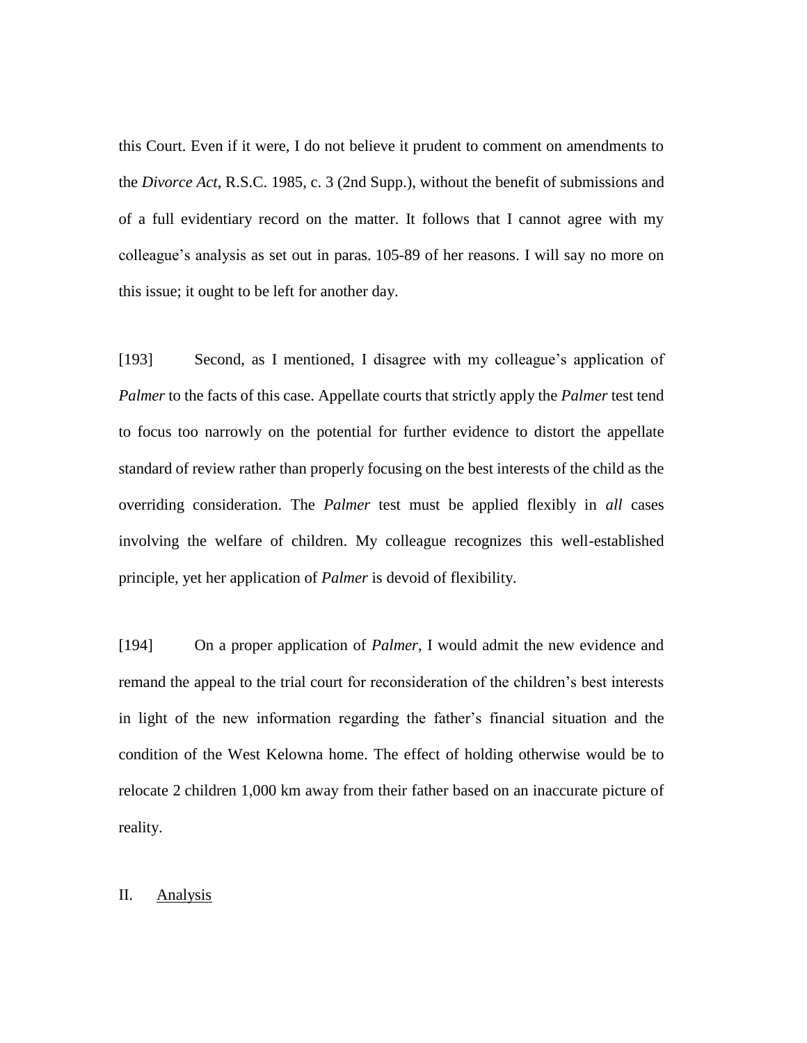this Court. Even if it were, I do not believe it prudent to comment on amendments to the *Divorce Act*, R.S.C. 1985, c. 3 (2nd Supp.), without the benefit of submissions and of a full evidentiary record on the matter. It follows that I cannot agree with my colleague's analysis as set out in paras. 105-89 of her reasons. I will say no more on this issue; it ought to be left for another day.

[193] Second, as I mentioned, I disagree with my colleague's application of *Palmer* to the facts of this case. Appellate courts that strictly apply the *Palmer* test tend to focus too narrowly on the potential for further evidence to distort the appellate standard of review rather than properly focusing on the best interests of the child as the overriding consideration. The *Palmer* test must be applied flexibly in *all* cases involving the welfare of children. My colleague recognizes this well-established principle, yet her application of *Palmer* is devoid of flexibility.

[194] On a proper application of *Palmer*, I would admit the new evidence and remand the appeal to the trial court for reconsideration of the children's best interests in light of the new information regarding the father's financial situation and the condition of the West Kelowna home. The effect of holding otherwise would be to relocate 2 children 1,000 km away from their father based on an inaccurate picture of reality.

## II. Analysis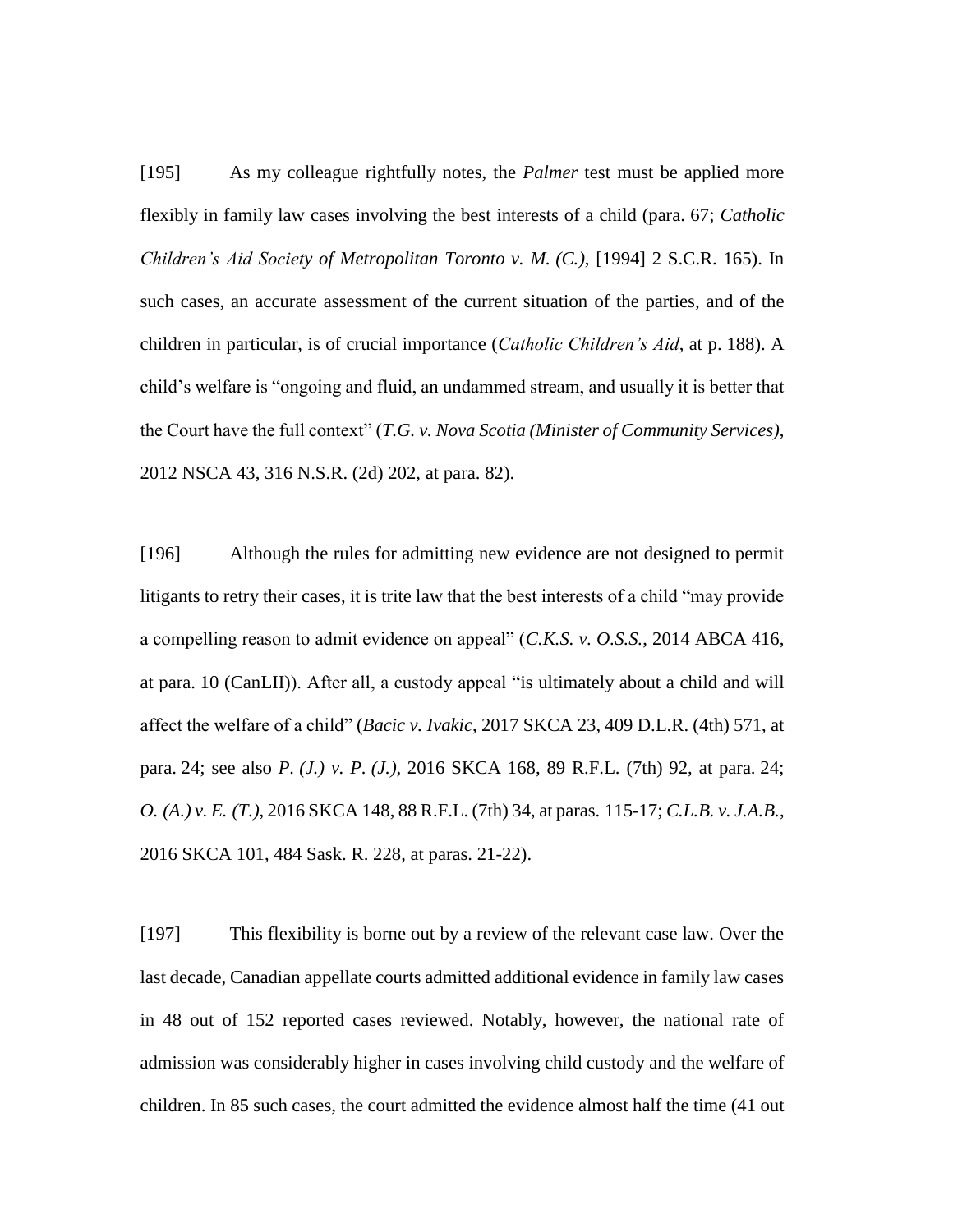[195] As my colleague rightfully notes, the *Palmer* test must be applied more flexibly in family law cases involving the best interests of a child (para. 67; *Catholic Children's Aid Society of Metropolitan Toronto v. M. (C.)*, [1994] 2 S.C.R. 165). In such cases, an accurate assessment of the current situation of the parties, and of the children in particular, is of crucial importance (*Catholic Children's Aid*, at p. 188). A child's welfare is "ongoing and fluid, an undammed stream, and usually it is better that the Court have the full context" (*T.G. v. Nova Scotia (Minister of Community Services)*, 2012 NSCA 43, 316 N.S.R. (2d) 202, at para. 82).

[196] Although the rules for admitting new evidence are not designed to permit litigants to retry their cases, it is trite law that the best interests of a child "may provide a compelling reason to admit evidence on appeal" (*C.K.S. v. O.S.S.*, 2014 ABCA 416, at para. 10 (CanLII)). After all, a custody appeal "is ultimately about a child and will affect the welfare of a child" (*Bacic v. Ivakic*, 2017 SKCA 23, 409 D.L.R. (4th) 571, at para. 24; see also *P. (J.) v. P. (J.)*, 2016 SKCA 168, 89 R.F.L. (7th) 92, at para. 24; *O. (A.) v. E. (T.)*, 2016 SKCA 148, 88 R.F.L. (7th) 34, at paras. 115-17; *C.L.B. v. J.A.B.*, 2016 SKCA 101, 484 Sask. R. 228, at paras. 21-22).

[197] This flexibility is borne out by a review of the relevant case law. Over the last decade, Canadian appellate courts admitted additional evidence in family law cases in 48 out of 152 reported cases reviewed. Notably, however, the national rate of admission was considerably higher in cases involving child custody and the welfare of children. In 85 such cases, the court admitted the evidence almost half the time (41 out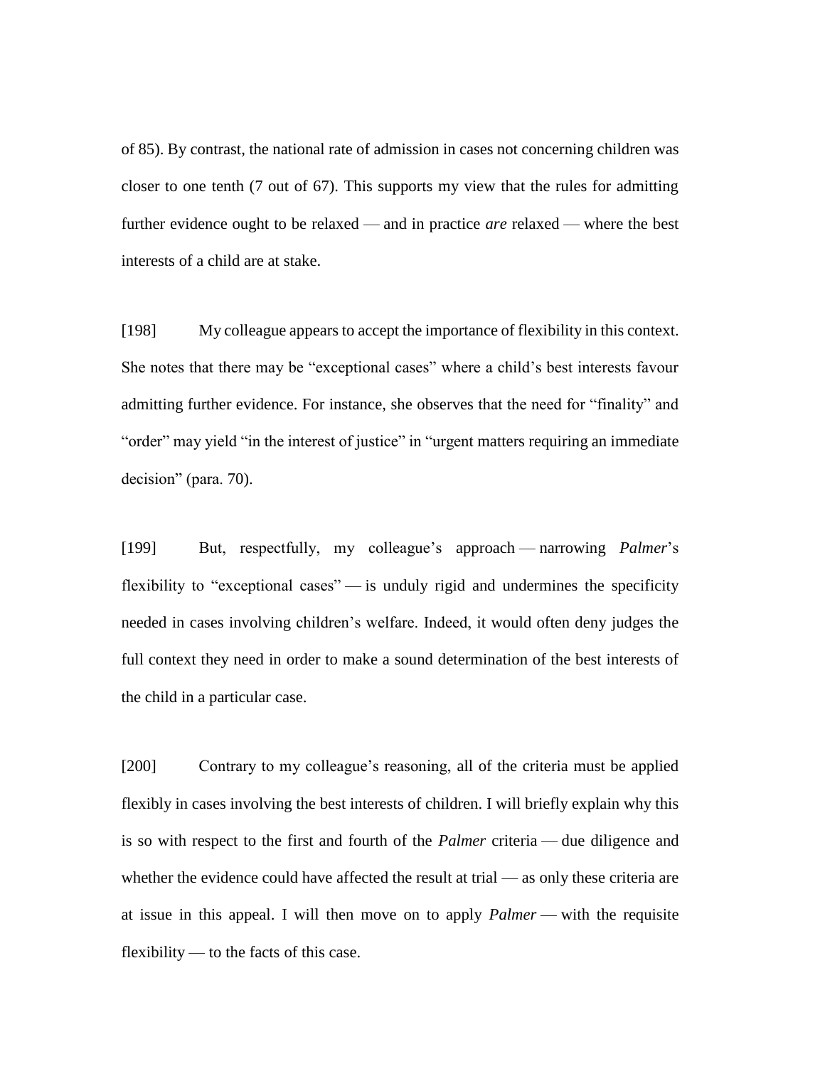of 85). By contrast, the national rate of admission in cases not concerning children was closer to one tenth (7 out of 67). This supports my view that the rules for admitting further evidence ought to be relaxed — and in practice *are* relaxed — where the best interests of a child are at stake.

[198] My colleague appears to accept the importance of flexibility in this context. She notes that there may be "exceptional cases" where a child's best interests favour admitting further evidence. For instance, she observes that the need for "finality" and "order" may yield "in the interest of justice" in "urgent matters requiring an immediate decision" (para. 70).

[199] But, respectfully, my colleague's approach — narrowing *Palmer*'s flexibility to "exceptional cases" — is unduly rigid and undermines the specificity needed in cases involving children's welfare. Indeed, it would often deny judges the full context they need in order to make a sound determination of the best interests of the child in a particular case.

[200] Contrary to my colleague's reasoning, all of the criteria must be applied flexibly in cases involving the best interests of children. I will briefly explain why this is so with respect to the first and fourth of the *Palmer* criteria — due diligence and whether the evidence could have affected the result at trial — as only these criteria are at issue in this appeal. I will then move on to apply *Palmer* — with the requisite flexibility — to the facts of this case.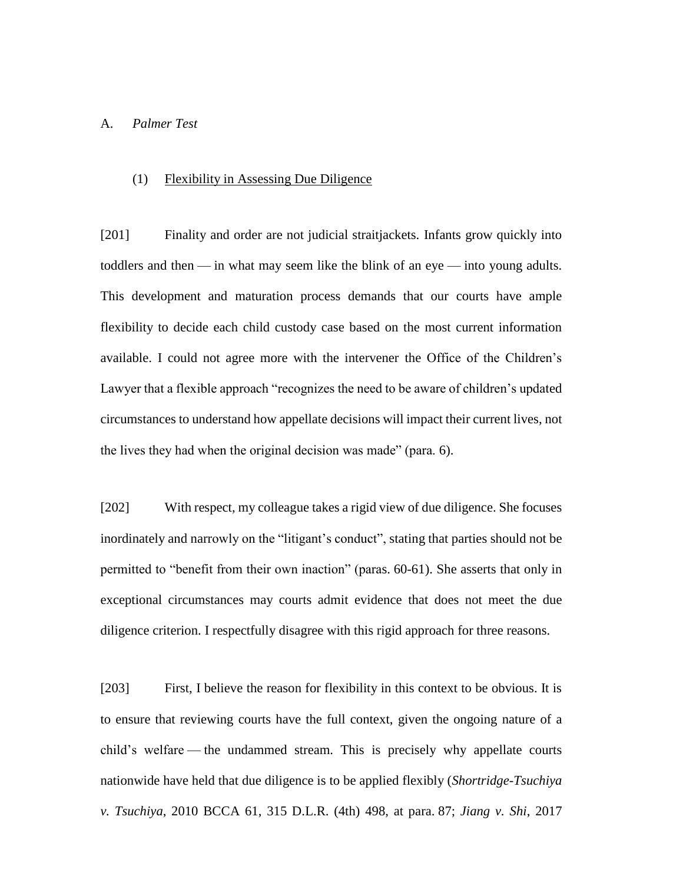A. *Palmer Test*

(1) Flexibility in Assessing Due Diligence

[201] Finality and order are not judicial straitjackets. Infants grow quickly into toddlers and then — in what may seem like the blink of an eye — into young adults. This development and maturation process demands that our courts have ample flexibility to decide each child custody case based on the most current information available. I could not agree more with the intervener the Office of the Children's Lawyer that a flexible approach "recognizes the need to be aware of children's updated circumstances to understand how appellate decisions will impact their current lives, not the lives they had when the original decision was made" (para. 6).

[202] With respect, my colleague takes a rigid view of due diligence. She focuses inordinately and narrowly on the "litigant's conduct", stating that parties should not be permitted to "benefit from their own inaction" (paras. 60-61). She asserts that only in exceptional circumstances may courts admit evidence that does not meet the due diligence criterion. I respectfully disagree with this rigid approach for three reasons.

[203] First, I believe the reason for flexibility in this context to be obvious. It is to ensure that reviewing courts have the full context, given the ongoing nature of a child's welfare — the undammed stream. This is precisely why appellate courts nationwide have held that due diligence is to be applied flexibly (*Shortridge-Tsuchiya v. Tsuchiya*, 2010 BCCA 61, 315 D.L.R. (4th) 498, at para. 87; *Jiang v. Shi*, 2017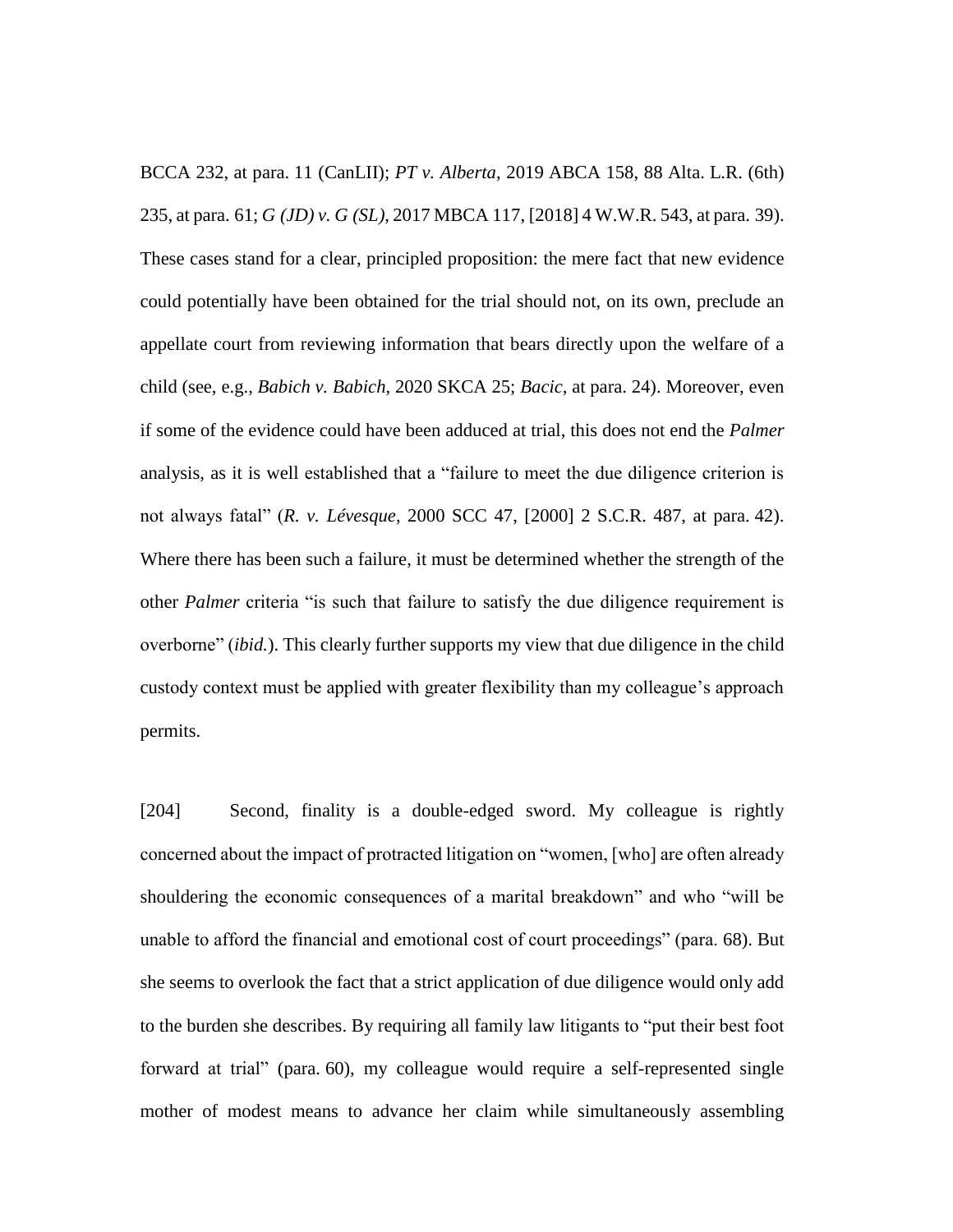BCCA 232, at para. 11 (CanLII); *PT v. Alberta*, 2019 ABCA 158, 88 Alta. L.R. (6th) 235, at para. 61; *G (JD) v. G (SL)*, 2017 MBCA 117, [2018] 4 W.W.R. 543, at para. 39). These cases stand for a clear, principled proposition: the mere fact that new evidence could potentially have been obtained for the trial should not, on its own, preclude an appellate court from reviewing information that bears directly upon the welfare of a child (see, e.g., *Babich v. Babich*, 2020 SKCA 25; *Bacic*, at para. 24). Moreover, even if some of the evidence could have been adduced at trial, this does not end the *Palmer* analysis, as it is well established that a "failure to meet the due diligence criterion is not always fatal" (*R. v. Lévesque*, 2000 SCC 47, [2000] 2 S.C.R. 487, at para. 42). Where there has been such a failure, it must be determined whether the strength of the other *Palmer* criteria "is such that failure to satisfy the due diligence requirement is overborne" (*ibid.*). This clearly further supports my view that due diligence in the child custody context must be applied with greater flexibility than my colleague's approach permits.

[204] Second, finality is a double-edged sword. My colleague is rightly concerned about the impact of protracted litigation on "women, [who] are often already shouldering the economic consequences of a marital breakdown" and who "will be unable to afford the financial and emotional cost of court proceedings" (para. 68). But she seems to overlook the fact that a strict application of due diligence would only add to the burden she describes. By requiring all family law litigants to "put their best foot forward at trial" (para. 60), my colleague would require a self-represented single mother of modest means to advance her claim while simultaneously assembling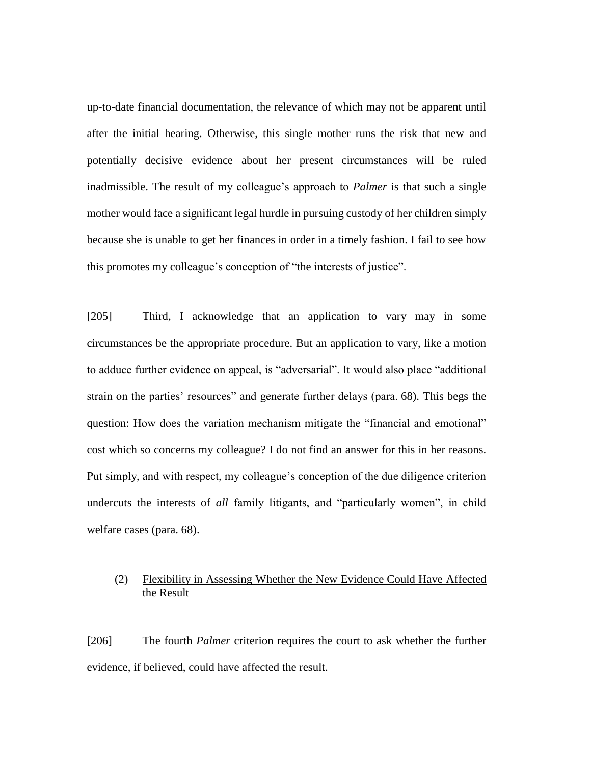up-to-date financial documentation, the relevance of which may not be apparent until after the initial hearing. Otherwise, this single mother runs the risk that new and potentially decisive evidence about her present circumstances will be ruled inadmissible. The result of my colleague's approach to *Palmer* is that such a single mother would face a significant legal hurdle in pursuing custody of her children simply because she is unable to get her finances in order in a timely fashion. I fail to see how this promotes my colleague's conception of "the interests of justice".

[205] Third, I acknowledge that an application to vary may in some circumstances be the appropriate procedure. But an application to vary, like a motion to adduce further evidence on appeal, is "adversarial". It would also place "additional strain on the parties' resources" and generate further delays (para. 68). This begs the question: How does the variation mechanism mitigate the "financial and emotional" cost which so concerns my colleague? I do not find an answer for this in her reasons. Put simply, and with respect, my colleague's conception of the due diligence criterion undercuts the interests of *all* family litigants, and "particularly women", in child welfare cases (para. 68).

### (2) Flexibility in Assessing Whether the New Evidence Could Have Affected the Result

[206] The fourth *Palmer* criterion requires the court to ask whether the further evidence, if believed, could have affected the result.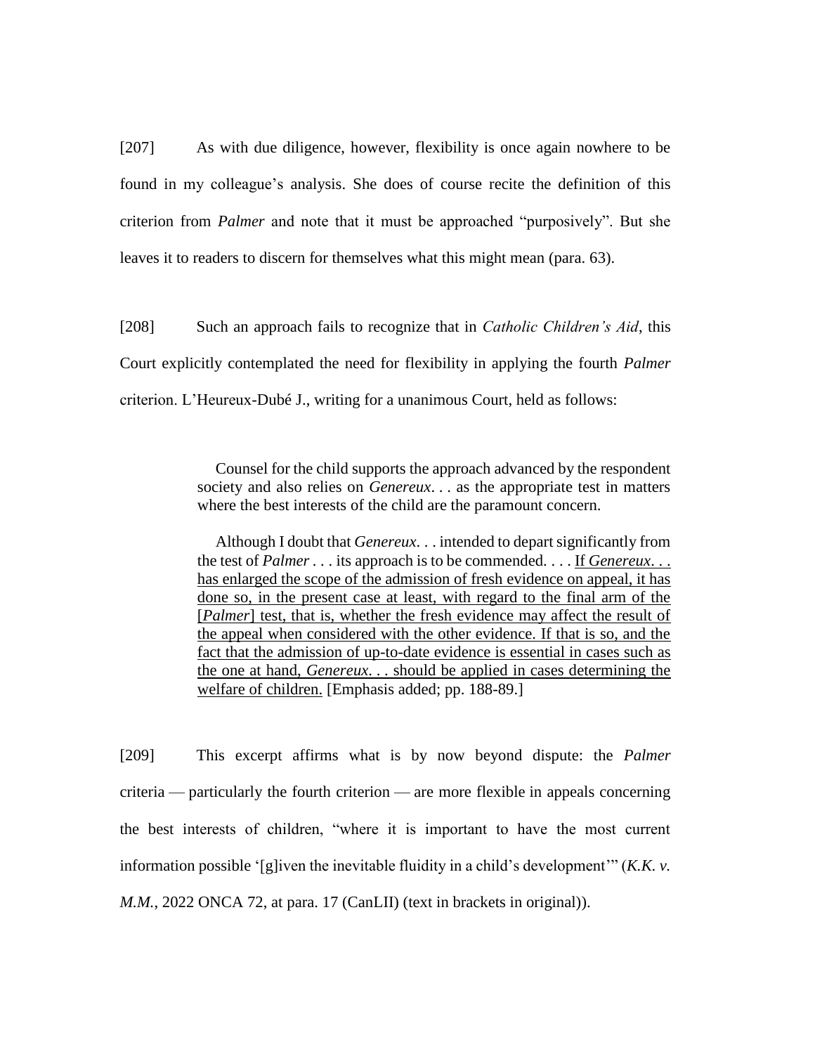[207] As with due diligence, however, flexibility is once again nowhere to be found in my colleague's analysis. She does of course recite the definition of this criterion from *Palmer* and note that it must be approached "purposively". But she leaves it to readers to discern for themselves what this might mean (para. 63).

[208] Such an approach fails to recognize that in *Catholic Children's Aid*, this Court explicitly contemplated the need for flexibility in applying the fourth *Palmer* criterion. L'Heureux-Dubé J., writing for a unanimous Court, held as follows:

> Counsel for the child supports the approach advanced by the respondent society and also relies on *Genereux*. . . as the appropriate test in matters where the best interests of the child are the paramount concern.
>
> Although I doubt that *Genereux*. . . intended to depart significantly from the test of *Palmer* . . . its approach is to be commended. . . . <u>If *Genereux*. . . has enlarged the scope of the admission of fresh evidence on appeal, it has done so, in the present case at least, with regard to the final arm of the [*Palmer*] test, that is, whether the fresh evidence may affect the result of the appeal when considered with the other evidence. If that is so, and the fact that the admission of up-to-date evidence is essential in cases such as the one at hand, *Genereux*. . . should be applied in cases determining the welfare of children.</u> [Emphasis added; pp. 188-89.]

[209] This excerpt affirms what is by now beyond dispute: the *Palmer* criteria — particularly the fourth criterion — are more flexible in appeals concerning the best interests of children, "where it is important to have the most current information possible '[g]iven the inevitable fluidity in a child's development'" (*K.K. v. M.M.*, 2022 ONCA 72, at para. 17 (CanLII) (text in brackets in original)).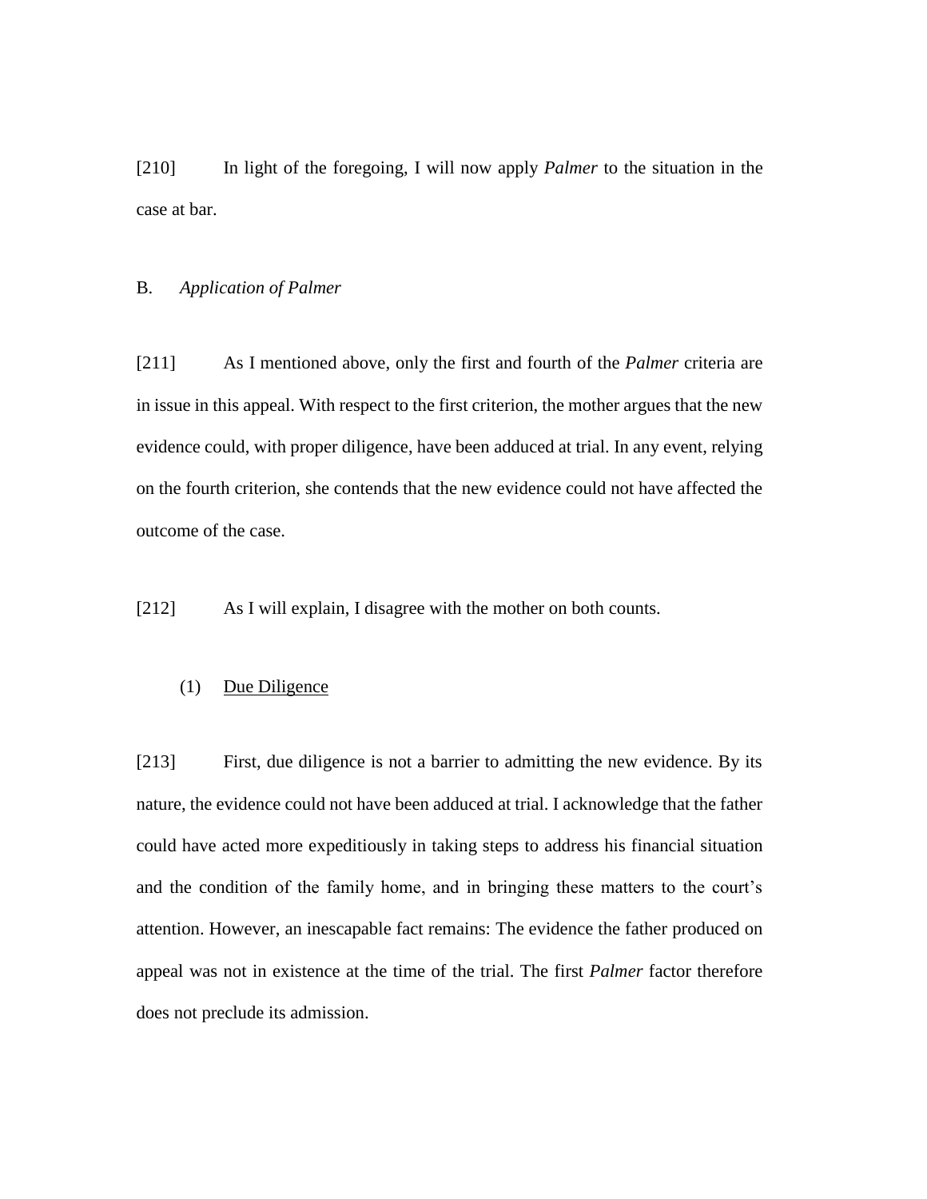[210] In light of the foregoing, I will now apply *Palmer* to the situation in the case at bar.

## B. *Application of Palmer*

[211] As I mentioned above, only the first and fourth of the *Palmer* criteria are in issue in this appeal. With respect to the first criterion, the mother argues that the new evidence could, with proper diligence, have been adduced at trial. In any event, relying on the fourth criterion, she contends that the new evidence could not have affected the outcome of the case.

[212] As I will explain, I disagree with the mother on both counts.

### (1) Due Diligence

[213] First, due diligence is not a barrier to admitting the new evidence. By its nature, the evidence could not have been adduced at trial. I acknowledge that the father could have acted more expeditiously in taking steps to address his financial situation and the condition of the family home, and in bringing these matters to the court's attention. However, an inescapable fact remains: The evidence the father produced on appeal was not in existence at the time of the trial. The first *Palmer* factor therefore does not preclude its admission.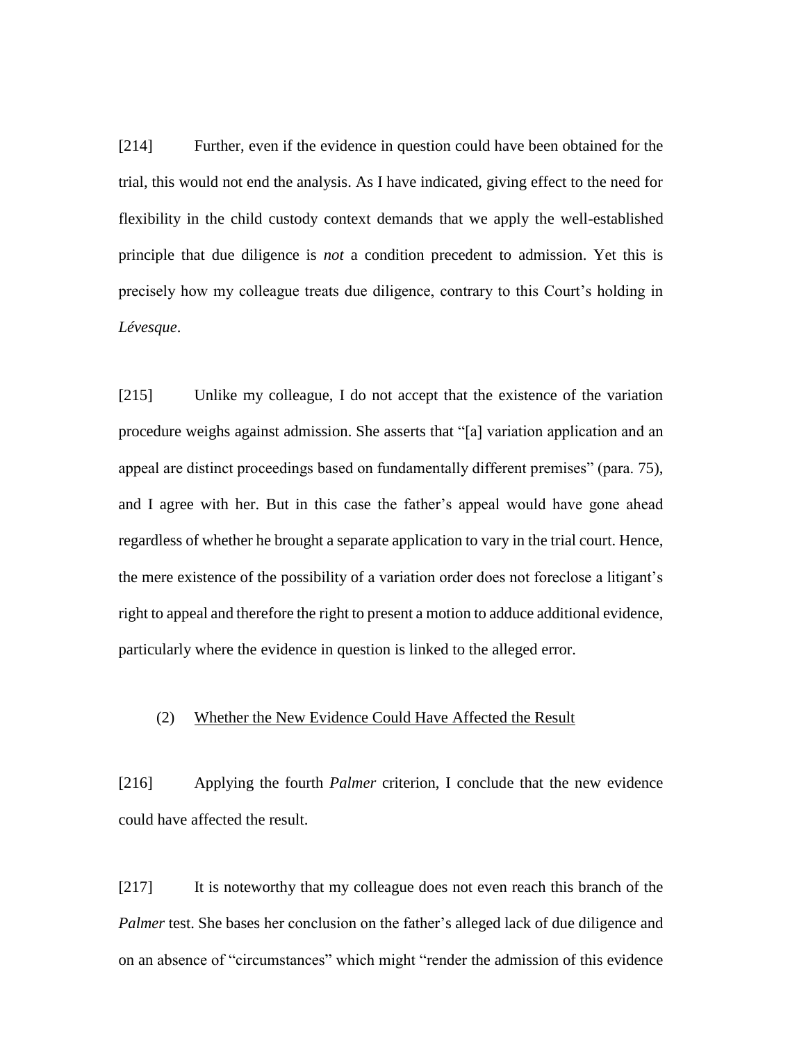[214] Further, even if the evidence in question could have been obtained for the trial, this would not end the analysis. As I have indicated, giving effect to the need for flexibility in the child custody context demands that we apply the well-established principle that due diligence is *not* a condition precedent to admission. Yet this is precisely how my colleague treats due diligence, contrary to this Court's holding in *Lévesque*.

[215] Unlike my colleague, I do not accept that the existence of the variation procedure weighs against admission. She asserts that "[a] variation application and an appeal are distinct proceedings based on fundamentally different premises" (para. 75), and I agree with her. But in this case the father's appeal would have gone ahead regardless of whether he brought a separate application to vary in the trial court. Hence, the mere existence of the possibility of a variation order does not foreclose a litigant's right to appeal and therefore the right to present a motion to adduce additional evidence, particularly where the evidence in question is linked to the alleged error.

(2) Whether the New Evidence Could Have Affected the Result

[216] Applying the fourth *Palmer* criterion, I conclude that the new evidence could have affected the result.

[217] It is noteworthy that my colleague does not even reach this branch of the *Palmer* test. She bases her conclusion on the father's alleged lack of due diligence and on an absence of "circumstances" which might "render the admission of this evidence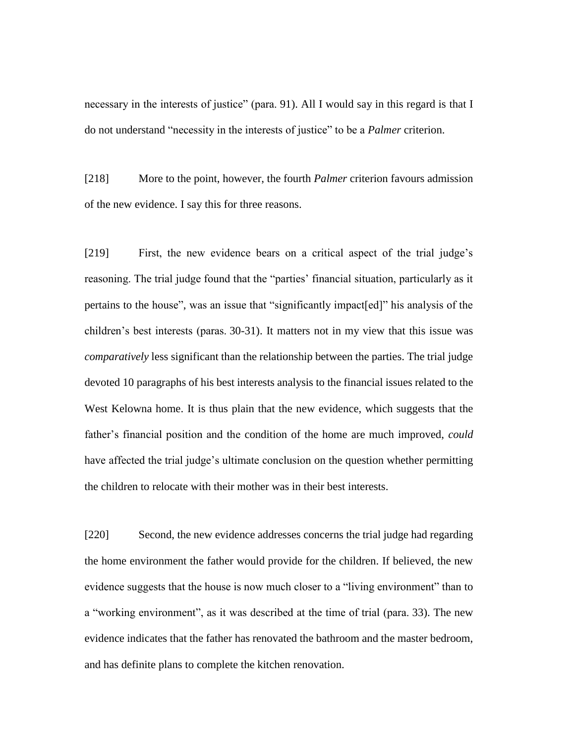necessary in the interests of justice" (para. 91). All I would say in this regard is that I do not understand "necessity in the interests of justice" to be a *Palmer* criterion.

[218] More to the point, however, the fourth *Palmer* criterion favours admission of the new evidence. I say this for three reasons.

[219] First, the new evidence bears on a critical aspect of the trial judge's reasoning. The trial judge found that the "parties' financial situation, particularly as it pertains to the house", was an issue that "significantly impact[ed]" his analysis of the children's best interests (paras. 30-31). It matters not in my view that this issue was *comparatively* less significant than the relationship between the parties. The trial judge devoted 10 paragraphs of his best interests analysis to the financial issues related to the West Kelowna home. It is thus plain that the new evidence, which suggests that the father's financial position and the condition of the home are much improved, *could* have affected the trial judge's ultimate conclusion on the question whether permitting the children to relocate with their mother was in their best interests.

[220] Second, the new evidence addresses concerns the trial judge had regarding the home environment the father would provide for the children. If believed, the new evidence suggests that the house is now much closer to a "living environment" than to a "working environment", as it was described at the time of trial (para. 33). The new evidence indicates that the father has renovated the bathroom and the master bedroom, and has definite plans to complete the kitchen renovation.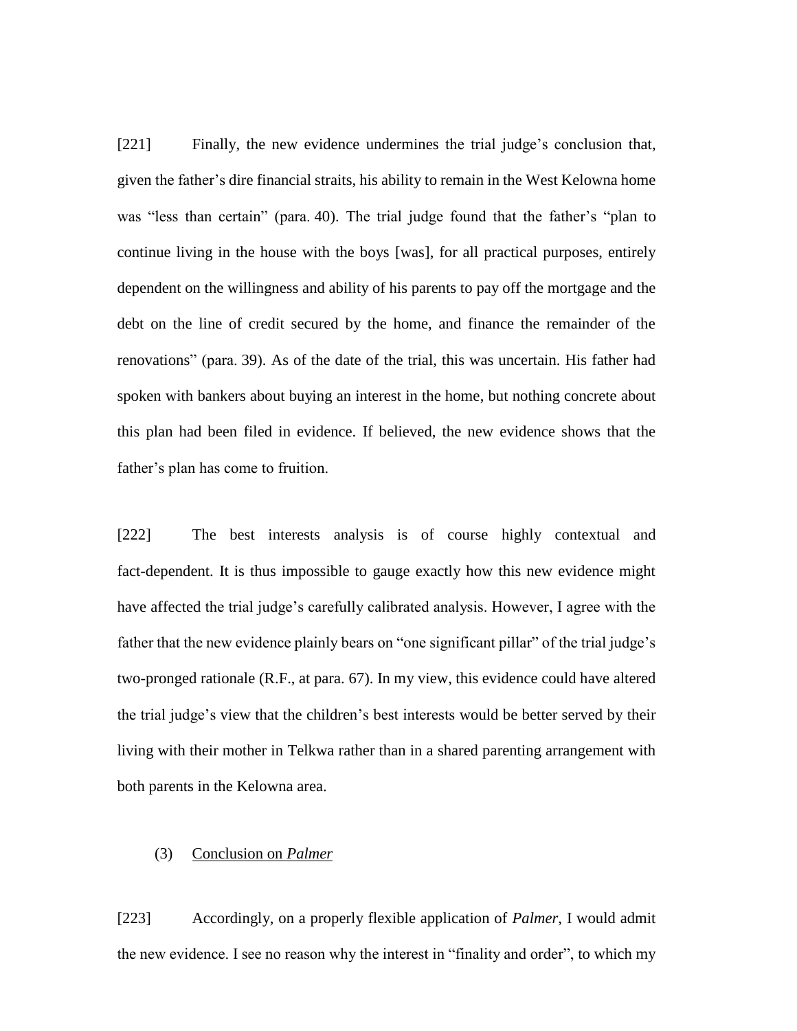[221] Finally, the new evidence undermines the trial judge's conclusion that, given the father's dire financial straits, his ability to remain in the West Kelowna home was "less than certain" (para. 40). The trial judge found that the father's "plan to continue living in the house with the boys [was], for all practical purposes, entirely dependent on the willingness and ability of his parents to pay off the mortgage and the debt on the line of credit secured by the home, and finance the remainder of the renovations" (para. 39). As of the date of the trial, this was uncertain. His father had spoken with bankers about buying an interest in the home, but nothing concrete about this plan had been filed in evidence. If believed, the new evidence shows that the father's plan has come to fruition.

[222] The best interests analysis is of course highly contextual and fact-dependent. It is thus impossible to gauge exactly how this new evidence might have affected the trial judge's carefully calibrated analysis. However, I agree with the father that the new evidence plainly bears on "one significant pillar" of the trial judge's two-pronged rationale (R.F., at para. 67). In my view, this evidence could have altered the trial judge's view that the children's best interests would be better served by their living with their mother in Telkwa rather than in a shared parenting arrangement with both parents in the Kelowna area.

(3) <u>Conclusion on *Palmer*</u>

[223] Accordingly, on a properly flexible application of *Palmer*, I would admit the new evidence. I see no reason why the interest in "finality and order", to which my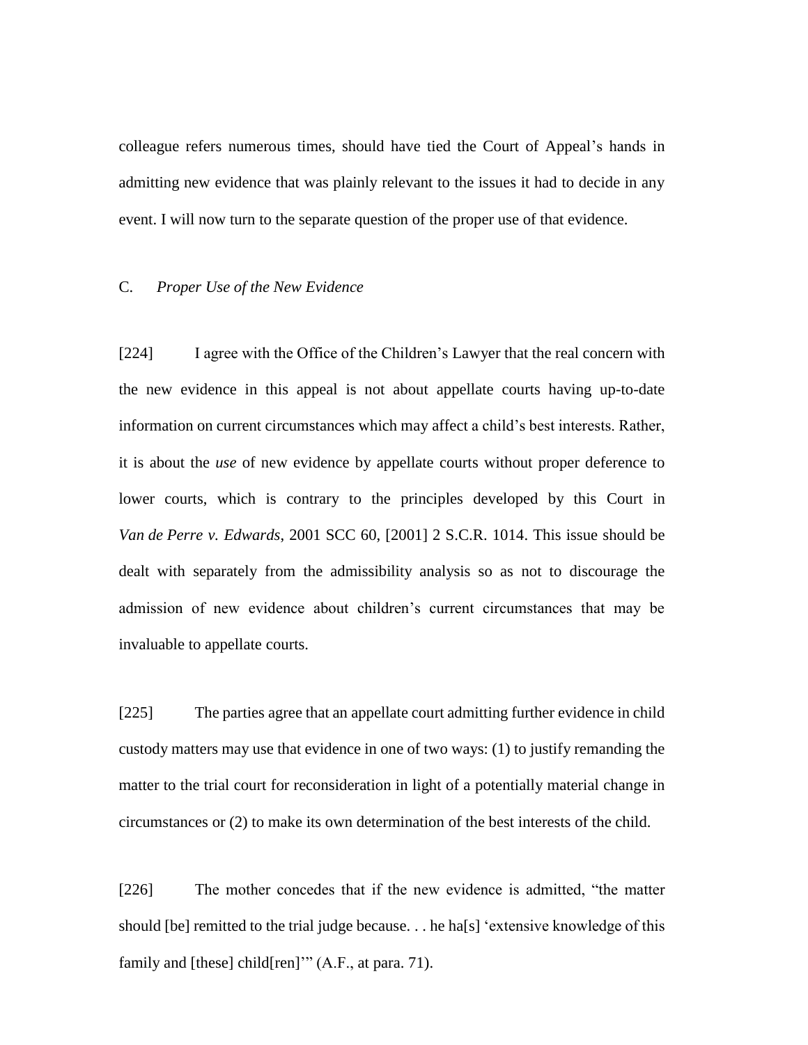colleague refers numerous times, should have tied the Court of Appeal's hands in admitting new evidence that was plainly relevant to the issues it had to decide in any event. I will now turn to the separate question of the proper use of that evidence.

### C. *Proper Use of the New Evidence*

[224] I agree with the Office of the Children's Lawyer that the real concern with the new evidence in this appeal is not about appellate courts having up-to-date information on current circumstances which may affect a child's best interests. Rather, it is about the *use* of new evidence by appellate courts without proper deference to lower courts, which is contrary to the principles developed by this Court in *Van de Perre v. Edwards*, 2001 SCC 60, [2001] 2 S.C.R. 1014. This issue should be dealt with separately from the admissibility analysis so as not to discourage the admission of new evidence about children's current circumstances that may be invaluable to appellate courts.

[225] The parties agree that an appellate court admitting further evidence in child custody matters may use that evidence in one of two ways: (1) to justify remanding the matter to the trial court for reconsideration in light of a potentially material change in circumstances or (2) to make its own determination of the best interests of the child.

[226] The mother concedes that if the new evidence is admitted, "the matter should [be] remitted to the trial judge because. . . he ha[s] 'extensive knowledge of this family and [these] child[ren]'" (A.F., at para. 71).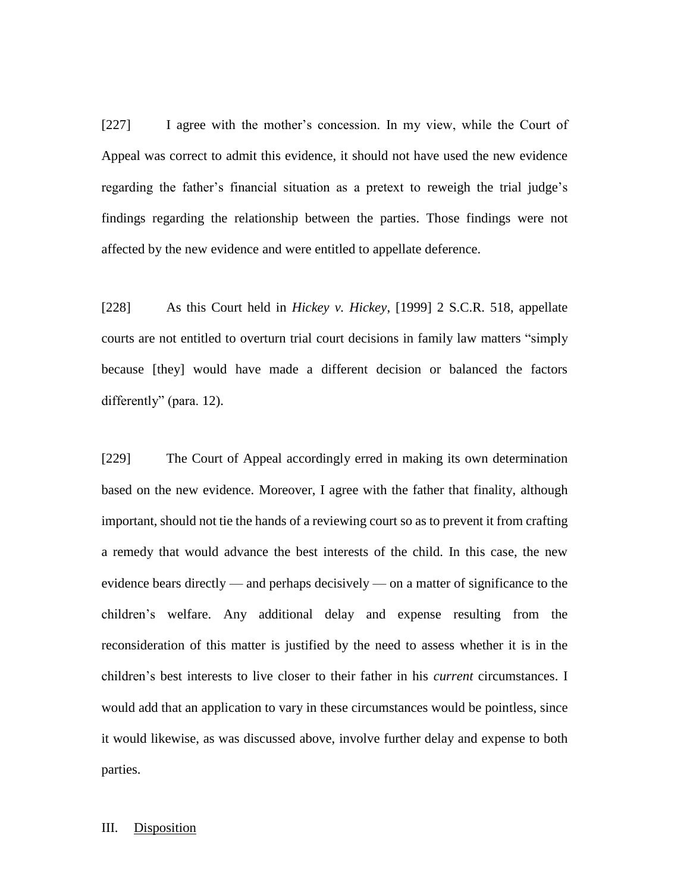[227] I agree with the mother's concession. In my view, while the Court of Appeal was correct to admit this evidence, it should not have used the new evidence regarding the father's financial situation as a pretext to reweigh the trial judge's findings regarding the relationship between the parties. Those findings were not affected by the new evidence and were entitled to appellate deference.

[228] As this Court held in *Hickey v. Hickey*, [1999] 2 S.C.R. 518, appellate courts are not entitled to overturn trial court decisions in family law matters "simply because [they] would have made a different decision or balanced the factors differently" (para. 12).

[229] The Court of Appeal accordingly erred in making its own determination based on the new evidence. Moreover, I agree with the father that finality, although important, should not tie the hands of a reviewing court so as to prevent it from crafting a remedy that would advance the best interests of the child. In this case, the new evidence bears directly — and perhaps decisively — on a matter of significance to the children's welfare. Any additional delay and expense resulting from the reconsideration of this matter is justified by the need to assess whether it is in the children's best interests to live closer to their father in his *current* circumstances. I would add that an application to vary in these circumstances would be pointless, since it would likewise, as was discussed above, involve further delay and expense to both parties.

## III. Disposition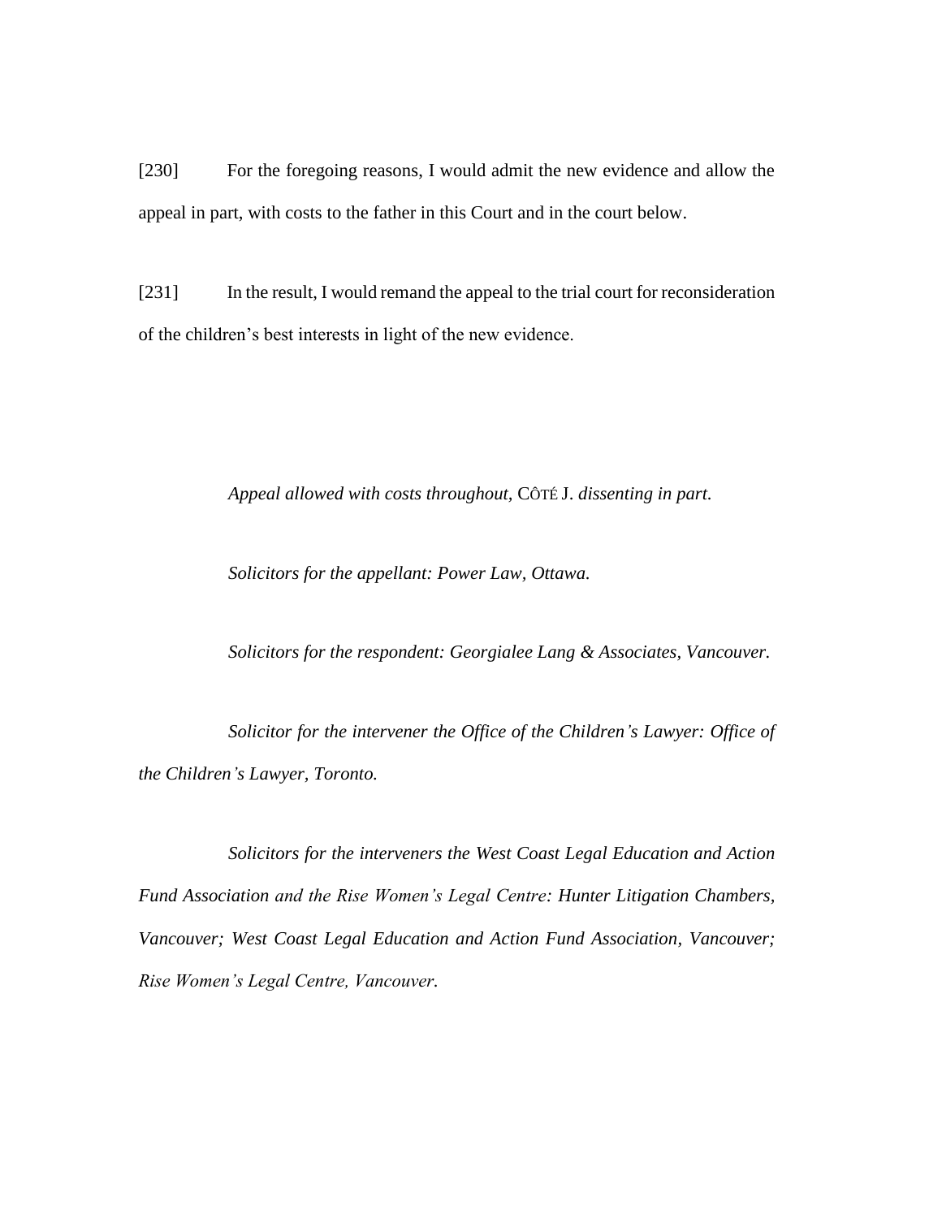[230] For the foregoing reasons, I would admit the new evidence and allow the appeal in part, with costs to the father in this Court and in the court below.

[231] In the result, I would remand the appeal to the trial court for reconsideration of the children's best interests in light of the new evidence.

*Appeal allowed with costs throughout,* CÔTÉ J. *dissenting in part.*

*Solicitors for the appellant: Power Law, Ottawa.*

*Solicitors for the respondent: Georgialee Lang & Associates, Vancouver.*

*Solicitor for the intervener the Office of the Children's Lawyer: Office of the Children's Lawyer, Toronto.*

*Solicitors for the interveners the West Coast Legal Education and Action Fund Association and the Rise Women's Legal Centre: Hunter Litigation Chambers, Vancouver; West Coast Legal Education and Action Fund Association, Vancouver; Rise Women's Legal Centre, Vancouver.*